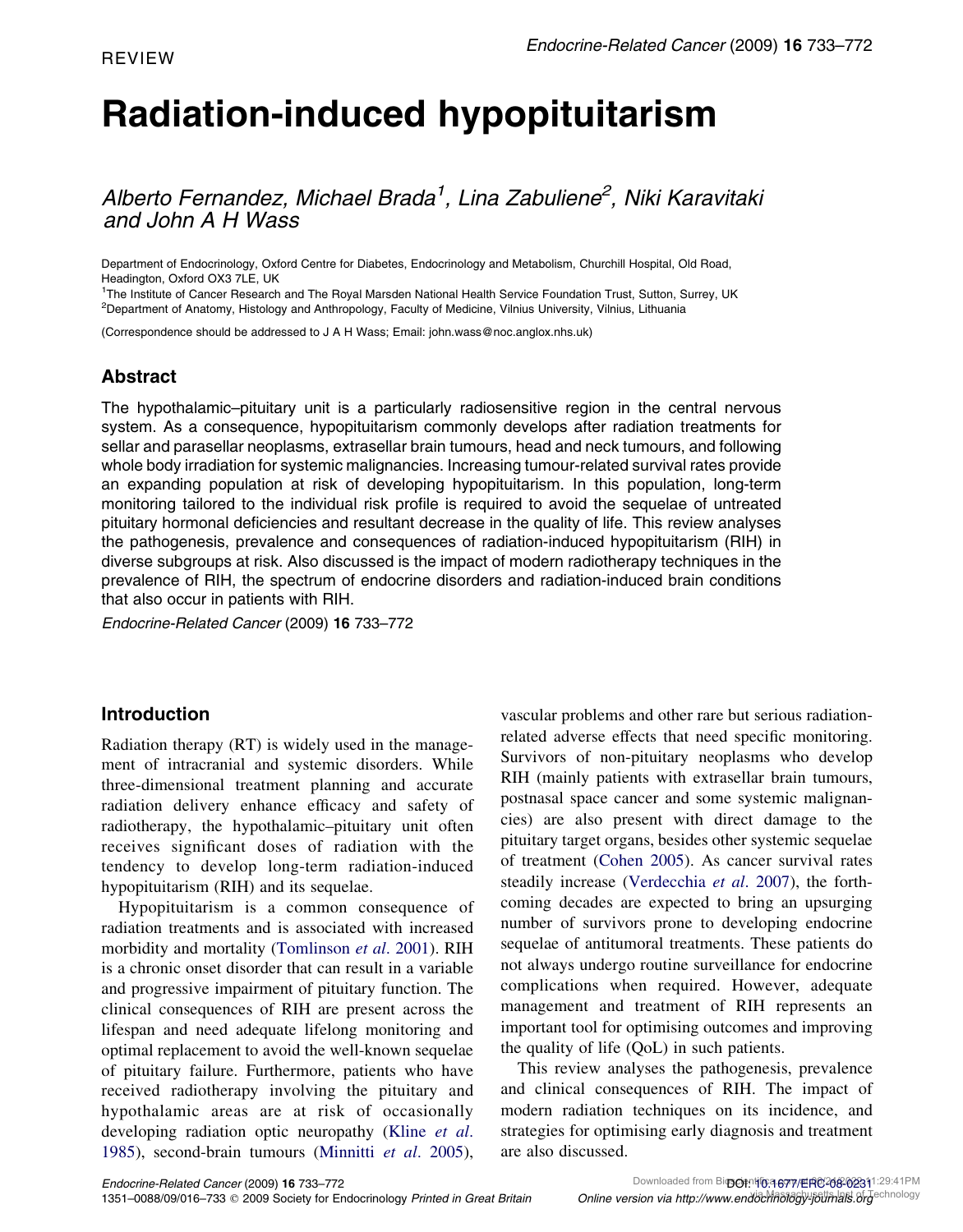REVIEW

# Radiation-induced hypopituitarism

*Alberto Fernandez, Michael Brada[1], Lina Zabuliene[2], Niki Karavitaki and John A H Wass*

Department of Endocrinology, Oxford Centre for Diabetes, Endocrinology and Metabolism, Churchill Hospital, Old Road, Headington, Oxford OX3 7LE, UK

[1]The Institute of Cancer Research and The Royal Marsden National Health Service Foundation Trust, Sutton, Surrey, UK

[2]Department of Anatomy, Histology and Anthropology, Faculty of Medicine, Vilnius University, Vilnius, Lithuania

(Correspondence should be addressed to J A H Wass; Email: john.wass@noc.anglox.nhs.uk)

## Abstract

The hypothalamic–pituitary unit is a particularly radiosensitive region in the central nervous system. As a consequence, hypopituitarism commonly develops after radiation treatments for sellar and parasellar neoplasms, extrasellar brain tumours, head and neck tumours, and following whole body irradiation for systemic malignancies. Increasing tumour-related survival rates provide an expanding population at risk of developing hypopituitarism. In this population, long-term monitoring tailored to the individual risk profile is required to avoid the sequelae of untreated pituitary hormonal deficiencies and resultant decrease in the quality of life. This review analyses the pathogenesis, prevalence and consequences of radiation-induced hypopituitarism (RIH) in diverse subgroups at risk. Also discussed is the impact of modern radiotherapy techniques in the prevalence of RIH, the spectrum of endocrine disorders and radiation-induced brain conditions that also occur in patients with RIH.

*Endocrine-Related Cancer* (2009) **16** 733–772

## Introduction

Radiation therapy (RT) is widely used in the management of intracranial and systemic disorders. While three-dimensional treatment planning and accurate radiation delivery enhance efficacy and safety of radiotherapy, the hypothalamic–pituitary unit often receives significant doses of radiation with the tendency to develop long-term radiation-induced hypopituitarism (RIH) and its sequelae.

Hypopituitarism is a common consequence of radiation treatments and is associated with increased morbidity and mortality (Tomlinson *et al*. 2001). RIH is a chronic onset disorder that can result in a variable and progressive impairment of pituitary function. The clinical consequences of RIH are present across the lifespan and need adequate lifelong monitoring and optimal replacement to avoid the well-known sequelae of pituitary failure. Furthermore, patients who have received radiotherapy involving the pituitary and hypothalamic areas are at risk of occasionally developing radiation optic neuropathy (Kline *et al*. 1985), second-brain tumours (Minniti *et al*. 2005), vascular problems and other rare but serious radiation-related adverse effects that need specific monitoring. Survivors of non-pituitary neoplasms who develop RIH (mainly patients with extrasellar brain tumours, postnasal space cancer and some systemic malignancies) are also present with direct damage to the pituitary target organs, besides other systemic sequelae of treatment (Cohen 2005). As cancer survival rates steadily increase (Verdecchia *et al*. 2007), the forthcoming decades are expected to bring an upsurging number of survivors prone to developing endocrine sequelae of antitumoral treatments. These patients do not always undergo routine surveillance for endocrine complications when required. However, adequate management and treatment of RIH represents an important tool for optimising outcomes and improving the quality of life (QoL) in such patients.

This review analyses the pathogenesis, prevalence and clinical consequences of RIH. The impact of modern radiation techniques on its incidence, and strategies for optimising early diagnosis and treatment are also discussed.

1351–0088/09/016–733 © 2009 Society for Endocrinology *Printed in Great Britain*

DOI: 10.1677/ERC-08-0231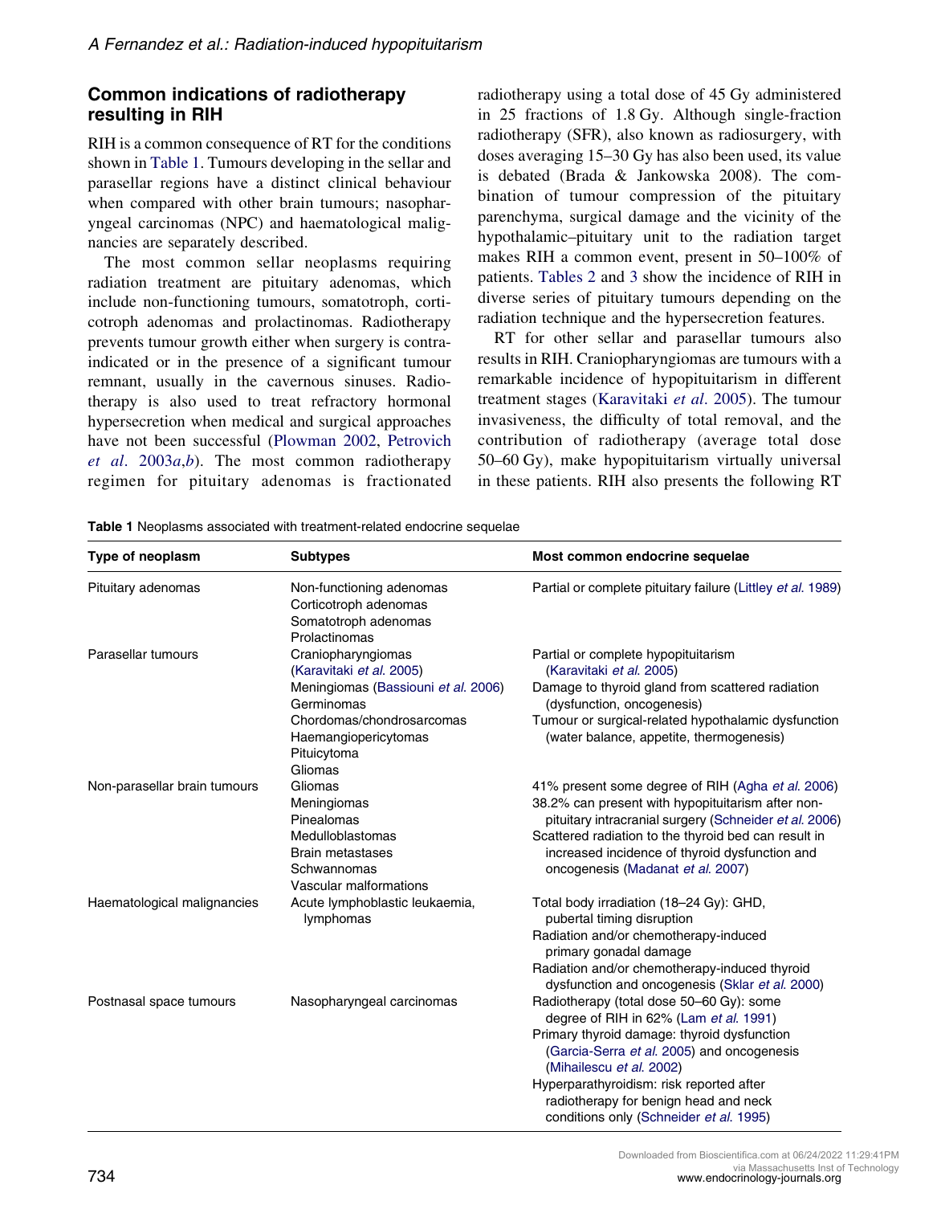## Common indications of radiotherapy resulting in RIH

RIH is a common consequence of RT for the conditions shown in Table 1. Tumours developing in the sellar and parasellar regions have a distinct clinical behaviour when compared with other brain tumours; nasopharyngeal carcinomas (NPC) and haematological malignancies are separately described.

The most common sellar neoplasms requiring radiation treatment are pituitary adenomas, which include non-functioning tumours, somatotroph, corticotroph adenomas and prolactinomas. Radiotherapy prevents tumour growth either when surgery is contraindicated or in the presence of a significant tumour remnant, usually in the cavernous sinuses. Radiotherapy is also used to treat refractory hormonal hypersecretion when medical and surgical approaches have not been successful (Plowman 2002, Petrovich *et al*. 2003*a*,*b*). The most common radiotherapy regimen for pituitary adenomas is fractionated radiotherapy using a total dose of 45 Gy administered in 25 fractions of 1.8 Gy. Although single-fraction radiotherapy (SFR), also known as radiosurgery, with doses averaging 15–30 Gy has also been used, its value is debated (Brada & Jankowska 2008). The combination of tumour compression of the pituitary parenchyma, surgical damage and the vicinity of the hypothalamic–pituitary unit to the radiation target makes RIH a common event, present in 50–100% of patients. Tables 2 and 3 show the incidence of RIH in diverse series of pituitary tumours depending on the radiation technique and the hypersecretion features.

RT for other sellar and parasellar tumours also results in RIH. Craniopharyngiomas are tumours with a remarkable incidence of hypopituitarism in different treatment stages (Karavitaki *et al*. 2005). The tumour invasiveness, the difficulty of total removal, and the contribution of radiotherapy (average total dose 50–60 Gy), make hypopituitarism virtually universal in these patients. RIH also presents the following RT

**Table 1** Neoplasms associated with treatment-related endocrine sequelae

| Type of neoplasm | Subtypes | Most common endocrine sequelae |
|---|---|---|
| Pituitary adenomas | Non-functioning adenomas<br>Corticotroph adenomas<br>Somatotroph adenomas<br>Prolactinomas | Partial or complete pituitary failure (Littley *et al*. 1989) |
| Parasellar tumours | Craniopharyngiomas (Karavitaki *et al*. 2005)<br>Meningiomas (Bassiouni *et al*. 2006)<br>Germinomas<br>Chordomas/chondrosarcomas<br>Haemangiopericytomas<br>Pituicytoma<br>Gliomas | Partial or complete hypopituitarism (Karavitaki *et al*. 2005)<br>Damage to thyroid gland from scattered radiation (dysfunction, oncogenesis)<br>Tumour or surgical-related hypothalamic dysfunction (water balance, appetite, thermogenesis) |
| Non-parasellar brain tumours | Gliomas<br>Meningiomas<br>Pinealomas<br>Medulloblastomas<br>Brain metastases<br>Schwannomas<br>Vascular malformations | 41% present some degree of RIH (Agha *et al*. 2006)<br>38.2% can present with hypopituitarism after non-pituitary intracranial surgery (Schneider *et al*. 2006)<br>Scattered radiation to the thyroid bed can result in increased incidence of thyroid dysfunction and oncogenesis (Madanat *et al*. 2007) |
| Haematological malignancies | Acute lymphoblastic leukaemia, lymphomas | Total body irradiation (18–24 Gy): GHD, pubertal timing disruption<br>Radiation and/or chemotherapy-induced primary gonadal damage<br>Radiation and/or chemotherapy-induced thyroid dysfunction and oncogenesis (Sklar *et al*. 2000) |
| Postnasal space tumours | Nasopharyngeal carcinomas | Radiotherapy (total dose 50–60 Gy): some degree of RIH in 62% (Lam *et al*. 1991)<br>Primary thyroid damage: thyroid dysfunction (Garcia-Serra *et al*. 2005) and oncogenesis (Mihailescu *et al*. 2002)<br>Hyperparathyroidism: risk reported after radiotherapy for benign head and neck conditions only (Schneider *et al*. 1995) |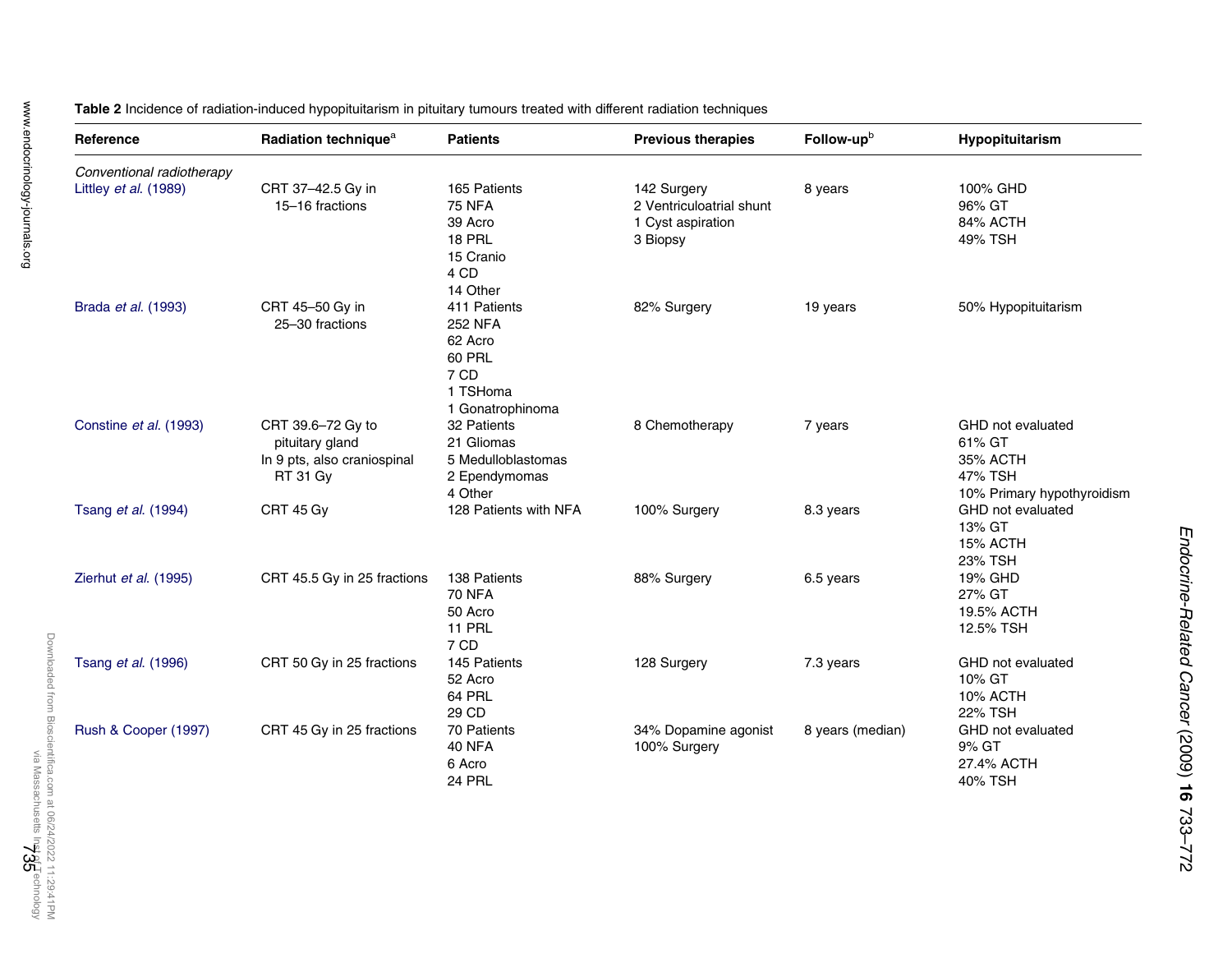**Table 2** Incidence of radiation-induced hypopituitarism in pituitary tumours treated with different radiation techniques

| Reference | Radiation technique[a] | Patients | Previous therapies | Follow-up[b] | Hypopituitarism |
|---|---|---|---|---|---|
| *Conventional radiotherapy* | | | | | |
| Littley *et al*. (1989) | CRT 37–42.5 Gy in 15–16 fractions | 165 Patients<br>75 NFA<br>39 Acro<br>18 PRL<br>15 Cranio<br>4 CD<br>14 Other | 142 Surgery<br>2 Ventriculoatrial shunt<br>1 Cyst aspiration<br>3 Biopsy | 8 years | 100% GHD<br>96% GT<br>84% ACTH<br>49% TSH |
| Brada *et al*. (1993) | CRT 45–50 Gy in 25–30 fractions | 411 Patients<br>252 NFA<br>62 Acro<br>60 PRL<br>7 CD<br>1 TSHoma<br>1 Gonatrophinoma | 82% Surgery | 19 years | 50% Hypopituitarism |
| Constine *et al*. (1993) | CRT 39.6–72 Gy to pituitary gland<br>In 9 pts, also craniospinal RT 31 Gy | 32 Patients<br>21 Gliomas<br>5 Medulloblastomas<br>2 Ependymomas<br>4 Other | 8 Chemotherapy | 7 years | GHD not evaluated<br>61% GT<br>35% ACTH<br>47% TSH<br>10% Primary hypothyroidism |
| Tsang *et al*. (1994) | CRT 45 Gy | 128 Patients with NFA | 100% Surgery | 8.3 years | GHD not evaluated<br>13% GT<br>15% ACTH<br>23% TSH |
| Zierhut *et al*. (1995) | CRT 45.5 Gy in 25 fractions | 138 Patients<br>70 NFA<br>50 Acro<br>11 PRL<br>7 CD | 88% Surgery | 6.5 years | 19% GHD<br>27% GT<br>19.5% ACTH<br>12.5% TSH |
| Tsang *et al*. (1996) | CRT 50 Gy in 25 fractions | 145 Patients<br>52 Acro<br>64 PRL<br>29 CD | 128 Surgery | 7.3 years | GHD not evaluated<br>10% GT<br>10% ACTH<br>22% TSH |
| Rush & Cooper (1997) | CRT 45 Gy in 25 fractions | 70 Patients<br>40 NFA<br>6 Acro<br>24 PRL | 34% Dopamine agonist<br>100% Surgery | 8 years (median) | GHD not evaluated<br>9% GT<br>27.4% ACTH<br>40% TSH |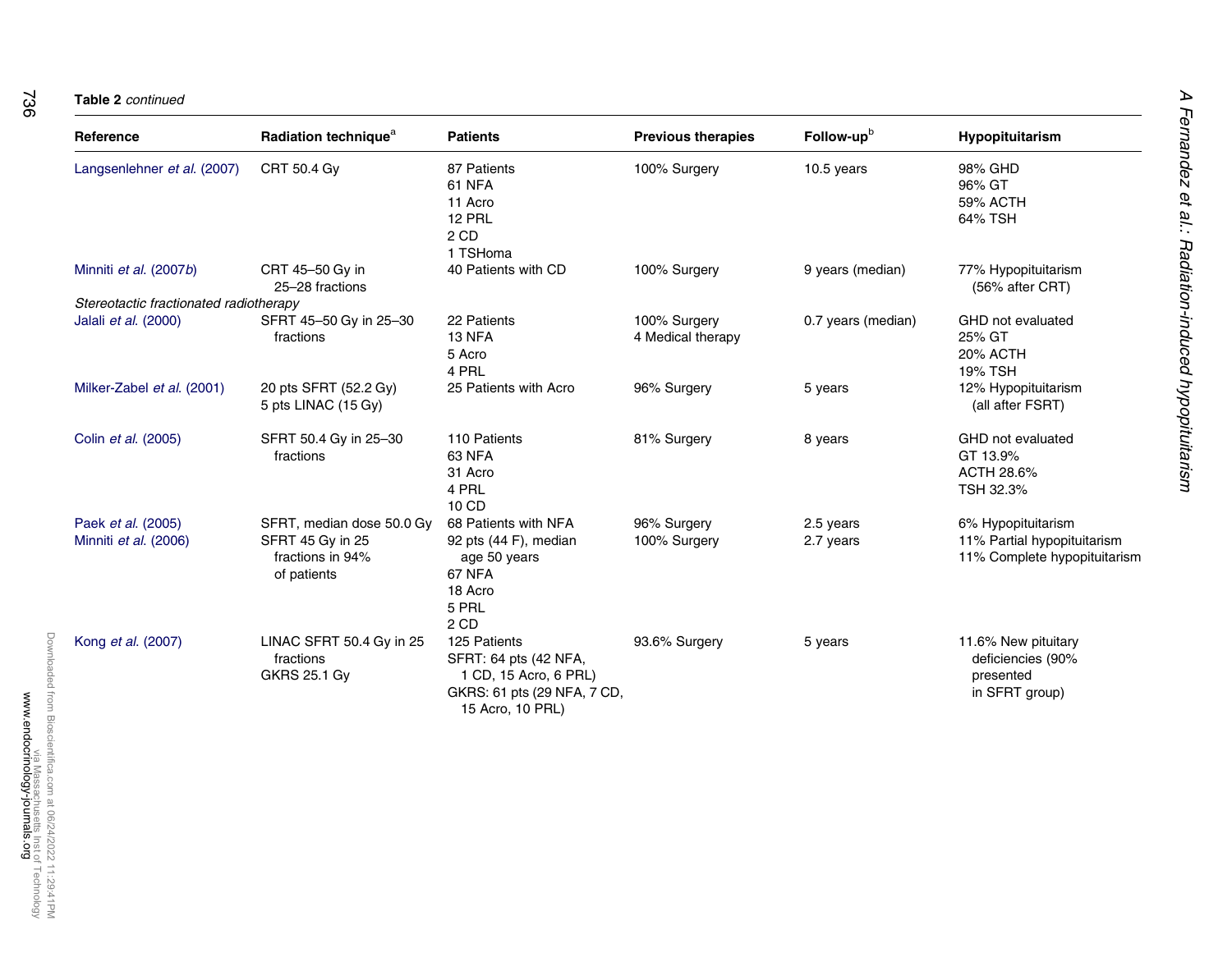**Table 2** *continued*

| Reference | Radiation technique[a] | Patients | Previous therapies | Follow-up[b] | Hypopituitarism |
|---|---|---|---|---|---|
| Langsenlehner *et al.* (2007) | CRT 50.4 Gy | 87 Patients<br>61 NFA<br>11 Acro<br>12 PRL<br>2 CD<br>1 TSHoma | 100% Surgery | 10.5 years | 98% GHD<br>96% GT<br>59% ACTH<br>64% TSH |
| Minniti *et al.* (2007*b*) | CRT 45–50 Gy in 25–28 fractions | 40 Patients with CD | 100% Surgery | 9 years (median) | 77% Hypopituitarism (56% after CRT) |
| *Stereotactic fractionated radiotherapy* | | | | | |
| Jalali *et al.* (2000) | SFRT 45–50 Gy in 25–30 fractions | 22 Patients<br>13 NFA<br>5 Acro<br>4 PRL | 100% Surgery<br>4 Medical therapy | 0.7 years (median) | GHD not evaluated<br>25% GT<br>20% ACTH<br>19% TSH |
| Milker-Zabel *et al.* (2001) | 20 pts SFRT (52.2 Gy)<br>5 pts LINAC (15 Gy) | 25 Patients with Acro | 96% Surgery | 5 years | 12% Hypopituitarism (all after FSRT) |
| Colin *et al.* (2005) | SFRT 50.4 Gy in 25–30 fractions | 110 Patients<br>63 NFA<br>31 Acro<br>4 PRL<br>10 CD | 81% Surgery | 8 years | GHD not evaluated<br>GT 13.9%<br>ACTH 28.6%<br>TSH 32.3% |
| Paek *et al.* (2005) | SFRT, median dose 50.0 Gy | 68 Patients with NFA | 96% Surgery | 2.5 years | 6% Hypopituitarism |
| Minniti *et al.* (2006) | SFRT 45 Gy in 25 fractions in 94% of patients | 92 pts (44 F), median age 50 years<br>67 NFA<br>18 Acro<br>5 PRL<br>2 CD | 100% Surgery | 2.7 years | 11% Partial hypopituitarism<br>11% Complete hypopituitarism |
| Kong *et al.* (2007) | LINAC SFRT 50.4 Gy in 25 fractions<br>GKRS 25.1 Gy | 125 Patients<br>SFRT: 64 pts (42 NFA, 1 CD, 15 Acro, 6 PRL)<br>GKRS: 61 pts (29 NFA, 7 CD, 15 Acro, 10 PRL) | 93.6% Surgery | 5 years | 11.6% New pituitary deficiencies (90% presented in SFRT group) |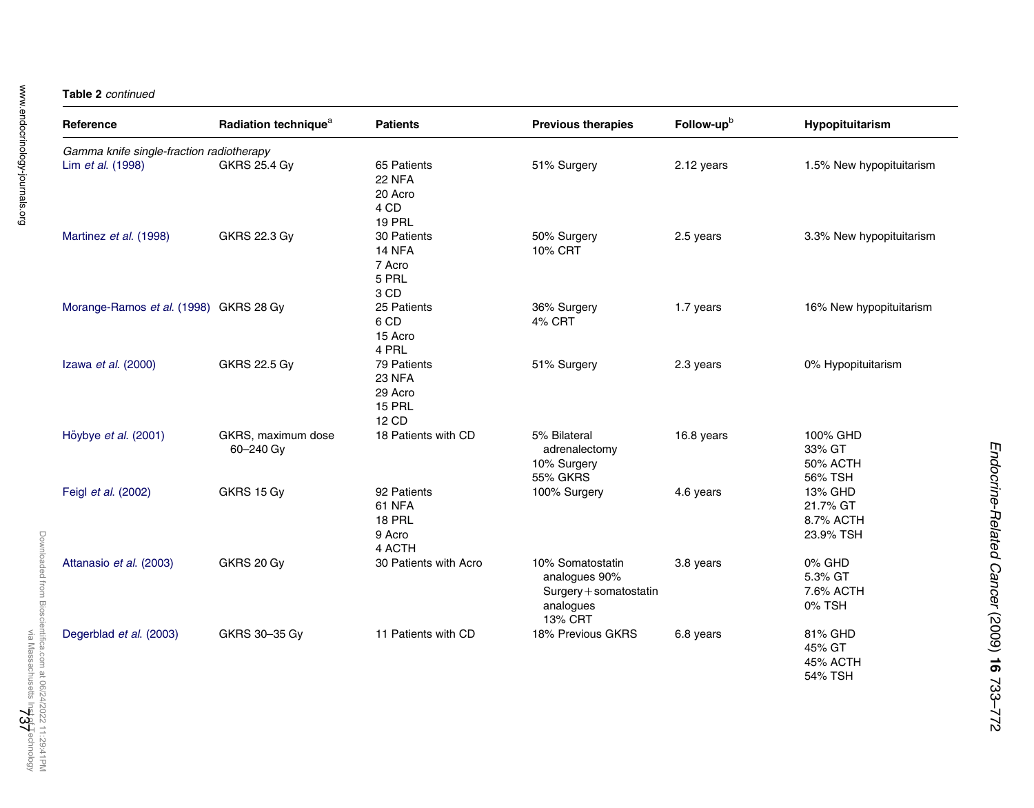**Table 2** *continued*

| Reference | Radiation technique[a] | Patients | Previous therapies | Follow-up[b] | Hypopituitarism |
|---|---|---|---|---|---|
| *Gamma knife single-fraction radiotherapy* | | | | | |
| Lim *et al.* (1998) | GKRS 25.4 Gy | 65 Patients<br>22 NFA<br>20 Acro<br>4 CD<br>19 PRL | 51% Surgery | 2.12 years | 1.5% New hypopituitarism |
| Martinez *et al.* (1998) | GKRS 22.3 Gy | 30 Patients<br>14 NFA<br>7 Acro<br>5 PRL<br>3 CD | 50% Surgery<br>10% CRT | 2.5 years | 3.3% New hypopituitarism |
| Morange-Ramos *et al.* (1998) | GKRS 28 Gy | 25 Patients<br>6 CD<br>15 Acro<br>4 PRL | 36% Surgery<br>4% CRT | 1.7 years | 16% New hypopituitarism |
| Izawa *et al.* (2000) | GKRS 22.5 Gy | 79 Patients<br>23 NFA<br>29 Acro<br>15 PRL<br>12 CD | 51% Surgery | 2.3 years | 0% Hypopituitarism |
| Höybye *et al.* (2001) | GKRS, maximum dose 60–240 Gy | 18 Patients with CD | 5% Bilateral adrenalectomy<br>10% Surgery<br>55% GKRS | 16.8 years | 100% GHD<br>33% GT<br>50% ACTH<br>56% TSH |
| Feigl *et al.* (2002) | GKRS 15 Gy | 92 Patients<br>61 NFA<br>18 PRL<br>9 Acro<br>4 ACTH | 100% Surgery | 4.6 years | 13% GHD<br>21.7% GT<br>8.7% ACTH<br>23.9% TSH |
| Attanasio *et al.* (2003) | GKRS 20 Gy | 30 Patients with Acro | 10% Somatostatin analogues 90% Surgery+somatostatin analogues<br>13% CRT | 3.8 years | 0% GHD<br>5.3% GT<br>7.6% ACTH<br>0% TSH |
| Degerblad *et al.* (2003) | GKRS 30–35 Gy | 11 Patients with CD | 18% Previous GKRS | 6.8 years | 81% GHD<br>45% GT<br>45% ACTH<br>54% TSH |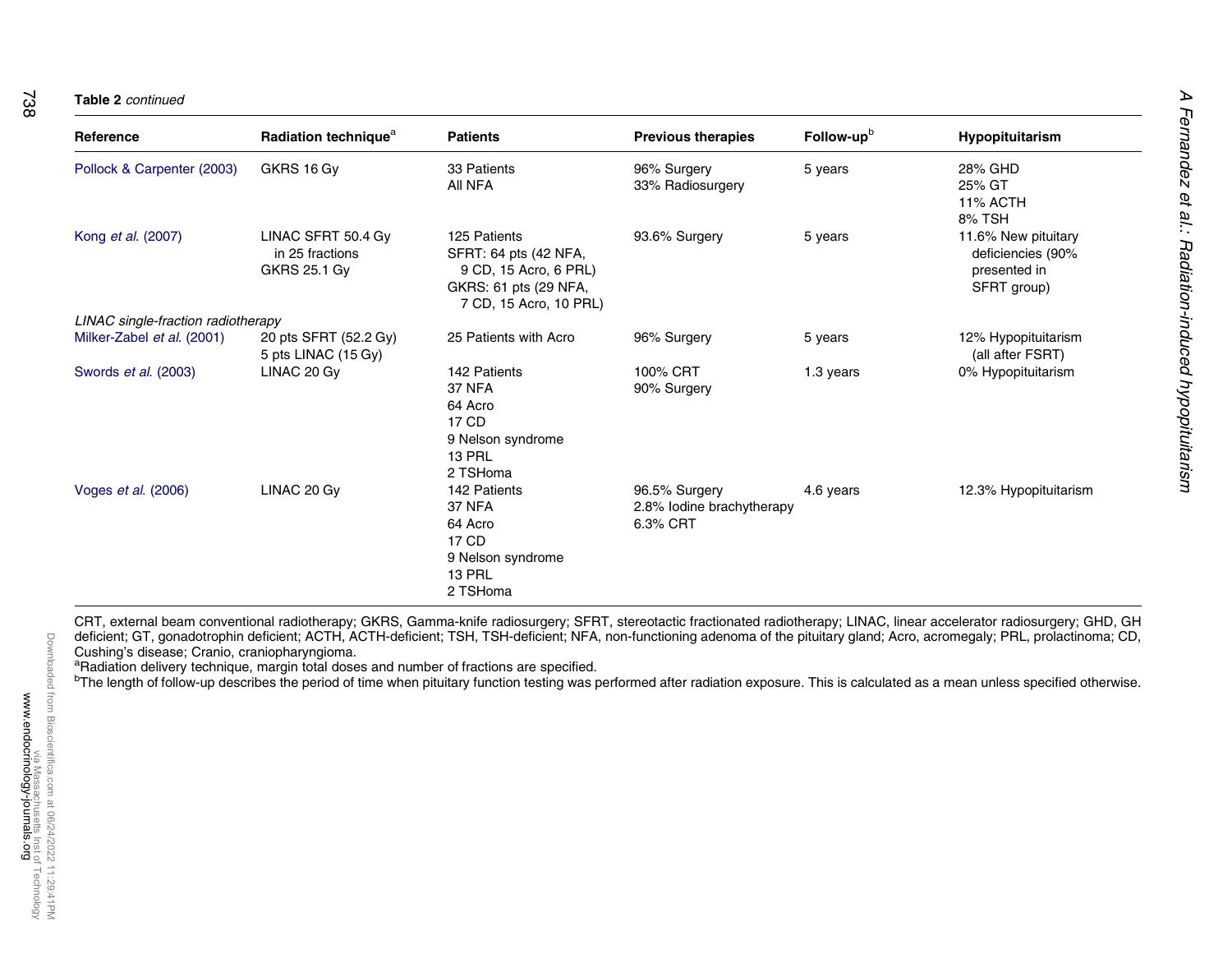**Table 2** *continued*

| Reference | Radiation technique[a] | Patients | Previous therapies | Follow-up[b] | Hypopituitarism |
|---|---|---|---|---|---|
| Pollock & Carpenter (2003) | GKRS 16 Gy | 33 Patients<br>All NFA | 96% Surgery<br>33% Radiosurgery | 5 years | 28% GHD<br>25% GT<br>11% ACTH<br>8% TSH |
| Kong *et al.* (2007) | LINAC SFRT 50.4 Gy in 25 fractions<br>GKRS 25.1 Gy | 125 Patients<br>SFRT: 64 pts (42 NFA, 9 CD, 15 Acro, 6 PRL)<br>GKRS: 61 pts (29 NFA, 7 CD, 15 Acro, 10 PRL) | 93.6% Surgery | 5 years | 11.6% New pituitary deficiencies (90% presented in SFRT group) |
| *LINAC single-fraction radiotherapy* | | | | | |
| Milker-Zabel *et al.* (2001) | 20 pts SFRT (52.2 Gy)<br>5 pts LINAC (15 Gy) | 25 Patients with Acro | 96% Surgery | 5 years | 12% Hypopituitarism (all after FSRT) |
| Swords *et al.* (2003) | LINAC 20 Gy | 142 Patients<br>37 NFA<br>64 Acro<br>17 CD<br>9 Nelson syndrome<br>13 PRL<br>2 TSHoma | 100% CRT<br>90% Surgery | 1.3 years | 0% Hypopituitarism |
| Voges *et al.* (2006) | LINAC 20 Gy | 142 Patients<br>37 NFA<br>64 Acro<br>17 CD<br>9 Nelson syndrome<br>13 PRL<br>2 TSHoma | 96.5% Surgery<br>2.8% Iodine brachytherapy<br>6.3% CRT | 4.6 years | 12.3% Hypopituitarism |

CRT, external beam conventional radiotherapy; GKRS, Gamma-knife radiosurgery; SFRT, stereotactic fractionated radiotherapy; LINAC, linear accelerator radiosurgery; GHD, GH deficient; GT, gonadotrophin deficient; ACTH, ACTH-deficient; TSH, TSH-deficient; NFA, non-functioning adenoma of the pituitary gland; Acro, acromegaly; PRL, prolactinoma; CD, Cushing's disease; Cranio, craniopharyngioma.

[a]Radiation delivery technique, margin total doses and number of fractions are specified.

[b]The length of follow-up describes the period of time when pituitary function testing was performed after radiation exposure. This is calculated as a mean unless specified otherwise.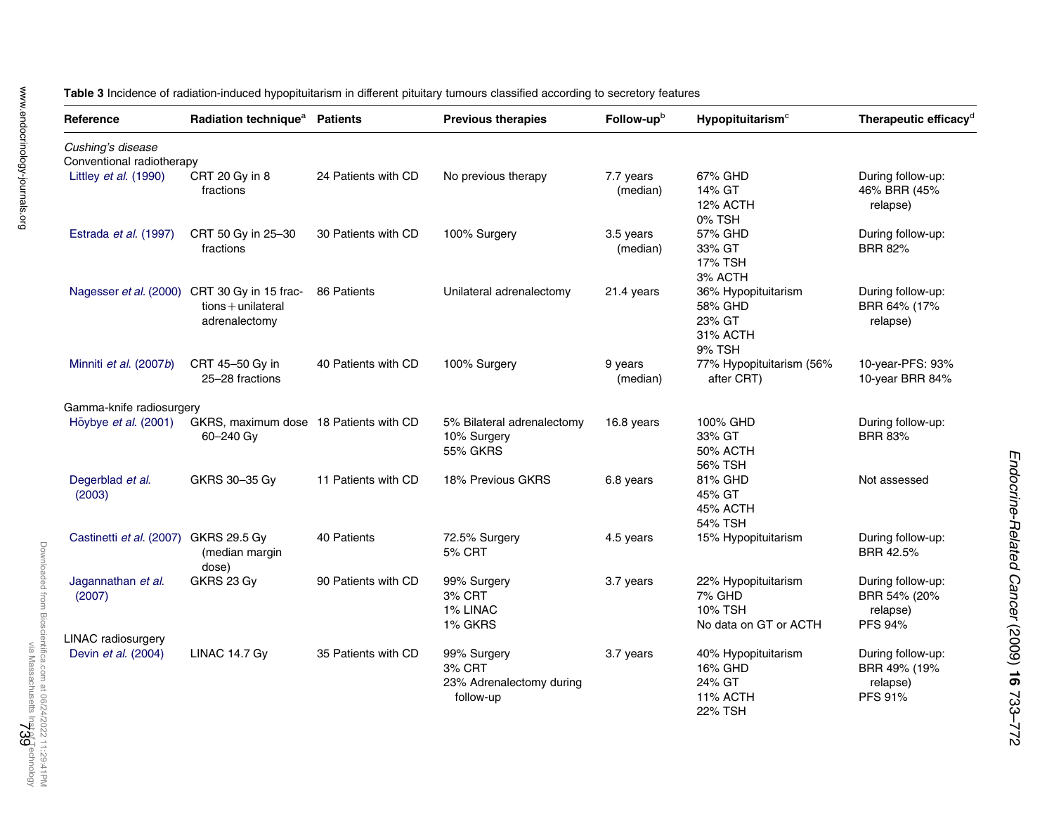**Table 3** Incidence of radiation-induced hypopituitarism in different pituitary tumours classified according to secretory features

| Reference | Radiation technique[a] | Patients | Previous therapies | Follow-up[b] | Hypopituitarism[c] | Therapeutic efficacy[d] |
|---|---|---|---|---|---|---|
| *Cushing's disease* | | | | | | |
| Conventional radiotherapy | | | | | | |
| Littley *et al.* (1990) | CRT 20 Gy in 8 fractions | 24 Patients with CD | No previous therapy | 7.7 years (median) | 67% GHD<br>14% GT<br>12% ACTH<br>0% TSH | During follow-up:<br>46% BRR (45% relapse) |
| Estrada *et al.* (1997) | CRT 50 Gy in 25–30 fractions | 30 Patients with CD | 100% Surgery | 3.5 years (median) | 57% GHD<br>33% GT<br>17% TSH<br>3% ACTH | During follow-up:<br>BRR 82% |
| Nagesser *et al.* (2000) | CRT 30 Gy in 15 fractions + unilateral adrenalectomy | 86 Patients | Unilateral adrenalectomy | 21.4 years | 36% Hypopituitarism<br>58% GHD<br>23% GT<br>31% ACTH<br>9% TSH | During follow-up:<br>BRR 64% (17% relapse) |
| Minniti *et al.* (2007*b*) | CRT 45–50 Gy in 25–28 fractions | 40 Patients with CD | 100% Surgery | 9 years (median) | 77% Hypopituitarism (56% after CRT) | 10-year-PFS: 93%<br>10-year BRR 84% |
| Gamma-knife radiosurgery | | | | | | |
| Höybye *et al.* (2001) | GKRS, maximum dose 60–240 Gy | 18 Patients with CD | 5% Bilateral adrenalectomy<br>10% Surgery<br>55% GKRS | 16.8 years | 100% GHD<br>33% GT<br>50% ACTH<br>56% TSH | During follow-up:<br>BRR 83% |
| Degerblad *et al.* (2003) | GKRS 30–35 Gy | 11 Patients with CD | 18% Previous GKRS | 6.8 years | 81% GHD<br>45% GT<br>45% ACTH<br>54% TSH | Not assessed |
| Castinetti *et al.* (2007) | GKRS 29.5 Gy (median margin dose) | 40 Patients | 72.5% Surgery<br>5% CRT | 4.5 years | 15% Hypopituitarism | During follow-up:<br>BRR 42.5% |
| Jagannathan *et al.* (2007) | GKRS 23 Gy | 90 Patients with CD | 99% Surgery<br>3% CRT<br>1% LINAC<br>1% GKRS | 3.7 years | 22% Hypopituitarism<br>7% GHD<br>10% TSH<br>No data on GT or ACTH | During follow-up:<br>BRR 54% (20% relapse)<br>PFS 94% |
| LINAC radiosurgery | | | | | | |
| Devin *et al.* (2004) | LINAC 14.7 Gy | 35 Patients with CD | 99% Surgery<br>3% CRT<br>23% Adrenalectomy during follow-up | 3.7 years | 40% Hypopituitarism<br>16% GHD<br>24% GT<br>11% ACTH<br>22% TSH | During follow-up:<br>BRR 49% (19% relapse)<br>PFS 91% |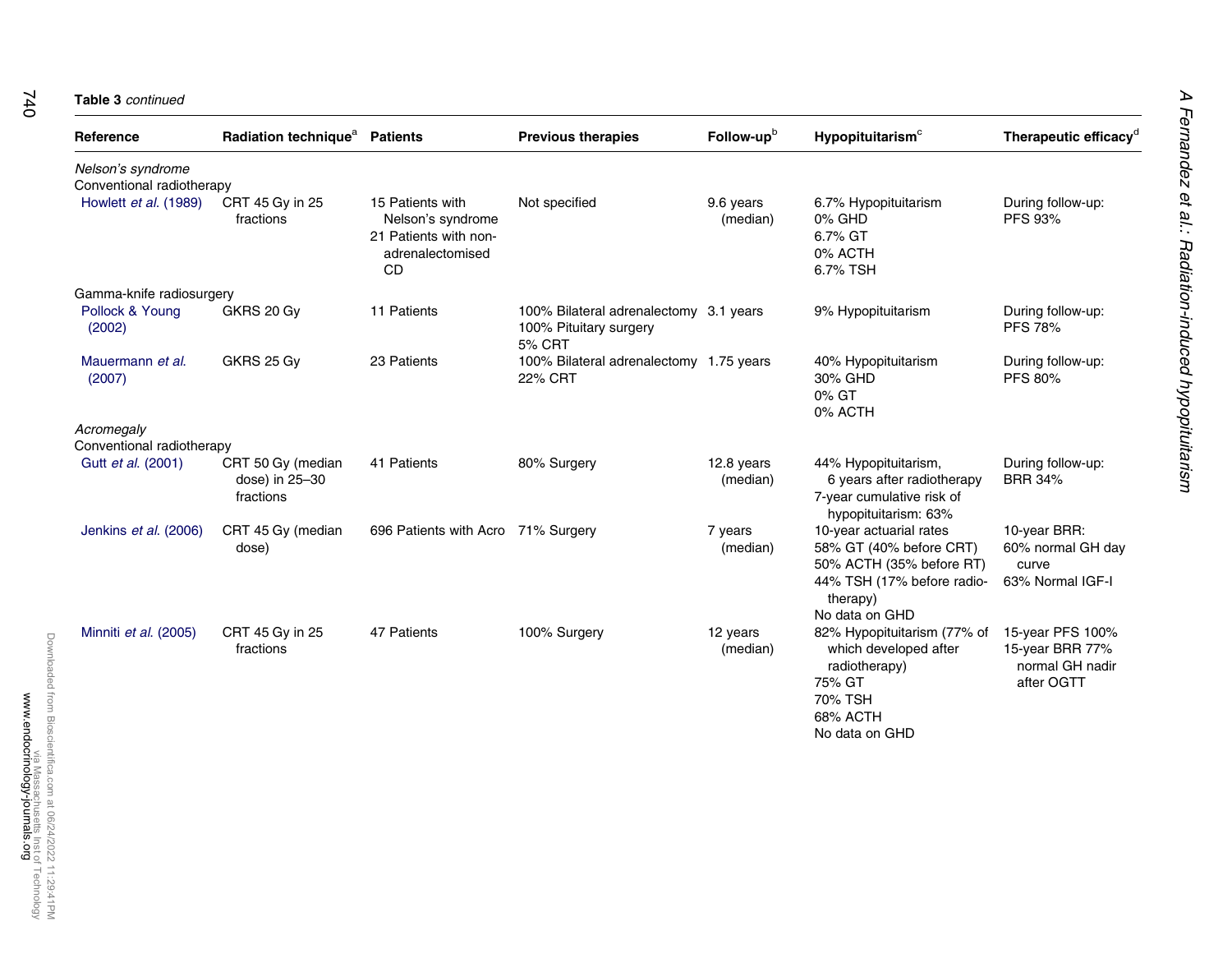**Table 3** *continued*

| Reference | Radiation technique[a] | Patients | Previous therapies | Follow-up[b] | Hypopituitarism[c] | Therapeutic efficacy[d] |
|---|---|---|---|---|---|---|
| *Nelson's syndrome* | | | | | | |
| Conventional radiotherapy | | | | | | |
| Howlett *et al.* (1989) | CRT 45 Gy in 25 fractions | 15 Patients with Nelson's syndrome<br>21 Patients with non-adrenalectomised CD | Not specified | 9.6 years (median) | 6.7% Hypopituitarism<br>0% GHD<br>6.7% GT<br>0% ACTH<br>6.7% TSH | During follow-up: PFS 93% |
| Gamma-knife radiosurgery | | | | | | |
| Pollock & Young (2002) | GKRS 20 Gy | 11 Patients | 100% Bilateral adrenalectomy<br>100% Pituitary surgery<br>5% CRT | 3.1 years | 9% Hypopituitarism | During follow-up: PFS 78% |
| Mauermann *et al.* (2007) | GKRS 25 Gy | 23 Patients | 100% Bilateral adrenalectomy<br>22% CRT | 1.75 years | 40% Hypopituitarism<br>30% GHD<br>0% GT<br>0% ACTH | During follow-up: PFS 80% |
| *Acromegaly* | | | | | | |
| Conventional radiotherapy | | | | | | |
| Gutt *et al.* (2001) | CRT 50 Gy (median dose) in 25–30 fractions | 41 Patients | 80% Surgery | 12.8 years (median) | 44% Hypopituitarism, 6 years after radiotherapy<br>7-year cumulative risk of hypopituitarism: 63% | During follow-up: BRR 34% |
| Jenkins *et al.* (2006) | CRT 45 Gy (median dose) | 696 Patients with Acro | 71% Surgery | 7 years (median) | 10-year actuarial rates<br>58% GT (40% before CRT)<br>50% ACTH (35% before RT)<br>44% TSH (17% before radiotherapy)<br>No data on GHD | 10-year BRR:<br>60% normal GH day curve<br>63% Normal IGF-I |
| Minniti *et al.* (2005) | CRT 45 Gy in 25 fractions | 47 Patients | 100% Surgery | 12 years (median) | 82% Hypopituitarism (77% of which developed after radiotherapy)<br>75% GT<br>70% TSH<br>68% ACTH<br>No data on GHD | 15-year PFS 100%<br>15-year BRR 77% normal GH nadir after OGTT |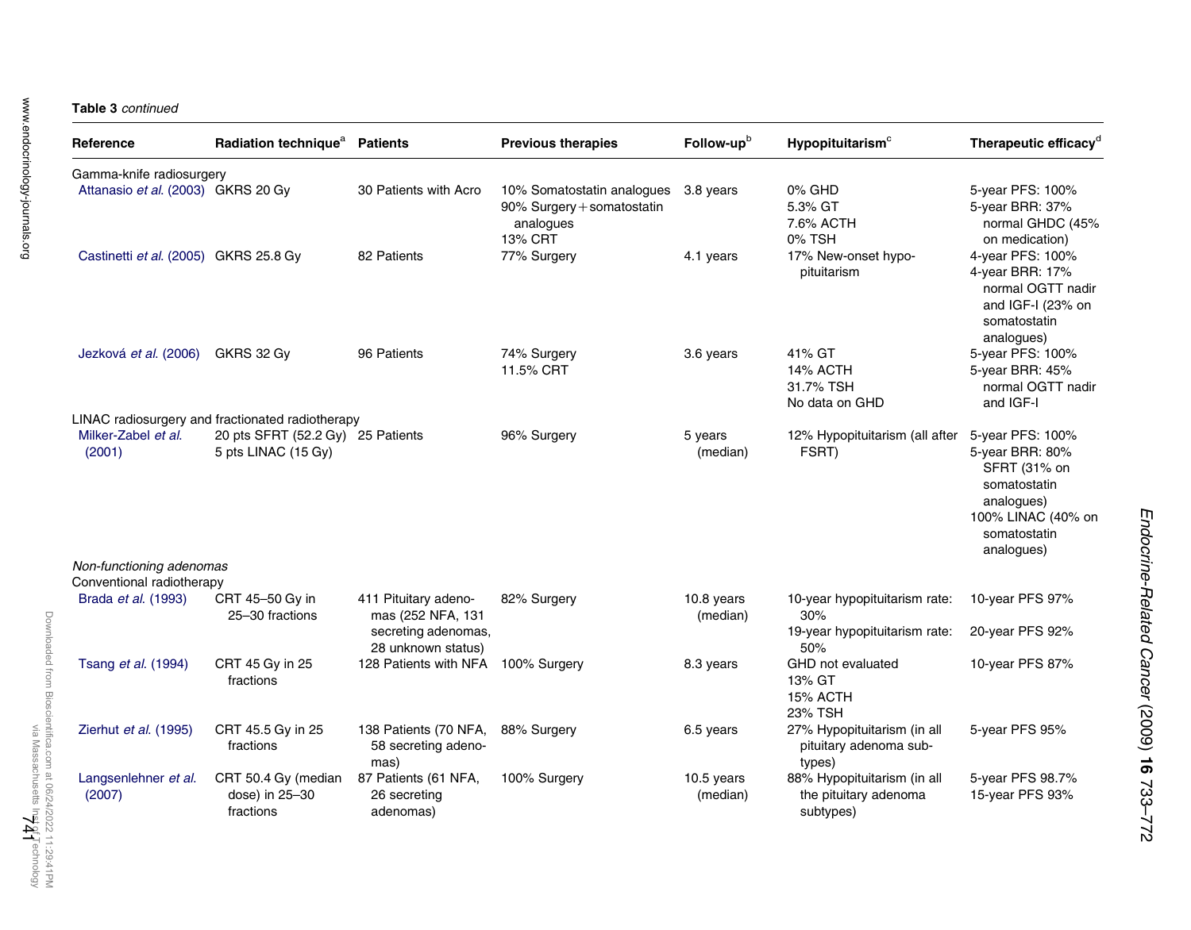**Table 3** *continued*

| Reference | Radiation technique[a] | Patients | Previous therapies | Follow-up[b] | Hypopituitarism[c] | Therapeutic efficacy[d] |
|---|---|---|---|---|---|---|
| Gamma-knife radiosurgery | | | | | | |
| Attanasio *et al.* (2003) | GKRS 20 Gy | 30 Patients with Acro | 10% Somatostatin analogues<br>90% Surgery + somatostatin analogues<br>13% CRT | 3.8 years | 0% GHD<br>5.3% GT<br>7.6% ACTH<br>0% TSH | 5-year PFS: 100%<br>5-year BRR: 37% normal GHDC (45% on medication) |
| Castinetti *et al.* (2005) | GKRS 25.8 Gy | 82 Patients | 77% Surgery | 4.1 years | 17% New-onset hypopituitarism | 4-year PFS: 100%<br>4-year BRR: 17% normal OGTT nadir and IGF-I (23% on somatostatin analogues) |
| Jezková *et al.* (2006) | GKRS 32 Gy | 96 Patients | 74% Surgery<br>11.5% CRT | 3.6 years | 41% GT<br>14% ACTH<br>31.7% TSH<br>No data on GHD | 5-year PFS: 100%<br>5-year BRR: 45% normal OGTT nadir and IGF-I |
| LINAC radiosurgery and fractionated radiotherapy | | | | | | |
| Milker-Zabel *et al.* (2001) | 20 pts SFRT (52.2 Gy)<br>5 pts LINAC (15 Gy) | 25 Patients | 96% Surgery | 5 years (median) | 12% Hypopituitarism (all after FSRT) | 5-year PFS: 100%<br>5-year BRR: 80% SFRT (31% on somatostatin analogues)<br>100% LINAC (40% on somatostatin analogues) |
| *Non-functioning adenomas* | | | | | | |
| Conventional radiotherapy | | | | | | |
| Brada *et al.* (1993) | CRT 45–50 Gy in 25–30 fractions | 411 Pituitary adenomas (252 NFA, 131 secreting adenomas, 28 unknown status) | 82% Surgery | 10.8 years (median) | 10-year hypopituitarism rate: 30%<br>19-year hypopituitarism rate: 50% | 10-year PFS 97%<br>20-year PFS 92% |
| Tsang *et al.* (1994) | CRT 45 Gy in 25 fractions | 128 Patients with NFA | 100% Surgery | 8.3 years | GHD not evaluated<br>13% GT<br>15% ACTH<br>23% TSH | 10-year PFS 87% |
| Zierhut *et al.* (1995) | CRT 45.5 Gy in 25 fractions | 138 Patients (70 NFA, 58 secreting adenomas) | 88% Surgery | 6.5 years | 27% Hypopituitarism (in all pituitary adenoma subtypes) | 5-year PFS 95% |
| Langsenlehner *et al.* (2007) | CRT 50.4 Gy (median dose) in 25–30 fractions | 87 Patients (61 NFA, 26 secreting adenomas) | 100% Surgery | 10.5 years (median) | 88% Hypopituitarism (in all the pituitary adenoma subtypes) | 5-year PFS 98.7%<br>15-year PFS 93% |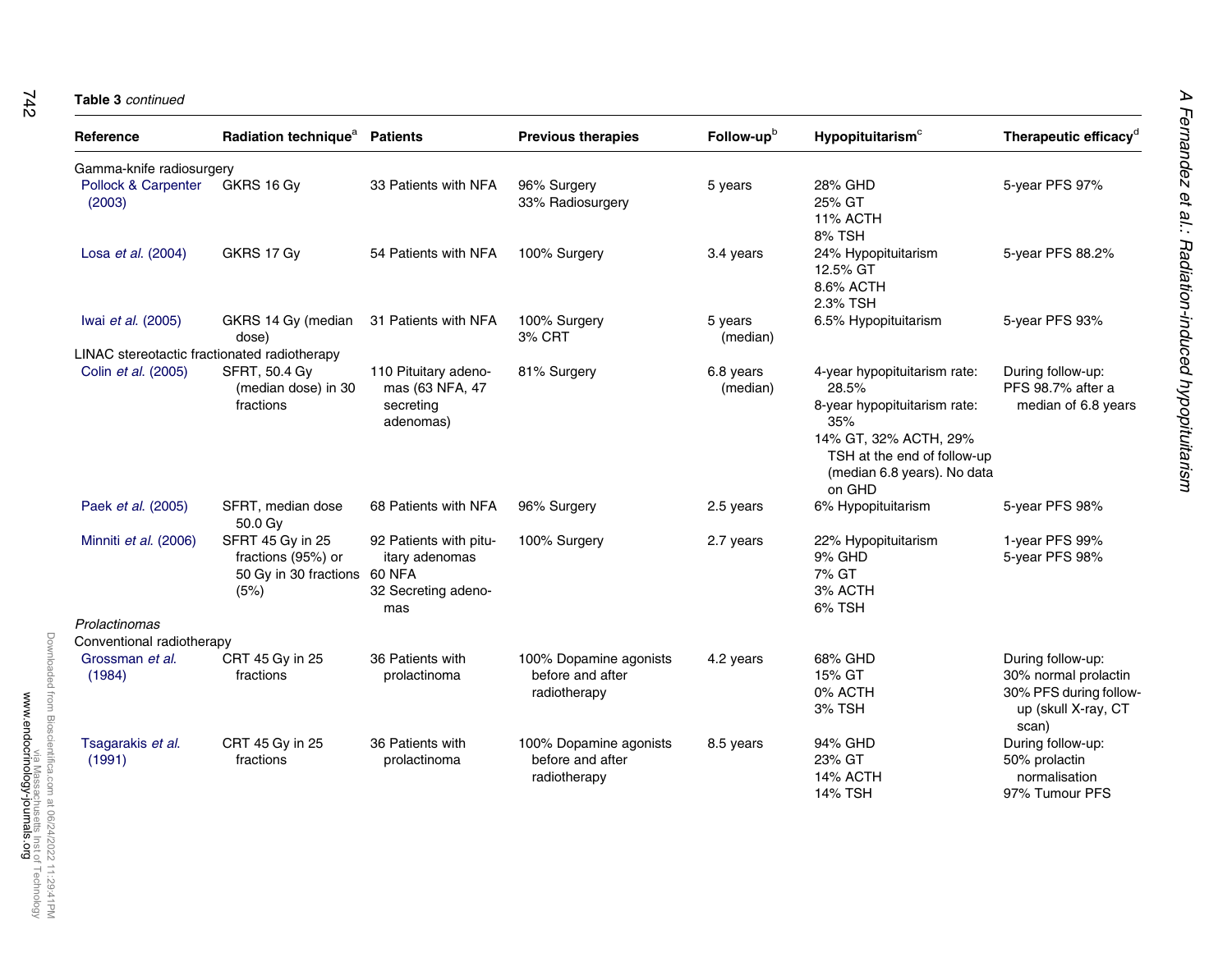**Table 3** *continued*

| Reference | Radiation technique[a] | Patients | Previous therapies | Follow-up[b] | Hypopituitarism[c] | Therapeutic efficacy[d] |
|---|---|---|---|---|---|---|
| Gamma-knife radiosurgery | | | | | | |
| Pollock & Carpenter (2003) | GKRS 16 Gy | 33 Patients with NFA | 96% Surgery<br>33% Radiosurgery | 5 years | 28% GHD<br>25% GT<br>11% ACTH<br>8% TSH | 5-year PFS 97% |
| Losa *et al.* (2004) | GKRS 17 Gy | 54 Patients with NFA | 100% Surgery | 3.4 years | 24% Hypopituitarism<br>12.5% GT<br>8.6% ACTH<br>2.3% TSH | 5-year PFS 88.2% |
| Iwai *et al.* (2005) | GKRS 14 Gy (median dose) | 31 Patients with NFA | 100% Surgery<br>3% CRT | 5 years (median) | 6.5% Hypopituitarism | 5-year PFS 93% |
| LINAC stereotactic fractionated radiotherapy | | | | | | |
| Colin *et al.* (2005) | SFRT, 50.4 Gy (median dose) in 30 fractions | 110 Pituitary adenomas (63 NFA, 47 secreting adenomas) | 81% Surgery | 6.8 years (median) | 4-year hypopituitarism rate: 28.5%<br>8-year hypopituitarism rate: 35%<br>14% GT, 32% ACTH, 29% TSH at the end of follow-up (median 6.8 years). No data on GHD | During follow-up:<br>PFS 98.7% after a median of 6.8 years |
| Paek *et al.* (2005) | SFRT, median dose 50.0 Gy | 68 Patients with NFA | 96% Surgery | 2.5 years | 6% Hypopituitarism | 5-year PFS 98% |
| Minniti *et al.* (2006) | SFRT 45 Gy in 25 fractions (95%) or 50 Gy in 30 fractions (5%) | 92 Patients with pituitary adenomas<br>60 NFA<br>32 Secreting adenomas | 100% Surgery | 2.7 years | 22% Hypopituitarism<br>9% GHD<br>7% GT<br>3% ACTH<br>6% TSH | 1-year PFS 99%<br>5-year PFS 98% |
| *Prolactinomas* | | | | | | |
| Conventional radiotherapy | | | | | | |
| Grossman *et al.* (1984) | CRT 45 Gy in 25 fractions | 36 Patients with prolactinoma | 100% Dopamine agonists before and after radiotherapy | 4.2 years | 68% GHD<br>15% GT<br>0% ACTH<br>3% TSH | During follow-up:<br>30% normal prolactin<br>30% PFS during follow-up (skull X-ray, CT scan) |
| Tsagarakis *et al.* (1991) | CRT 45 Gy in 25 fractions | 36 Patients with prolactinoma | 100% Dopamine agonists before and after radiotherapy | 8.5 years | 94% GHD<br>23% GT<br>14% ACTH<br>14% TSH | During follow-up:<br>50% prolactin normalisation<br>97% Tumour PFS |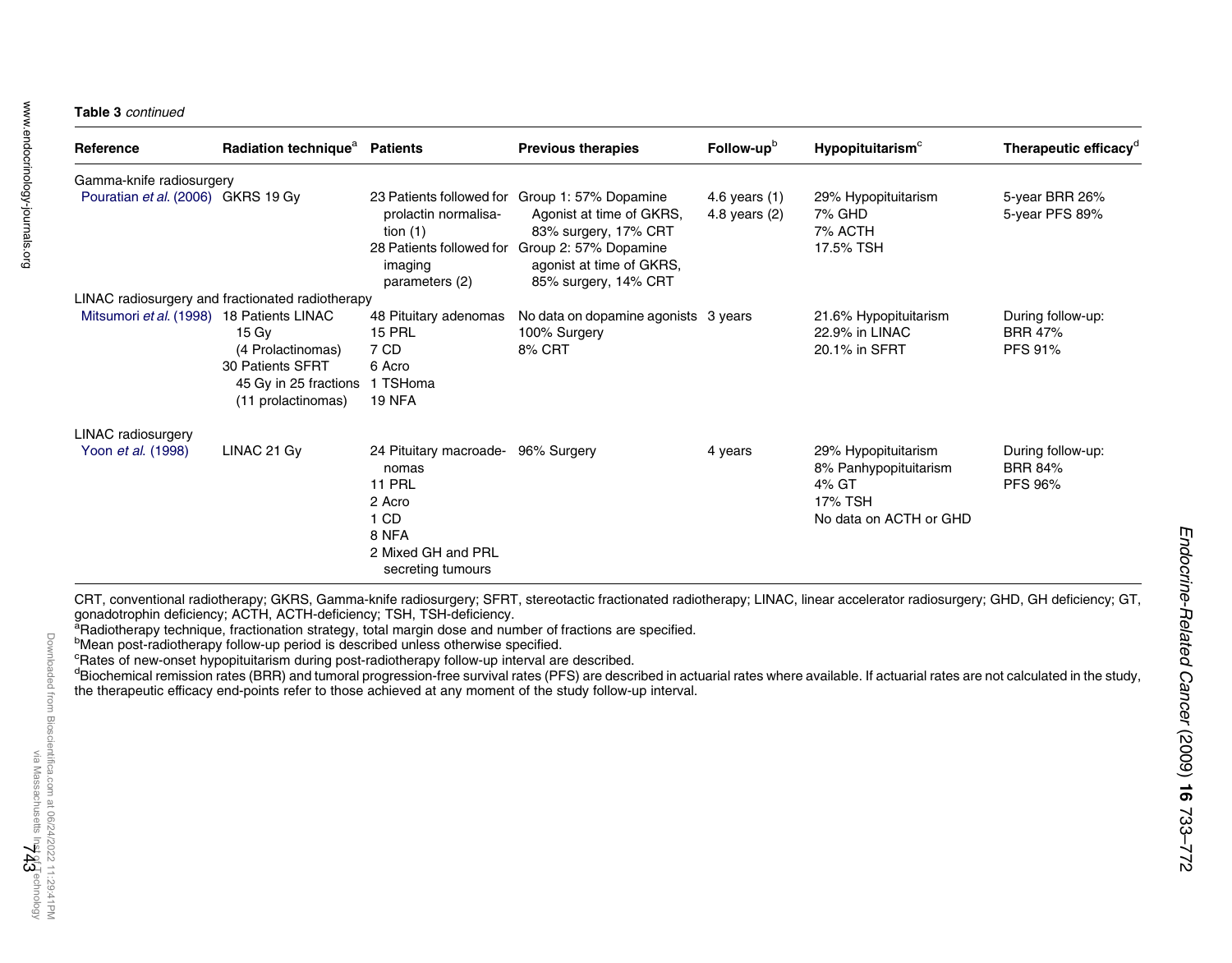**Table 3** *continued*

| Reference | Radiation technique[a] | Patients | Previous therapies | Follow-up[b] | Hypopituitarism[c] | Therapeutic efficacy[d] |
|---|---|---|---|---|---|---|
| Gamma-knife radiosurgery | | | | | | |
| Pouratian *et al.* (2006) | GKRS 19 Gy | 23 Patients followed for prolactin normalisation (1)<br>28 Patients followed for imaging parameters (2) | Group 1: 57% Dopamine Agonist at time of GKRS, 83% surgery, 17% CRT<br>Group 2: 57% Dopamine agonist at time of GKRS, 85% surgery, 14% CRT | 4.6 years (1)<br>4.8 years (2) | 29% Hypopituitarism<br>7% GHD<br>7% ACTH<br>17.5% TSH | 5-year BRR 26%<br>5-year PFS 89% |
| LINAC radiosurgery and fractionated radiotherapy | | | | | | |
| Mitsumori *et al.* (1998) | 18 Patients LINAC<br>15 Gy<br>(4 Prolactinomas)<br>30 Patients SFRT<br>45 Gy in 25 fractions<br>(11 prolactinomas) | 48 Pituitary adenomas<br>15 PRL<br>7 CD<br>6 Acro<br>1 TSHoma<br>19 NFA | No data on dopamine agonists<br>100% Surgery<br>8% CRT | 3 years | 21.6% Hypopituitarism<br>22.9% in LINAC<br>20.1% in SFRT | During follow-up:<br>BRR 47%<br>PFS 91% |
| LINAC radiosurgery | | | | | | |
| Yoon *et al.* (1998) | LINAC 21 Gy | 24 Pituitary macroadenomas<br>11 PRL<br>2 Acro<br>1 CD<br>8 NFA<br>2 Mixed GH and PRL secreting tumours | 96% Surgery | 4 years | 29% Hypopituitarism<br>8% Panhypopituitarism<br>4% GT<br>17% TSH<br>No data on ACTH or GHD | During follow-up:<br>BRR 84%<br>PFS 96% |

CRT, conventional radiotherapy; GKRS, Gamma-knife radiosurgery; SFRT, stereotactic fractionated radiotherapy; LINAC, linear accelerator radiosurgery; GHD, GH deficiency; GT, gonadotrophin deficiency; ACTH, ACTH-deficiency; TSH, TSH-deficiency.

[a]Radiotherapy technique, fractionation strategy, total margin dose and number of fractions are specified.

[b]Mean post-radiotherapy follow-up period is described unless otherwise specified.

[c]Rates of new-onset hypopituitarism during post-radiotherapy follow-up interval are described.

[d]Biochemical remission rates (BRR) and tumoral progression-free survival rates (PFS) are described in actuarial rates where available. If actuarial rates are not calculated in the study, the therapeutic efficacy end-points refer to those achieved at any moment of the study follow-up interval.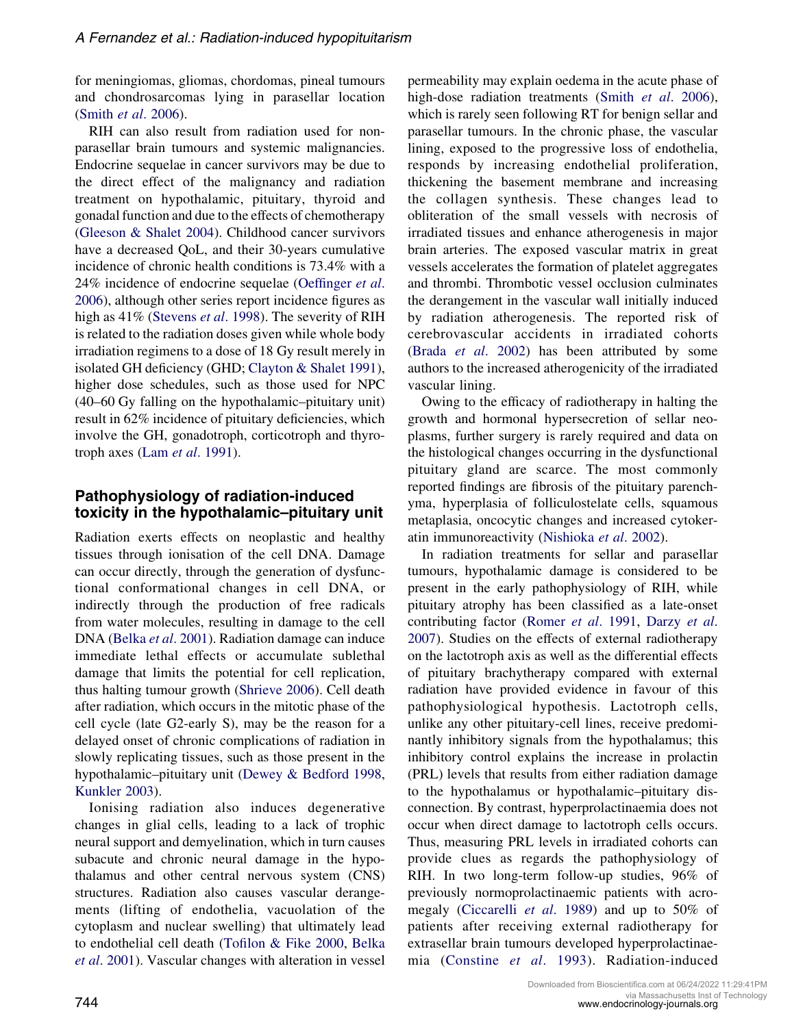for meningiomas, gliomas, chordomas, pineal tumours and chondrosarcomas lying in parasellar location (Smith *et al*. 2006).

RIH can also result from radiation used for non-parasellar brain tumours and systemic malignancies. Endocrine sequelae in cancer survivors may be due to the direct effect of the malignancy and radiation treatment on hypothalamic, pituitary, thyroid and gonadal function and due to the effects of chemotherapy (Gleeson & Shalet 2004). Childhood cancer survivors have a decreased QoL, and their 30-years cumulative incidence of chronic health conditions is 73.4% with a 24% incidence of endocrine sequelae (Oeffinger *et al*. 2006), although other series report incidence figures as high as 41% (Stevens *et al*. 1998). The severity of RIH is related to the radiation doses given while whole body irradiation regimens to a dose of 18 Gy result merely in isolated GH deficiency (GHD; Clayton & Shalet 1991), higher dose schedules, such as those used for NPC (40–60 Gy falling on the hypothalamic–pituitary unit) result in 62% incidence of pituitary deficiencies, which involve the GH, gonadotroph, corticotroph and thyrotroph axes (Lam *et al*. 1991).

## Pathophysiology of radiation-induced toxicity in the hypothalamic–pituitary unit

Radiation exerts effects on neoplastic and healthy tissues through ionisation of the cell DNA. Damage can occur directly, through the generation of dysfunctional conformational changes in cell DNA, or indirectly through the production of free radicals from water molecules, resulting in damage to the cell DNA (Belka *et al*. 2001). Radiation damage can induce immediate lethal effects or accumulate sublethal damage that limits the potential for cell replication, thus halting tumour growth (Shrieve 2006). Cell death after radiation, which occurs in the mitotic phase of the cell cycle (late G2-early S), may be the reason for a delayed onset of chronic complications of radiation in slowly replicating tissues, such as those present in the hypothalamic–pituitary unit (Dewey & Bedford 1998, Kunkler 2003).

Ionising radiation also induces degenerative changes in glial cells, leading to a lack of trophic neural support and demyelination, which in turn causes subacute and chronic neural damage in the hypothalamus and other central nervous system (CNS) structures. Radiation also causes vascular derangements (lifting of endothelia, vacuolation of the cytoplasm and nuclear swelling) that ultimately lead to endothelial cell death (Tofilon & Fike 2000, Belka *et al*. 2001). Vascular changes with alteration in vessel permeability may explain oedema in the acute phase of high-dose radiation treatments (Smith *et al*. 2006), which is rarely seen following RT for benign sellar and parasellar tumours. In the chronic phase, the vascular lining, exposed to the progressive loss of endothelia, responds by increasing endothelial proliferation, thickening the basement membrane and increasing the collagen synthesis. These changes lead to obliteration of the small vessels with necrosis of irradiated tissues and enhance atherogenesis in major brain arteries. The exposed vascular matrix in great vessels accelerates the formation of platelet aggregates and thrombi. Thrombotic vessel occlusion culminates the derangement in the vascular wall initially induced by radiation atherogenesis. The reported risk of cerebrovascular accidents in irradiated cohorts (Brada *et al*. 2002) has been attributed by some authors to the increased atherogenicity of the irradiated vascular lining.

Owing to the efficacy of radiotherapy in halting the growth and hormonal hypersecretion of sellar neoplasms, further surgery is rarely required and data on the histological changes occurring in the dysfunctional pituitary gland are scarce. The most commonly reported findings are fibrosis of the pituitary parenchyma, hyperplasia of folliculostelate cells, squamous metaplasia, oncocytic changes and increased cytokeratin immunoreactivity (Nishioka *et al*. 2002).

In radiation treatments for sellar and parasellar tumours, hypothalamic damage is considered to be present in the early pathophysiology of RIH, while pituitary atrophy has been classified as a late-onset contributing factor (Romer *et al*. 1991, Darzy *et al*. 2007). Studies on the effects of external radiotherapy on the lactotroph axis as well as the differential effects of pituitary brachytherapy compared with external radiation have provided evidence in favour of this pathophysiological hypothesis. Lactotroph cells, unlike any other pituitary-cell lines, receive predominantly inhibitory signals from the hypothalamus; this inhibitory control explains the increase in prolactin (PRL) levels that results from either radiation damage to the hypothalamus or hypothalamic–pituitary disconnection. By contrast, hyperprolactinaemia does not occur when direct damage to lactotroph cells occurs. Thus, measuring PRL levels in irradiated cohorts can provide clues as regards the pathophysiology of RIH. In two long-term follow-up studies, 96% of previously normoprolactinaemic patients with acromegaly (Ciccarelli *et al*. 1989) and up to 50% of patients after receiving external radiotherapy for extrasellar brain tumours developed hyperprolactinaemia (Constine *et al*. 1993). Radiation-induced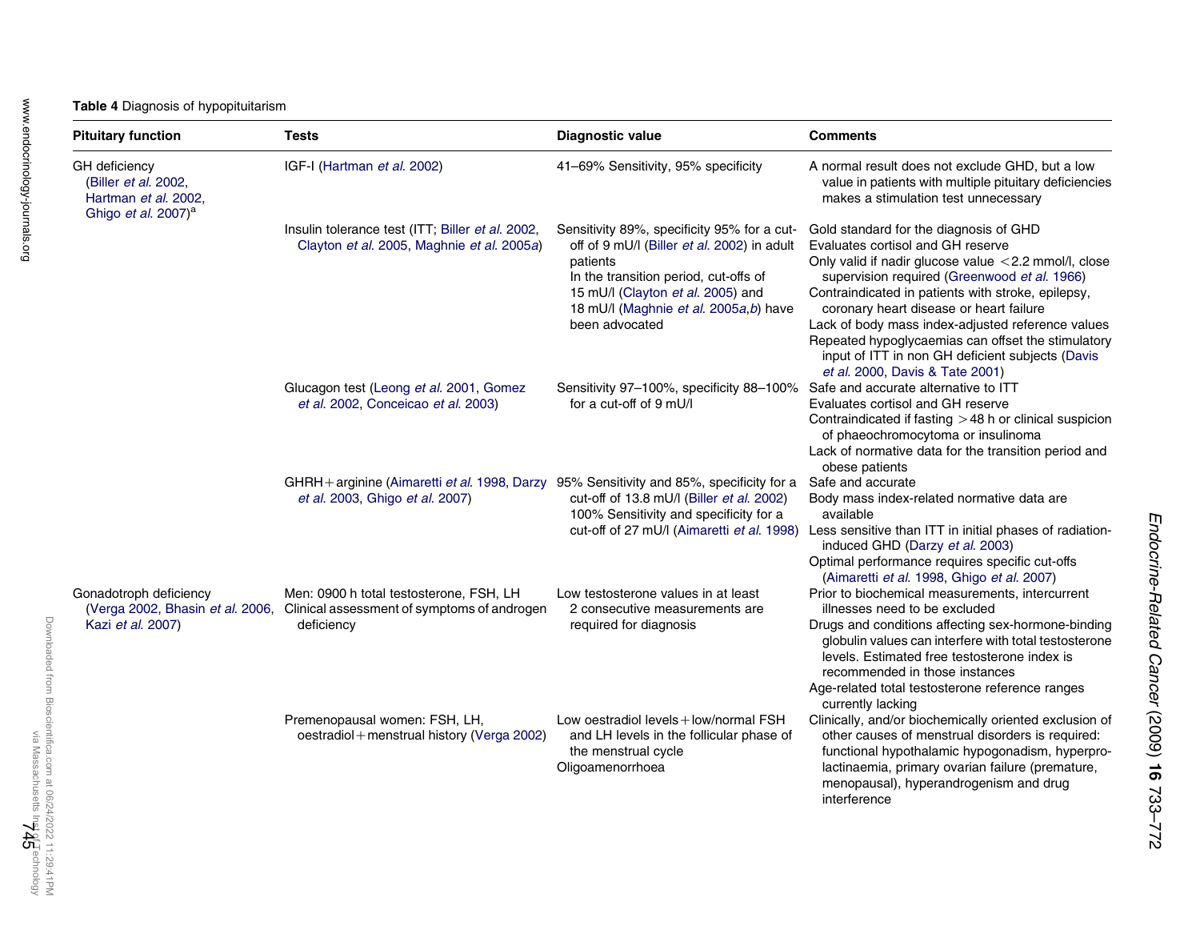**Table 4** Diagnosis of hypopituitarism

| Pituitary function | Tests | Diagnostic value | Comments |
|---|---|---|---|
| GH deficiency (Biller *et al.* 2002, Hartman *et al.* 2002, Ghigo *et al.* 2007)[a] | IGF-I (Hartman *et al.* 2002) | 41–69% Sensitivity, 95% specificity | A normal result does not exclude GHD, but a low value in patients with multiple pituitary deficiencies makes a stimulation test unnecessary |
| | Insulin tolerance test (ITT; Biller *et al.* 2002, Clayton *et al.* 2005, Maghnie *et al.* 2005*a*) | Sensitivity 89%, specificity 95% for a cut-off of 9 mU/l (Biller *et al.* 2002) in adult patients<br>In the transition period, cut-offs of 15 mU/l (Clayton *et al.* 2005) and 18 mU/l (Maghnie *et al.* 2005*a*,*b*) have been advocated | Gold standard for the diagnosis of GHD<br>Evaluates cortisol and GH reserve<br>Only valid if nadir glucose value <2.2 mmol/l, close supervision required (Greenwood *et al.* 1966)<br>Contraindicated in patients with stroke, epilepsy, coronary heart disease or heart failure<br>Lack of body mass index-adjusted reference values<br>Repeated hypoglycaemias can offset the stimulatory input of ITT in non GH deficient subjects (Davis *et al.* 2000, Davis & Tate 2001) |
| | Glucagon test (Leong *et al.* 2001, Gomez *et al.* 2002, Conceicao *et al.* 2003) | Sensitivity 97–100%, specificity 88–100% for a cut-off of 9 mU/l | Safe and accurate alternative to ITT<br>Evaluates cortisol and GH reserve<br>Contraindicated if fasting >48 h or clinical suspicion of phaeochromocytoma or insulinoma<br>Lack of normative data for the transition period and obese patients |
| | GHRH+arginine (Aimaretti *et al.* 1998, Darzy *et al.* 2003, Ghigo *et al.* 2007) | 95% Sensitivity and 85%, specificity for a cut-off of 13.8 mU/l (Biller *et al.* 2002)<br>100% Sensitivity and specificity for a cut-off of 27 mU/l (Aimaretti *et al.* 1998) | Safe and accurate<br>Body mass index-related normative data are available<br>Less sensitive than ITT in initial phases of radiation-induced GHD (Darzy *et al.* 2003)<br>Optimal performance requires specific cut-offs (Aimaretti *et al.* 1998, Ghigo *et al.* 2007) |
| Gonadotroph deficiency (Verga 2002, Bhasin *et al.* 2006, Kazi *et al.* 2007) | Men: 0900 h total testosterone, FSH, LH<br>Clinical assessment of symptoms of androgen deficiency | Low testosterone values in at least 2 consecutive measurements are required for diagnosis | Prior to biochemical measurements, intercurrent illnesses need to be excluded<br>Drugs and conditions affecting sex-hormone-binding globulin values can interfere with total testosterone levels. Estimated free testosterone index is recommended in those instances<br>Age-related total testosterone reference ranges currently lacking |
| | Premenopausal women: FSH, LH, oestradiol+menstrual history (Verga 2002) | Low oestradiol levels+low/normal FSH and LH levels in the follicular phase of the menstrual cycle<br>Oligoamenorrhoea | Clinically, and/or biochemically oriented exclusion of other causes of menstrual disorders is required: functional hypothalamic hypogonadism, hyperprolactinaemia, primary ovarian failure (premature, menopausal), hyperandrogenism and drug interference |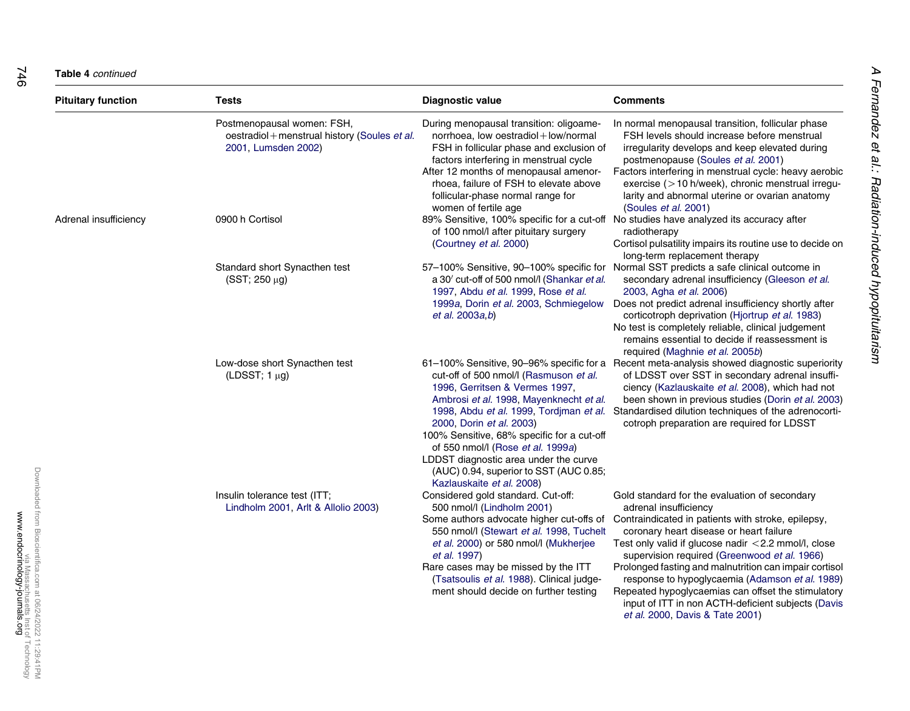**Table 4** *continued*

| Pituitary function | Tests | Diagnostic value | Comments |
|---|---|---|---|
| | Postmenopausal women: FSH, oestradiol + menstrual history (Soules *et al.* 2001, Lumsden 2002) | During menopausal transition: oligoamenorrhoea, low oestradiol + low/normal FSH in follicular phase and exclusion of factors interfering in menstrual cycle<br>After 12 months of menopausal amenorrhoea, failure of FSH to elevate above follicular-phase normal range for women of fertile age | In normal menopausal transition, follicular phase FSH levels should increase before menstrual irregularity develops and keep elevated during postmenopause (Soules *et al.* 2001)<br>Factors interfering in menstrual cycle: heavy aerobic exercise (>10 h/week), chronic menstrual irregularity and abnormal uterine or ovarian anatomy (Soules *et al.* 2001) |
| Adrenal insufficiency | 0900 h Cortisol | 89% Sensitive, 100% specific for a cut-off of 100 nmol/l after pituitary surgery (Courtney *et al.* 2000) | No studies have analyzed its accuracy after radiotherapy<br>Cortisol pulsatility impairs its routine use to decide on long-term replacement therapy |
| | Standard short Synacthen test (SST; 250 μg) | 57–100% Sensitive, 90–100% specific for a 30′ cut-off of 500 nmol/l (Shankar *et al.* 1997, Abdu *et al.* 1999, Rose *et al.* 1999*a*, Dorin *et al.* 2003, Schmiegelow *et al.* 2003*a*,*b*) | Normal SST predicts a safe clinical outcome in secondary adrenal insufficiency (Gleeson *et al.* 2003, Agha *et al.* 2006)<br>Does not predict adrenal insufficiency shortly after corticotroph deprivation (Hjortrup *et al.* 1983)<br>No test is completely reliable, clinical judgement remains essential to decide if reassessment is required (Maghnie *et al.* 2005*b*) |
| | Low-dose short Synacthen test (LDSST; 1 μg) | 61–100% Sensitive, 90–96% specific for a cut-off of 500 nmol/l (Rasmuson *et al.* 1996, Gerritsen & Vermes 1997, Ambrosi *et al.* 1998, Mayenknecht *et al.* 1998, Abdu *et al.* 1999, Tordjman *et al.* 2000, Dorin *et al.* 2003)<br>100% Sensitive, 68% specific for a cut-off of 550 nmol/l (Rose *et al.* 1999*a*)<br>LDDST diagnostic area under the curve (AUC) 0.94, superior to SST (AUC 0.85; Kazlauskaite *et al.* 2008) | Recent meta-analysis showed diagnostic superiority of LDSST over SST in secondary adrenal insufficiency (Kazlauskaite *et al.* 2008), which had not been shown in previous studies (Dorin *et al.* 2003)<br>Standardised dilution techniques of the adrenocorticotroph preparation are required for LDSST |
| | Insulin tolerance test (ITT; Lindholm 2001, Arlt & Allolio 2003) | Considered gold standard. Cut-off: 500 nmol/l (Lindholm 2001)<br>Some authors advocate higher cut-offs of 550 nmol/l (Stewart *et al.* 1998, Tuchelt *et al.* 2000) or 580 nmol/l (Mukherjee *et al.* 1997)<br>Rare cases may be missed by the ITT (Tsatsoulis *et al.* 1988). Clinical judgement should decide on further testing | Gold standard for the evaluation of secondary adrenal insufficiency<br>Contraindicated in patients with stroke, epilepsy, coronary heart disease or heart failure<br>Test only valid if glucose nadir <2.2 mmol/l, close supervision required (Greenwood *et al.* 1966)<br>Prolonged fasting and malnutrition can impair cortisol response to hypoglycaemia (Adamson *et al.* 1989)<br>Repeated hypoglycaemias can offset the stimulatory input of ITT in non ACTH-deficient subjects (Davis *et al.* 2000, Davis & Tate 2001) |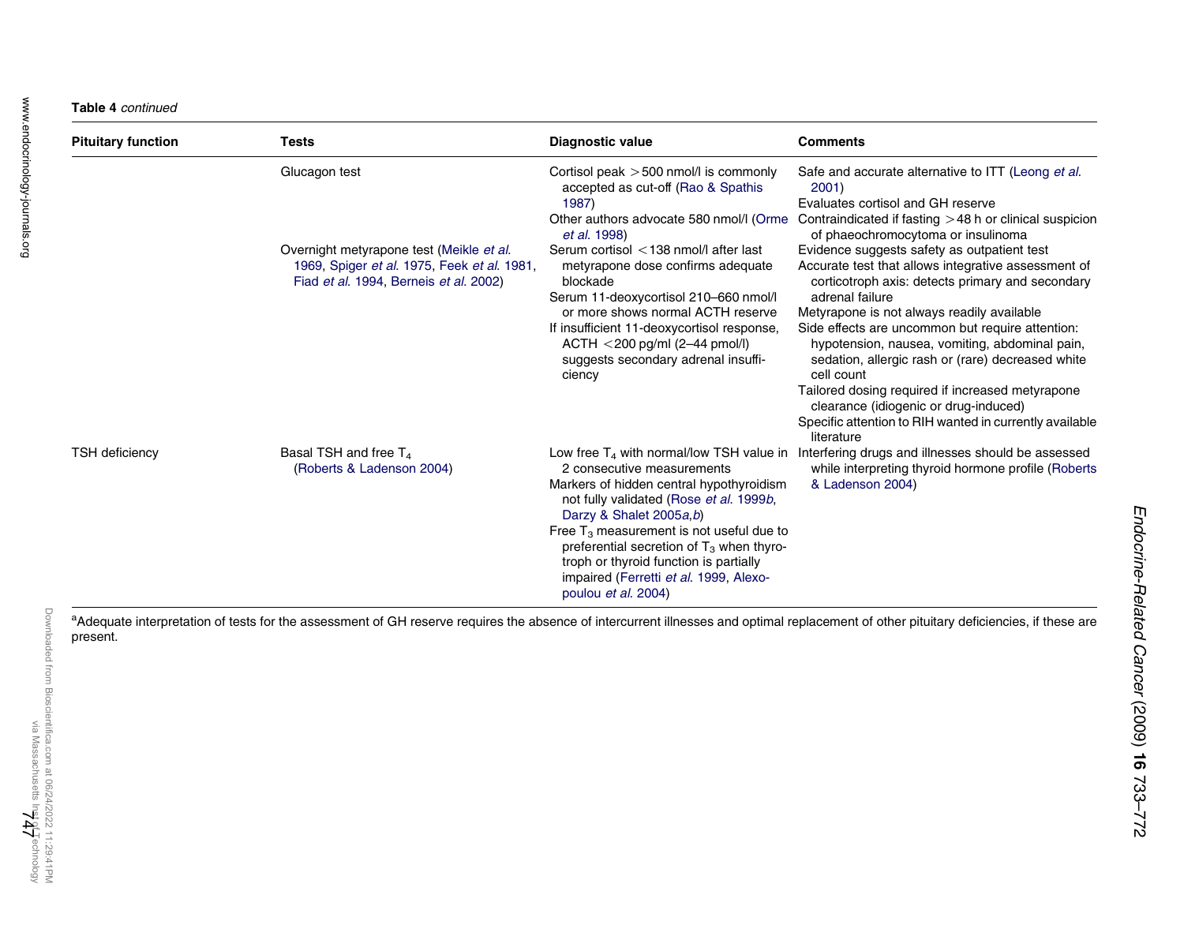**Table 4** *continued*

| Pituitary function | Tests | Diagnostic value | Comments |
|---|---|---|---|
| | Glucagon test | Cortisol peak >500 nmol/l is commonly accepted as cut-off (Rao & Spathis 1987)<br>Other authors advocate 580 nmol/l (Orme *et al*. 1998) | Safe and accurate alternative to ITT (Leong *et al*. 2001)<br>Evaluates cortisol and GH reserve<br>Contraindicated if fasting >48 h or clinical suspicion of phaeochromocytoma or insulinoma |
| | Overnight metyrapone test (Meikle *et al*. 1969, Spiger *et al*. 1975, Feek *et al*. 1981, Fiad *et al*. 1994, Berneis *et al*. 2002) | Serum cortisol <138 nmol/l after last metyrapone dose confirms adequate blockade<br>Serum 11-deoxycortisol 210–660 nmol/l or more shows normal ACTH reserve<br>If insufficient 11-deoxycortisol response, ACTH <200 pg/ml (2–44 pmol/l) suggests secondary adrenal insufficiency | Evidence suggests safety as outpatient test<br>Accurate test that allows integrative assessment of corticotroph axis: detects primary and secondary adrenal failure<br>Metyrapone is not always readily available<br>Side effects are uncommon but require attention: hypotension, nausea, vomiting, abdominal pain, sedation, allergic rash or (rare) decreased white cell count<br>Tailored dosing required if increased metyrapone clearance (idiogenic or drug-induced)<br>Specific attention to RIH wanted in currently available literature |
| TSH deficiency | Basal TSH and free $T_4$ (Roberts & Ladenson 2004) | Low free $T_4$ with normal/low TSH value in 2 consecutive measurements<br>Markers of hidden central hypothyroidism not fully validated (Rose *et al*. 1999*b*, Darzy & Shalet 2005*a*,*b*)<br>Free $T_3$ measurement is not useful due to preferential secretion of $T_3$ when thyrotroph or thyroid function is partially impaired (Ferretti *et al*. 1999, Alexopoulou *et al*. 2004) | Interfering drugs and illnesses should be assessed while interpreting thyroid hormone profile (Roberts & Ladenson 2004) |

[a]Adequate interpretation of tests for the assessment of GH reserve requires the absence of intercurrent illnesses and optimal replacement of other pituitary deficiencies, if these are present.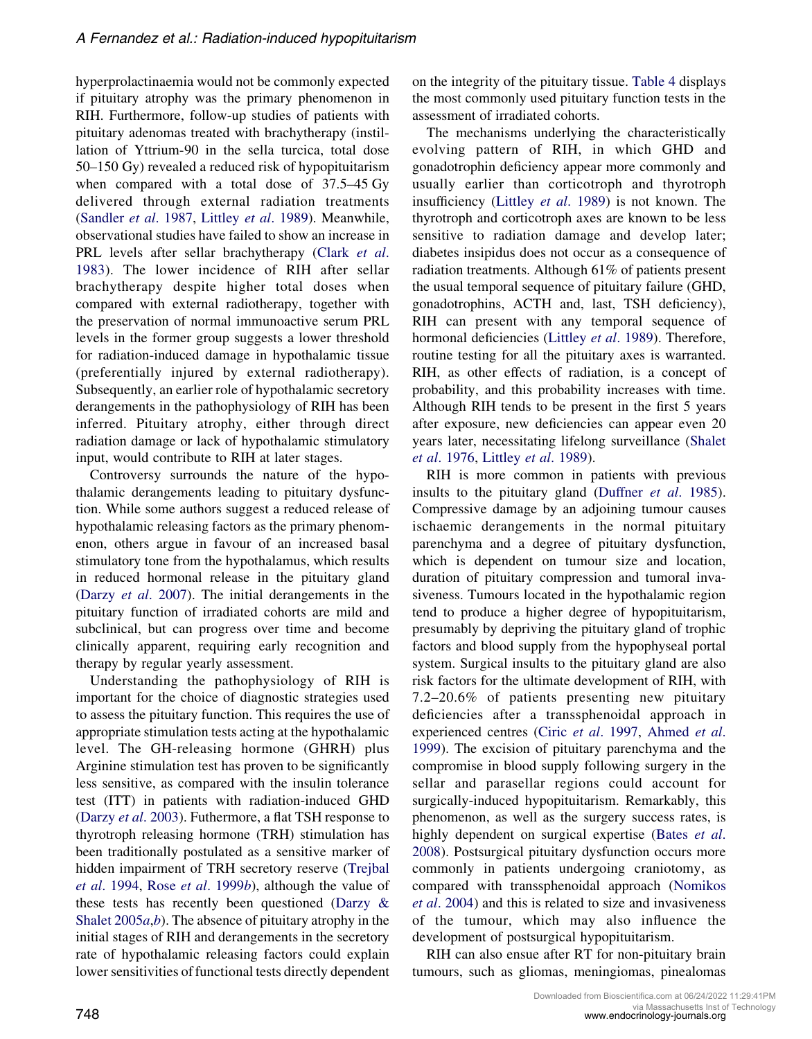hyperprolactinaemia would not be commonly expected if pituitary atrophy was the primary phenomenon in RIH. Furthermore, follow-up studies of patients with pituitary adenomas treated with brachytherapy (instillation of Yttrium-90 in the sella turcica, total dose 50–150 Gy) revealed a reduced risk of hypopituitarism when compared with a total dose of 37.5–45 Gy delivered through external radiation treatments (Sandler *et al*. 1987, Littley *et al*. 1989). Meanwhile, observational studies have failed to show an increase in PRL levels after sellar brachytherapy (Clark *et al*. 1983). The lower incidence of RIH after sellar brachytherapy despite higher total doses when compared with external radiotherapy, together with the preservation of normal immunoactive serum PRL levels in the former group suggests a lower threshold for radiation-induced damage in hypothalamic tissue (preferentially injured by external radiotherapy). Subsequently, an earlier role of hypothalamic secretory derangements in the pathophysiology of RIH has been inferred. Pituitary atrophy, either through direct radiation damage or lack of hypothalamic stimulatory input, would contribute to RIH at later stages.

Controversy surrounds the nature of the hypothalamic derangements leading to pituitary dysfunction. While some authors suggest a reduced release of hypothalamic releasing factors as the primary phenomenon, others argue in favour of an increased basal stimulatory tone from the hypothalamus, which results in reduced hormonal release in the pituitary gland (Darzy *et al*. 2007). The initial derangements in the pituitary function of irradiated cohorts are mild and subclinical, but can progress over time and become clinically apparent, requiring early recognition and therapy by regular yearly assessment.

Understanding the pathophysiology of RIH is important for the choice of diagnostic strategies used to assess the pituitary function. This requires the use of appropriate stimulation tests acting at the hypothalamic level. The GH-releasing hormone (GHRH) plus Arginine stimulation test has proven to be significantly less sensitive, as compared with the insulin tolerance test (ITT) in patients with radiation-induced GHD (Darzy *et al*. 2003). Futhermore, a flat TSH response to thyrotroph releasing hormone (TRH) stimulation has been traditionally postulated as a sensitive marker of hidden impairment of TRH secretory reserve (Trejbal *et al*. 1994, Rose *et al*. 1999*b*), although the value of these tests has recently been questioned (Darzy & Shalet 2005*a*,*b*). The absence of pituitary atrophy in the initial stages of RIH and derangements in the secretory rate of hypothalamic releasing factors could explain lower sensitivities of functional tests directly dependent on the integrity of the pituitary tissue. Table 4 displays the most commonly used pituitary function tests in the assessment of irradiated cohorts.

The mechanisms underlying the characteristically evolving pattern of RIH, in which GHD and gonadotrophin deficiency appear more commonly and usually earlier than corticotroph and thyrotroph insufficiency (Littley *et al*. 1989) is not known. The thyrotroph and corticotroph axes are known to be less sensitive to radiation damage and develop later; diabetes insipidus does not occur as a consequence of radiation treatments. Although 61% of patients present the usual temporal sequence of pituitary failure (GHD, gonadotrophins, ACTH and, last, TSH deficiency), RIH can present with any temporal sequence of hormonal deficiencies (Littley *et al*. 1989). Therefore, routine testing for all the pituitary axes is warranted. RIH, as other effects of radiation, is a concept of probability, and this probability increases with time. Although RIH tends to be present in the first 5 years after exposure, new deficiencies can appear even 20 years later, necessitating lifelong surveillance (Shalet *et al*. 1976, Littley *et al*. 1989).

RIH is more common in patients with previous insults to the pituitary gland (Duffner *et al*. 1985). Compressive damage by an adjoining tumour causes ischaemic derangements in the normal pituitary parenchyma and a degree of pituitary dysfunction, which is dependent on tumour size and location, duration of pituitary compression and tumoral invasiveness. Tumours located in the hypothalamic region tend to produce a higher degree of hypopituitarism, presumably by depriving the pituitary gland of trophic factors and blood supply from the hypophyseal portal system. Surgical insults to the pituitary gland are also risk factors for the ultimate development of RIH, with 7.2–20.6% of patients presenting new pituitary deficiencies after a transsphenoidal approach in experienced centres (Ciric *et al*. 1997, Ahmed *et al*. 1999). The excision of pituitary parenchyma and the compromise in blood supply following surgery in the sellar and parasellar regions could account for surgically-induced hypopituitarism. Remarkably, this phenomenon, as well as the surgery success rates, is highly dependent on surgical expertise (Bates *et al*. 2008). Postsurgical pituitary dysfunction occurs more commonly in patients undergoing craniotomy, as compared with transsphenoidal approach (Nomikos *et al*. 2004) and this is related to size and invasiveness of the tumour, which may also influence the development of postsurgical hypopituitarism.

RIH can also ensue after RT for non-pituitary brain tumours, such as gliomas, meningiomas, pinealomas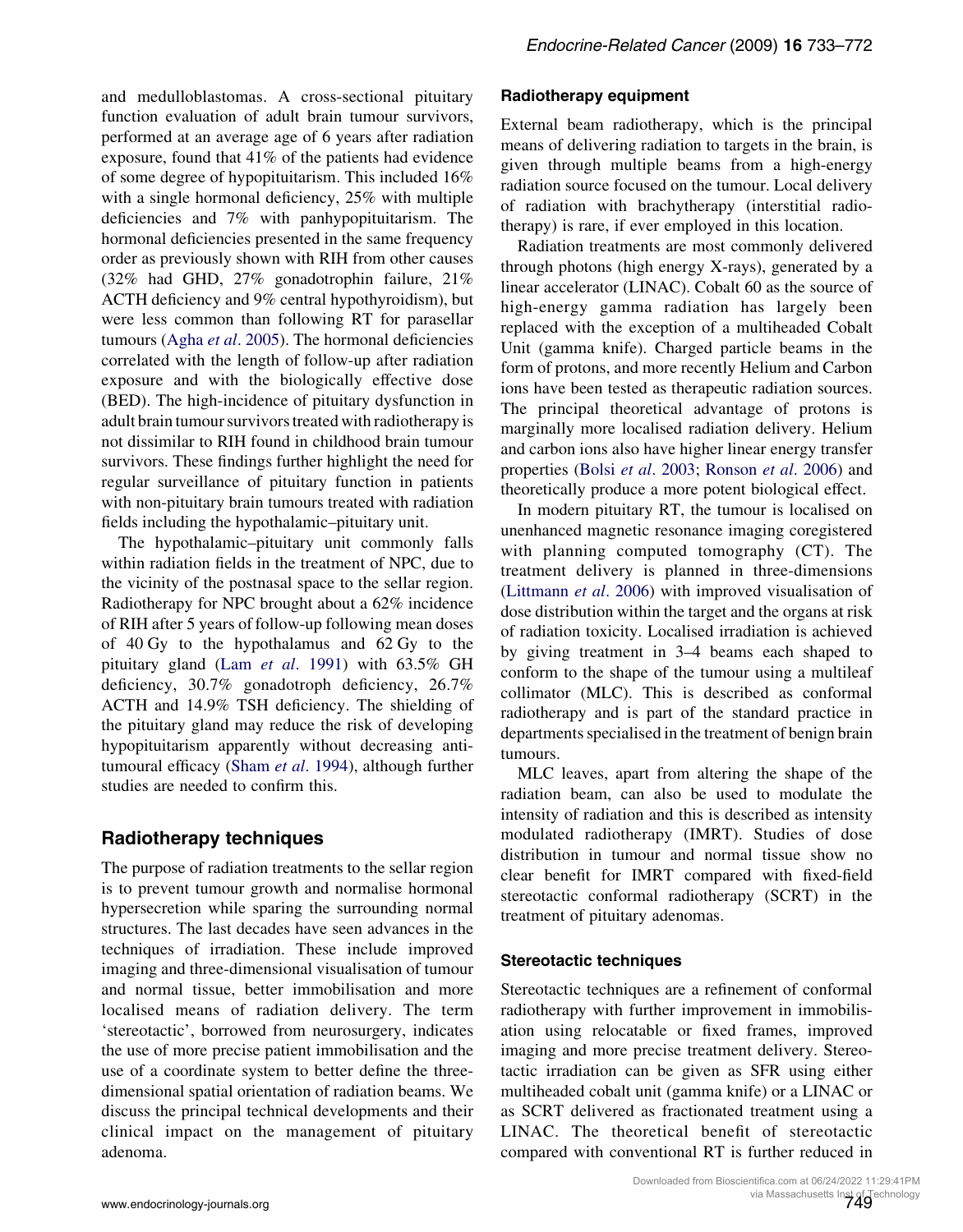and medulloblastomas. A cross-sectional pituitary function evaluation of adult brain tumour survivors, performed at an average age of 6 years after radiation exposure, found that 41% of the patients had evidence of some degree of hypopituitarism. This included 16% with a single hormonal deficiency, 25% with multiple deficiencies and 7% with panhypopituitarism. The hormonal deficiencies presented in the same frequency order as previously shown with RIH from other causes (32% had GHD, 27% gonadotrophin failure, 21% ACTH deficiency and 9% central hypothyroidism), but were less common than following RT for parasellar tumours (Agha *et al*. 2005). The hormonal deficiencies correlated with the length of follow-up after radiation exposure and with the biologically effective dose (BED). The high-incidence of pituitary dysfunction in adult brain tumour survivors treated with radiotherapy is not dissimilar to RIH found in childhood brain tumour survivors. These findings further highlight the need for regular surveillance of pituitary function in patients with non-pituitary brain tumours treated with radiation fields including the hypothalamic–pituitary unit.

The hypothalamic–pituitary unit commonly falls within radiation fields in the treatment of NPC, due to the vicinity of the postnasal space to the sellar region. Radiotherapy for NPC brought about a 62% incidence of RIH after 5 years of follow-up following mean doses of 40 Gy to the hypothalamus and 62 Gy to the pituitary gland (Lam *et al*. 1991) with 63.5% GH deficiency, 30.7% gonadotroph deficiency, 26.7% ACTH and 14.9% TSH deficiency. The shielding of the pituitary gland may reduce the risk of developing hypopituitarism apparently without decreasing anti-tumoural efficacy (Sham *et al*. 1994), although further studies are needed to confirm this.

## Radiotherapy techniques

The purpose of radiation treatments to the sellar region is to prevent tumour growth and normalise hormonal hypersecretion while sparing the surrounding normal structures. The last decades have seen advances in the techniques of irradiation. These include improved imaging and three-dimensional visualisation of tumour and normal tissue, better immobilisation and more localised means of radiation delivery. The term 'stereotactic', borrowed from neurosurgery, indicates the use of more precise patient immobilisation and the use of a coordinate system to better define the three-dimensional spatial orientation of radiation beams. We discuss the principal technical developments and their clinical impact on the management of pituitary adenoma.

### Radiotherapy equipment

External beam radiotherapy, which is the principal means of delivering radiation to targets in the brain, is given through multiple beams from a high-energy radiation source focused on the tumour. Local delivery of radiation with brachytherapy (interstitial radiotherapy) is rare, if ever employed in this location.

Radiation treatments are most commonly delivered through photons (high energy X-rays), generated by a linear accelerator (LINAC). Cobalt 60 as the source of high-energy gamma radiation has largely been replaced with the exception of a multiheaded Cobalt Unit (gamma knife). Charged particle beams in the form of protons, and more recently Helium and Carbon ions have been tested as therapeutic radiation sources. The principal theoretical advantage of protons is marginally more localised radiation delivery. Helium and carbon ions also have higher linear energy transfer properties (Bolsi *et al*. 2003; Ronson *et al*. 2006) and theoretically produce a more potent biological effect.

In modern pituitary RT, the tumour is localised on unenhanced magnetic resonance imaging coregistered with planning computed tomography (CT). The treatment delivery is planned in three-dimensions (Littmann *et al*. 2006) with improved visualisation of dose distribution within the target and the organs at risk of radiation toxicity. Localised irradiation is achieved by giving treatment in 3–4 beams each shaped to conform to the shape of the tumour using a multileaf collimator (MLC). This is described as conformal radiotherapy and is part of the standard practice in departments specialised in the treatment of benign brain tumours.

MLC leaves, apart from altering the shape of the radiation beam, can also be used to modulate the intensity of radiation and this is described as intensity modulated radiotherapy (IMRT). Studies of dose distribution in tumour and normal tissue show no clear benefit for IMRT compared with fixed-field stereotactic conformal radiotherapy (SCRT) in the treatment of pituitary adenomas.

### Stereotactic techniques

Stereotactic techniques are a refinement of conformal radiotherapy with further improvement in immobilisation using relocatable or fixed frames, improved imaging and more precise treatment delivery. Stereotactic irradiation can be given as SFR using either multiheaded cobalt unit (gamma knife) or a LINAC or as SCRT delivered as fractionated treatment using a LINAC. The theoretical benefit of stereotactic compared with conventional RT is further reduced in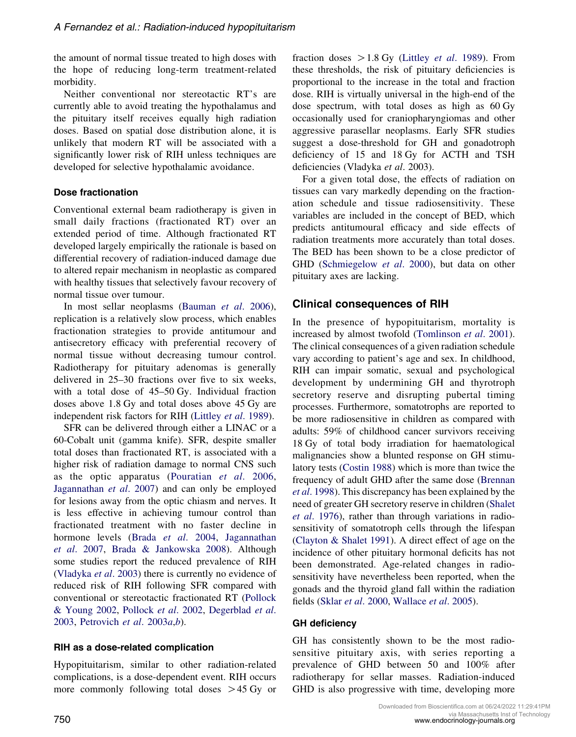the amount of normal tissue treated to high doses with the hope of reducing long-term treatment-related morbidity.

Neither conventional nor stereotactic RT's are currently able to avoid treating the hypothalamus and the pituitary itself receives equally high radiation doses. Based on spatial dose distribution alone, it is unlikely that modern RT will be associated with a significantly lower risk of RIH unless techniques are developed for selective hypothalamic avoidance.

### Dose fractionation

Conventional external beam radiotherapy is given in small daily fractions (fractionated RT) over an extended period of time. Although fractionated RT developed largely empirically the rationale is based on differential recovery of radiation-induced damage due to altered repair mechanism in neoplastic as compared with healthy tissues that selectively favour recovery of normal tissue over tumour.

In most sellar neoplasms (Bauman *et al*. 2006), replication is a relatively slow process, which enables fractionation strategies to provide antitumour and antisecretory efficacy with preferential recovery of normal tissue without decreasing tumour control. Radiotherapy for pituitary adenomas is generally delivered in 25–30 fractions over five to six weeks, with a total dose of 45–50 Gy. Individual fraction doses above 1.8 Gy and total doses above 45 Gy are independent risk factors for RIH (Littley *et al*. 1989).

SFR can be delivered through either a LINAC or a 60-Cobalt unit (gamma knife). SFR, despite smaller total doses than fractionated RT, is associated with a higher risk of radiation damage to normal CNS such as the optic apparatus (Pouratian *et al*. 2006, Jagannathan *et al*. 2007) and can only be employed for lesions away from the optic chiasm and nerves. It is less effective in achieving tumour control than fractionated treatment with no faster decline in hormone levels (Brada *et al*. 2004, Jagannathan *et al*. 2007, Brada & Jankowska 2008). Although some studies report the reduced prevalence of RIH (Vladyka *et al*. 2003) there is currently no evidence of reduced risk of RIH following SFR compared with conventional or stereotactic fractionated RT (Pollock & Young 2002, Pollock *et al*. 2002, Degerblad *et al*. 2003, Petrovich *et al*. 2003*a*,*b*).

### RIH as a dose-related complication

Hypopituitarism, similar to other radiation-related complications, is a dose-dependent event. RIH occurs more commonly following total doses >45 Gy or fraction doses >1.8 Gy (Littley *et al*. 1989). From these thresholds, the risk of pituitary deficiencies is proportional to the increase in the total and fraction dose. RIH is virtually universal in the high-end of the dose spectrum, with total doses as high as 60 Gy occasionally used for craniopharyngiomas and other aggressive parasellar neoplasms. Early SFR studies suggest a dose-threshold for GH and gonadotroph deficiency of 15 and 18 Gy for ACTH and TSH deficiencies (Vladyka *et al*. 2003).

For a given total dose, the effects of radiation on tissues can vary markedly depending on the fractionation schedule and tissue radiosensitivity. These variables are included in the concept of BED, which predicts antitumoural efficacy and side effects of radiation treatments more accurately than total doses. The BED has been shown to be a close predictor of GHD (Schmiegelow *et al*. 2000), but data on other pituitary axes are lacking.

## Clinical consequences of RIH

In the presence of hypopituitarism, mortality is increased by almost twofold (Tomlinson *et al*. 2001). The clinical consequences of a given radiation schedule vary according to patient's age and sex. In childhood, RIH can impair somatic, sexual and psychological development by undermining GH and thyrotroph secretory reserve and disrupting pubertal timing processes. Furthermore, somatotrophs are reported to be more radiosensitive in children as compared with adults: 59% of childhood cancer survivors receiving 18 Gy of total body irradiation for haematological malignancies show a blunted response on GH stimulatory tests (Costin 1988) which is more than twice the frequency of adult GHD after the same dose (Brennan *et al*. 1998). This discrepancy has been explained by the need of greater GH secretory reserve in children (Shalet *et al*. 1976), rather than through variations in radiosensitivity of somatotroph cells through the lifespan (Clayton & Shalet 1991). A direct effect of age on the incidence of other pituitary hormonal deficits has not been demonstrated. Age-related changes in radiosensitivity have nevertheless been reported, when the gonads and the thyroid gland fall within the radiation fields (Sklar *et al*. 2000, Wallace *et al*. 2005).

### GH deficiency

GH has consistently shown to be the most radiosensitive pituitary axis, with series reporting a prevalence of GHD between 50 and 100% after radiotherapy for sellar masses. Radiation-induced GHD is also progressive with time, developing more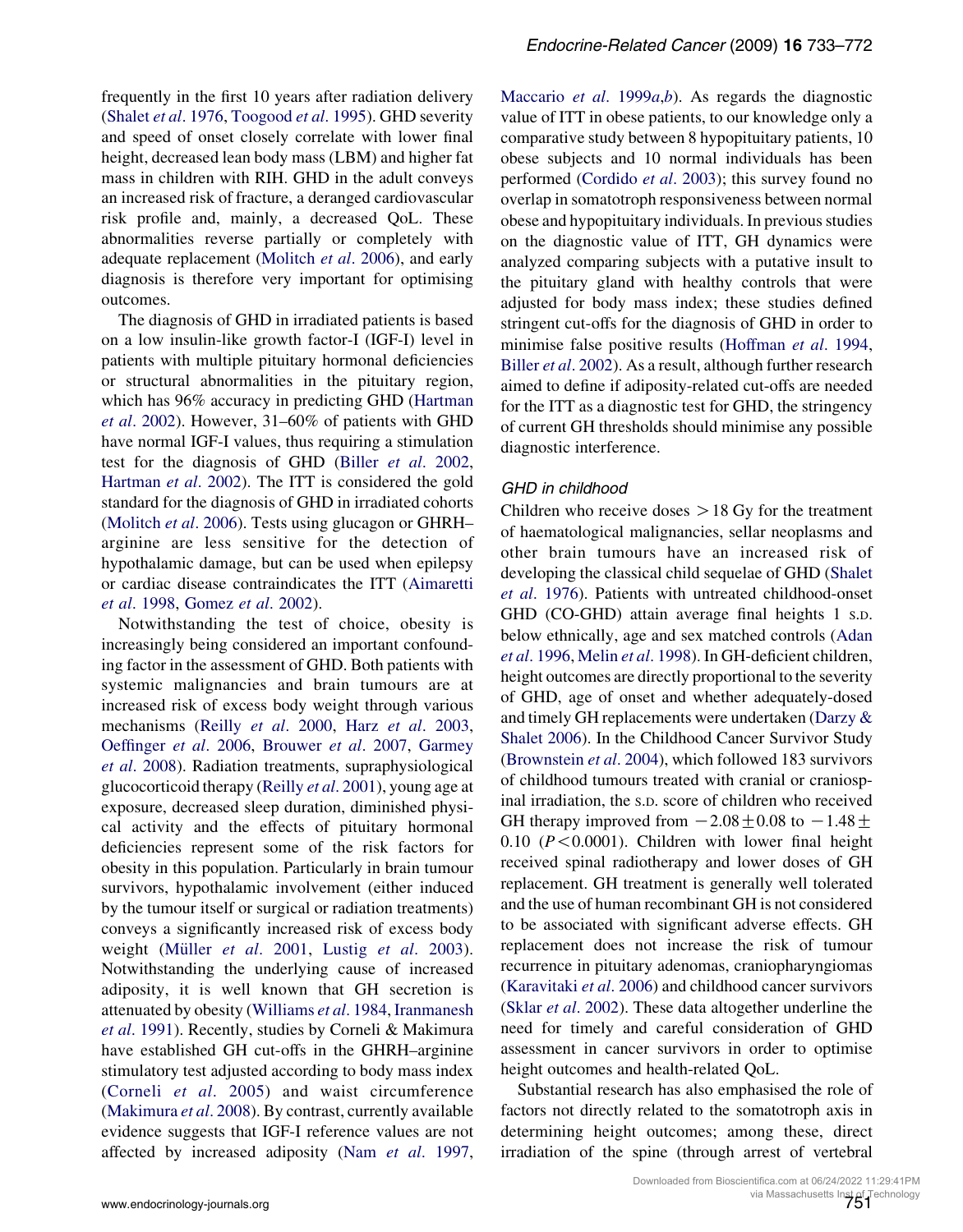frequently in the first 10 years after radiation delivery (Shalet *et al*. 1976, Toogood *et al*. 1995). GHD severity and speed of onset closely correlate with lower final height, decreased lean body mass (LBM) and higher fat mass in children with RIH. GHD in the adult conveys an increased risk of fracture, a deranged cardiovascular risk profile and, mainly, a decreased QoL. These abnormalities reverse partially or completely with adequate replacement (Molitch *et al*. 2006), and early diagnosis is therefore very important for optimising outcomes.

The diagnosis of GHD in irradiated patients is based on a low insulin-like growth factor-I (IGF-I) level in patients with multiple pituitary hormonal deficiencies or structural abnormalities in the pituitary region, which has 96% accuracy in predicting GHD (Hartman *et al*. 2002). However, 31–60% of patients with GHD have normal IGF-I values, thus requiring a stimulation test for the diagnosis of GHD (Biller *et al*. 2002, Hartman *et al*. 2002). The ITT is considered the gold standard for the diagnosis of GHD in irradiated cohorts (Molitch *et al*. 2006). Tests using glucagon or GHRH–arginine are less sensitive for the detection of hypothalamic damage, but can be used when epilepsy or cardiac disease contraindicates the ITT (Aimaretti *et al*. 1998, Gomez *et al*. 2002).

Notwithstanding the test of choice, obesity is increasingly being considered an important confounding factor in the assessment of GHD. Both patients with systemic malignancies and brain tumours are at increased risk of excess body weight through various mechanisms (Reilly *et al*. 2000, Harz *et al*. 2003, Oeffinger *et al*. 2006, Brouwer *et al*. 2007, Garmey *et al*. 2008). Radiation treatments, supraphysiological glucocorticoid therapy (Reilly *et al*. 2001), young age at exposure, decreased sleep duration, diminished physical activity and the effects of pituitary hormonal deficiencies represent some of the risk factors for obesity in this population. Particularly in brain tumour survivors, hypothalamic involvement (either induced by the tumour itself or surgical or radiation treatments) conveys a significantly increased risk of excess body weight (Müller *et al*. 2001, Lustig *et al*. 2003). Notwithstanding the underlying cause of increased adiposity, it is well known that GH secretion is attenuated by obesity (Williams *et al*. 1984, Iranmanesh *et al*. 1991). Recently, studies by Corneli & Makimura have established GH cut-offs in the GHRH–arginine stimulatory test adjusted according to body mass index (Corneli *et al*. 2005) and waist circumference (Makimura *et al*. 2008). By contrast, currently available evidence suggests that IGF-I reference values are not affected by increased adiposity (Nam *et al*. 1997, Maccario *et al*. 1999*a*,*b*). As regards the diagnostic value of ITT in obese patients, to our knowledge only a comparative study between 8 hypopituitary patients, 10 obese subjects and 10 normal individuals has been performed (Cordido *et al*. 2003); this survey found no overlap in somatotroph responsiveness between normal obese and hypopituitary individuals. In previous studies on the diagnostic value of ITT, GH dynamics were analyzed comparing subjects with a putative insult to the pituitary gland with healthy controls that were adjusted for body mass index; these studies defined stringent cut-offs for the diagnosis of GHD in order to minimise false positive results (Hoffman *et al*. 1994, Biller *et al*. 2002). As a result, although further research aimed to define if adiposity-related cut-offs are needed for the ITT as a diagnostic test for GHD, the stringency of current GH thresholds should minimise any possible diagnostic interference.

### *GHD in childhood*

Children who receive doses $>18$ Gy for the treatment of haematological malignancies, sellar neoplasms and other brain tumours have an increased risk of developing the classical child sequelae of GHD (Shalet *et al*. 1976). Patients with untreated childhood-onset GHD (CO-GHD) attain average final heights 1 S.D. below ethnically, age and sex matched controls (Adan *et al*. 1996, Melin *et al*. 1998). In GH-deficient children, height outcomes are directly proportional to the severity of GHD, age of onset and whether adequately-dosed and timely GH replacements were undertaken (Darzy & Shalet 2006). In the Childhood Cancer Survivor Study (Brownstein *et al*. 2004), which followed 183 survivors of childhood tumours treated with cranial or craniospinal irradiation, the S.D. score of children who received GH therapy improved from $-2.08 \pm 0.08$ to $-1.48 \pm 0.10$ ($P<0.0001$). Children with lower final height received spinal radiotherapy and lower doses of GH replacement. GH treatment is generally well tolerated and the use of human recombinant GH is not considered to be associated with significant adverse effects. GH replacement does not increase the risk of tumour recurrence in pituitary adenomas, craniopharyngiomas (Karavitaki *et al*. 2006) and childhood cancer survivors (Sklar *et al*. 2002). These data altogether underline the need for timely and careful consideration of GHD assessment in cancer survivors in order to optimise height outcomes and health-related QoL.

Substantial research has also emphasised the role of factors not directly related to the somatotroph axis in determining height outcomes; among these, direct irradiation of the spine (through arrest of vertebral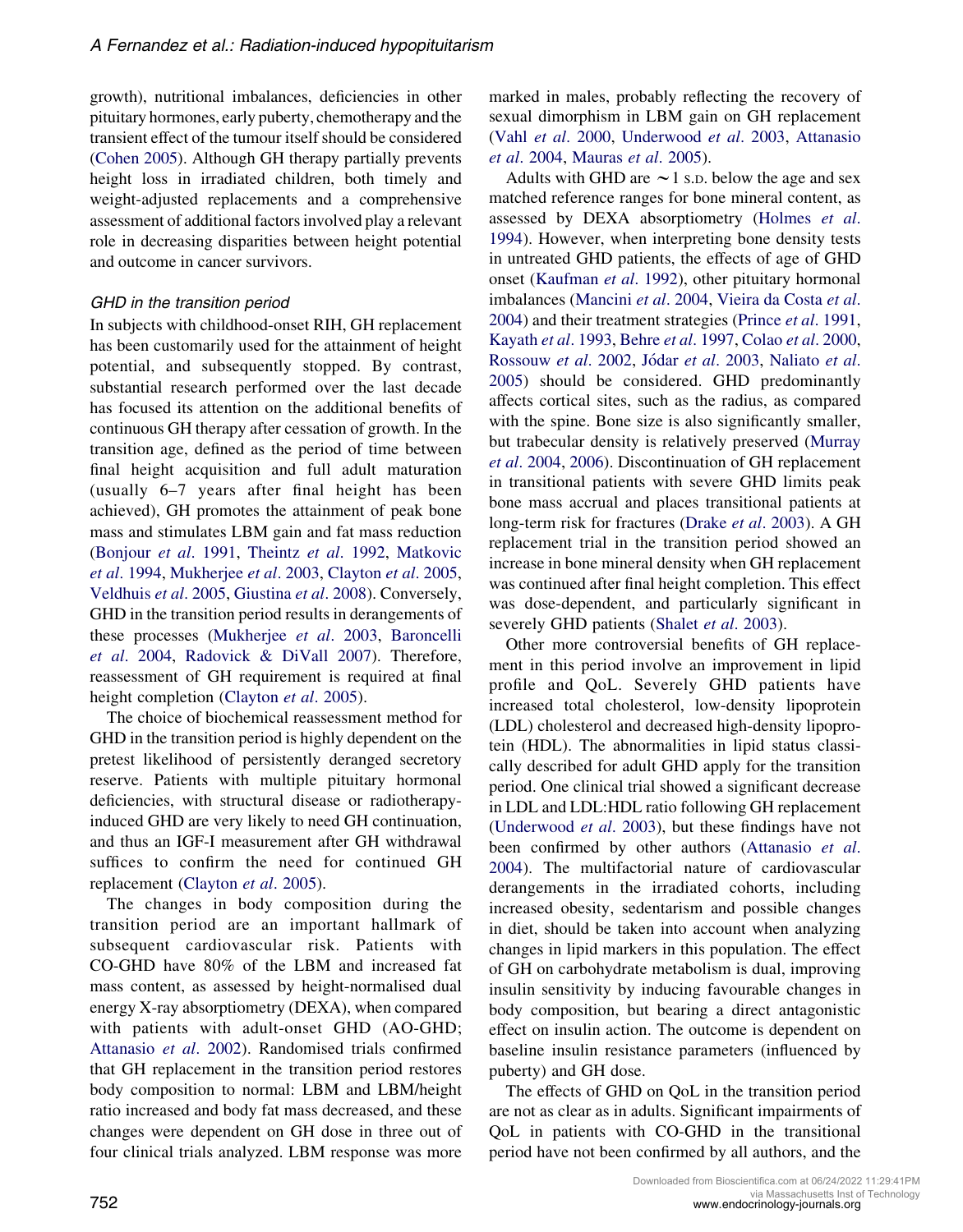growth), nutritional imbalances, deficiencies in other pituitary hormones, early puberty, chemotherapy and the transient effect of the tumour itself should be considered (Cohen 2005). Although GH therapy partially prevents height loss in irradiated children, both timely and weight-adjusted replacements and a comprehensive assessment of additional factors involved play a relevant role in decreasing disparities between height potential and outcome in cancer survivors.

### GHD in the transition period

In subjects with childhood-onset RIH, GH replacement has been customarily used for the attainment of height potential, and subsequently stopped. By contrast, substantial research performed over the last decade has focused its attention on the additional benefits of continuous GH therapy after cessation of growth. In the transition age, defined as the period of time between final height acquisition and full adult maturation (usually 6–7 years after final height has been achieved), GH promotes the attainment of peak bone mass and stimulates LBM gain and fat mass reduction (Bonjour *et al*. 1991, Theintz *et al*. 1992, Matkovic *et al*. 1994, Mukherjee *et al*. 2003, Clayton *et al*. 2005, Veldhuis *et al*. 2005, Giustina *et al*. 2008). Conversely, GHD in the transition period results in derangements of these processes (Mukherjee *et al*. 2003, Baroncelli *et al*. 2004, Radovick & DiVall 2007). Therefore, reassessment of GH requirement is required at final height completion (Clayton *et al*. 2005).

The choice of biochemical reassessment method for GHD in the transition period is highly dependent on the pretest likelihood of persistently deranged secretory reserve. Patients with multiple pituitary hormonal deficiencies, with structural disease or radiotherapy-induced GHD are very likely to need GH continuation, and thus an IGF-I measurement after GH withdrawal suffices to confirm the need for continued GH replacement (Clayton *et al*. 2005).

The changes in body composition during the transition period are an important hallmark of subsequent cardiovascular risk. Patients with CO-GHD have 80% of the LBM and increased fat mass content, as assessed by height-normalised dual energy X-ray absorptiometry (DEXA), when compared with patients with adult-onset GHD (AO-GHD; Attanasio *et al*. 2002). Randomised trials confirmed that GH replacement in the transition period restores body composition to normal: LBM and LBM/height ratio increased and body fat mass decreased, and these changes were dependent on GH dose in three out of four clinical trials analyzed. LBM response was more marked in males, probably reflecting the recovery of sexual dimorphism in LBM gain on GH replacement (Vahl *et al*. 2000, Underwood *et al*. 2003, Attanasio *et al*. 2004, Mauras *et al*. 2005).

Adults with GHD are ∼1 s.d. below the age and sex matched reference ranges for bone mineral content, as assessed by DEXA absorptiometry (Holmes *et al*. 1994). However, when interpreting bone density tests in untreated GHD patients, the effects of age of GHD onset (Kaufman *et al*. 1992), other pituitary hormonal imbalances (Mancini *et al*. 2004, Vieira da Costa *et al*. 2004) and their treatment strategies (Prince *et al*. 1991, Kayath *et al*. 1993, Behre *et al*. 1997, Colao *et al*. 2000, Rossouw *et al*. 2002, Jódar *et al*. 2003, Naliato *et al*. 2005) should be considered. GHD predominantly affects cortical sites, such as the radius, as compared with the spine. Bone size is also significantly smaller, but trabecular density is relatively preserved (Murray *et al*. 2004, 2006). Discontinuation of GH replacement in transitional patients with severe GHD limits peak bone mass accrual and places transitional patients at long-term risk for fractures (Drake *et al*. 2003). A GH replacement trial in the transition period showed an increase in bone mineral density when GH replacement was continued after final height completion. This effect was dose-dependent, and particularly significant in severely GHD patients (Shalet *et al*. 2003).

Other more controversial benefits of GH replacement in this period involve an improvement in lipid profile and QoL. Severely GHD patients have increased total cholesterol, low-density lipoprotein (LDL) cholesterol and decreased high-density lipoprotein (HDL). The abnormalities in lipid status classically described for adult GHD apply for the transition period. One clinical trial showed a significant decrease in LDL and LDL:HDL ratio following GH replacement (Underwood *et al*. 2003), but these findings have not been confirmed by other authors (Attanasio *et al*. 2004). The multifactorial nature of cardiovascular derangements in the irradiated cohorts, including increased obesity, sedentarism and possible changes in diet, should be taken into account when analyzing changes in lipid markers in this population. The effect of GH on carbohydrate metabolism is dual, improving insulin sensitivity by inducing favourable changes in body composition, but bearing a direct antagonistic effect on insulin action. The outcome is dependent on baseline insulin resistance parameters (influenced by puberty) and GH dose.

The effects of GHD on QoL in the transition period are not as clear as in adults. Significant impairments of QoL in patients with CO-GHD in the transitional period have not been confirmed by all authors, and the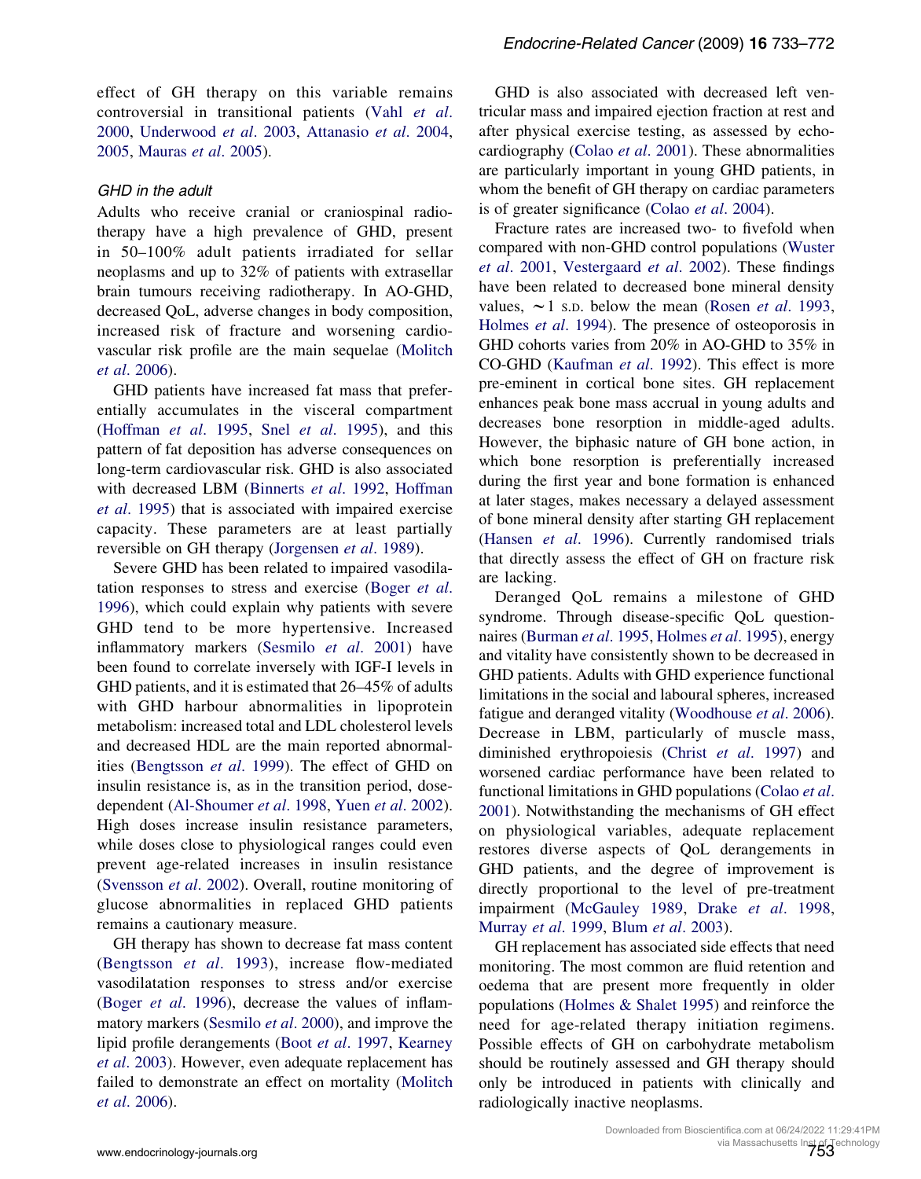effect of GH therapy on this variable remains controversial in transitional patients (Vahl *et al*. 2000, Underwood *et al*. 2003, Attanasio *et al*. 2004, 2005, Mauras *et al*. 2005).

### *GHD in the adult*

Adults who receive cranial or craniospinal radiotherapy have a high prevalence of GHD, present in 50–100% adult patients irradiated for sellar neoplasms and up to 32% of patients with extrasellar brain tumours receiving radiotherapy. In AO-GHD, decreased QoL, adverse changes in body composition, increased risk of fracture and worsening cardiovascular risk profile are the main sequelae (Molitch *et al*. 2006).

GHD patients have increased fat mass that preferentially accumulates in the visceral compartment (Hoffman *et al*. 1995, Snel *et al*. 1995), and this pattern of fat deposition has adverse consequences on long-term cardiovascular risk. GHD is also associated with decreased LBM (Binnerts *et al*. 1992, Hoffman *et al*. 1995) that is associated with impaired exercise capacity. These parameters are at least partially reversible on GH therapy (Jorgensen *et al*. 1989).

Severe GHD has been related to impaired vasodilatation responses to stress and exercise (Boger *et al*. 1996), which could explain why patients with severe GHD tend to be more hypertensive. Increased inflammatory markers (Sesmilo *et al*. 2001) have been found to correlate inversely with IGF-I levels in GHD patients, and it is estimated that 26–45% of adults with GHD harbour abnormalities in lipoprotein metabolism: increased total and LDL cholesterol levels and decreased HDL are the main reported abnormalities (Bengtsson *et al*. 1999). The effect of GHD on insulin resistance is, as in the transition period, dose-dependent (Al-Shoumer *et al*. 1998, Yuen *et al*. 2002). High doses increase insulin resistance parameters, while doses close to physiological ranges could even prevent age-related increases in insulin resistance (Svensson *et al*. 2002). Overall, routine monitoring of glucose abnormalities in replaced GHD patients remains a cautionary measure.

GH therapy has shown to decrease fat mass content (Bengtsson *et al*. 1993), increase flow-mediated vasodilatation responses to stress and/or exercise (Boger *et al*. 1996), decrease the values of inflammatory markers (Sesmilo *et al*. 2000), and improve the lipid profile derangements (Boot *et al*. 1997, Kearney *et al*. 2003). However, even adequate replacement has failed to demonstrate an effect on mortality (Molitch *et al*. 2006).

GHD is also associated with decreased left ventricular mass and impaired ejection fraction at rest and after physical exercise testing, as assessed by echocardiography (Colao *et al*. 2001). These abnormalities are particularly important in young GHD patients, in whom the benefit of GH therapy on cardiac parameters is of greater significance (Colao *et al*. 2004).

Fracture rates are increased two- to fivefold when compared with non-GHD control populations (Wuster *et al*. 2001, Vestergaard *et al*. 2002). These findings have been related to decreased bone mineral density values, ~1 S.D. below the mean (Rosen *et al*. 1993, Holmes *et al*. 1994). The presence of osteoporosis in GHD cohorts varies from 20% in AO-GHD to 35% in CO-GHD (Kaufman *et al*. 1992). This effect is more pre-eminent in cortical bone sites. GH replacement enhances peak bone mass accrual in young adults and decreases bone resorption in middle-aged adults. However, the biphasic nature of GH bone action, in which bone resorption is preferentially increased during the first year and bone formation is enhanced at later stages, makes necessary a delayed assessment of bone mineral density after starting GH replacement (Hansen *et al*. 1996). Currently randomised trials that directly assess the effect of GH on fracture risk are lacking.

Deranged QoL remains a milestone of GHD syndrome. Through disease-specific QoL questionnaires (Burman *et al*. 1995, Holmes *et al*. 1995), energy and vitality have consistently shown to be decreased in GHD patients. Adults with GHD experience functional limitations in the social and laboural spheres, increased fatigue and deranged vitality (Woodhouse *et al*. 2006). Decrease in LBM, particularly of muscle mass, diminished erythropoiesis (Christ *et al*. 1997) and worsened cardiac performance have been related to functional limitations in GHD populations (Colao *et al*. 2001). Notwithstanding the mechanisms of GH effect on physiological variables, adequate replacement restores diverse aspects of QoL derangements in GHD patients, and the degree of improvement is directly proportional to the level of pre-treatment impairment (McGauley 1989, Drake *et al*. 1998, Murray *et al*. 1999, Blum *et al*. 2003).

GH replacement has associated side effects that need monitoring. The most common are fluid retention and oedema that are present more frequently in older populations (Holmes & Shalet 1995) and reinforce the need for age-related therapy initiation regimens. Possible effects of GH on carbohydrate metabolism should be routinely assessed and GH therapy should only be introduced in patients with clinically and radiologically inactive neoplasms.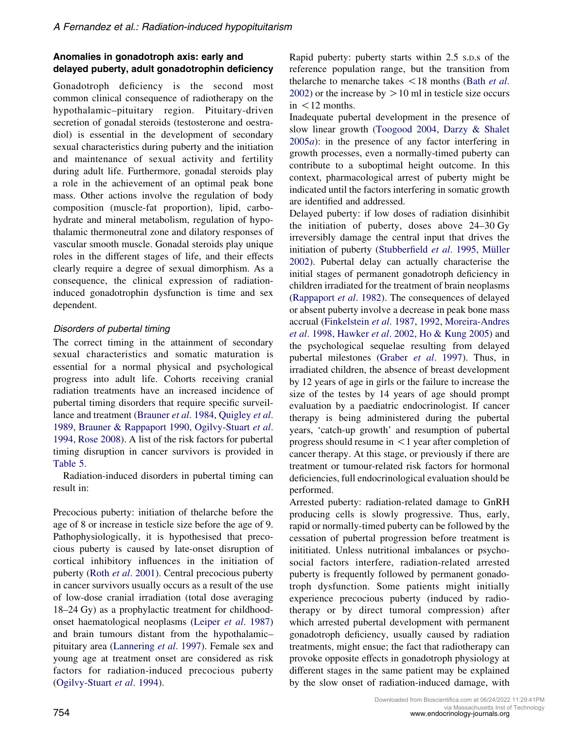### Anomalies in gonadotroph axis: early and delayed puberty, adult gonadotrophin deficiency

Gonadotroph deficiency is the second most common clinical consequence of radiotherapy on the hypothalamic–pituitary region. Pituitary-driven secretion of gonadal steroids (testosterone and oestradiol) is essential in the development of secondary sexual characteristics during puberty and the initiation and maintenance of sexual activity and fertility during adult life. Furthermore, gonadal steroids play a role in the achievement of an optimal peak bone mass. Other actions involve the regulation of body composition (muscle-fat proportion), lipid, carbohydrate and mineral metabolism, regulation of hypothalamic thermoneutral zone and dilatory responses of vascular smooth muscle. Gonadal steroids play unique roles in the different stages of life, and their effects clearly require a degree of sexual dimorphism. As a consequence, the clinical expression of radiation-induced gonadotrophin dysfunction is time and sex dependent.

#### *Disorders of pubertal timing*

The correct timing in the attainment of secondary sexual characteristics and somatic maturation is essential for a normal physical and psychological progress into adult life. Cohorts receiving cranial radiation treatments have an increased incidence of pubertal timing disorders that require specific surveillance and treatment (Brauner *et al*. 1984, Quigley *et al*. 1989, Brauner & Rappaport 1990, Ogilvy-Stuart *et al*. 1994, Rose 2008). A list of the risk factors for pubertal timing disruption in cancer survivors is provided in Table 5.

Radiation-induced disorders in pubertal timing can result in:

Precocious puberty: initiation of thelarche before the age of 8 or increase in testicle size before the age of 9. Pathophysiologically, it is hypothesised that precocious puberty is caused by late-onset disruption of cortical inhibitory influences in the initiation of puberty (Roth *et al*. 2001). Central precocious puberty in cancer survivors usually occurs as a result of the use of low-dose cranial irradiation (total dose averaging 18–24 Gy) as a prophylactic treatment for childhood-onset haematological neoplasms (Leiper *et al*. 1987) and brain tumours distant from the hypothalamic–pituitary area (Lannering *et al*. 1997). Female sex and young age at treatment onset are considered as risk factors for radiation-induced precocious puberty (Ogilvy-Stuart *et al*. 1994).

Rapid puberty: puberty starts within 2.5 s.d.s of the reference population range, but the transition from thelarche to menarche takes <18 months (Bath *et al*. 2002) or the increase by >10 ml in testicle size occurs in <12 months.

Inadequate pubertal development in the presence of slow linear growth (Toogood 2004, Darzy & Shalet 2005*a*): in the presence of any factor interfering in growth processes, even a normally-timed puberty can contribute to a suboptimal height outcome. In this context, pharmacological arrest of puberty might be indicated until the factors interfering in somatic growth are identified and addressed.

Delayed puberty: if low doses of radiation disinhibit the initiation of puberty, doses above 24–30 Gy irreversibly damage the central input that drives the initiation of puberty (Stubberfield *et al*. 1995, Müller 2002). Pubertal delay can actually characterise the initial stages of permanent gonadotroph deficiency in children irradiated for the treatment of brain neoplasms (Rappaport *et al*. 1982). The consequences of delayed or absent puberty involve a decrease in peak bone mass accrual (Finkelstein *et al*. 1987, 1992, Moreira-Andres *et al*. 1998, Hawker *et al*. 2002, Ho & Kung 2005) and the psychological sequelae resulting from delayed pubertal milestones (Graber *et al*. 1997). Thus, in irradiated children, the absence of breast development by 12 years of age in girls or the failure to increase the size of the testes by 14 years of age should prompt evaluation by a paediatric endocrinologist. If cancer therapy is being administered during the pubertal years, 'catch-up growth' and resumption of pubertal progress should resume in <1 year after completion of cancer therapy. At this stage, or previously if there are treatment or tumour-related risk factors for hormonal deficiencies, full endocrinological evaluation should be performed.

Arrested puberty: radiation-related damage to GnRH producing cells is slowly progressive. Thus, early, rapid or normally-timed puberty can be followed by the cessation of pubertal progression before treatment is inititiated. Unless nutritional imbalances or psychosocial factors interfere, radiation-related arrested puberty is frequently followed by permanent gonadotroph dysfunction. Some patients might initially experience precocious puberty (induced by radiotherapy or by direct tumoral compression) after which arrested pubertal development with permanent gonadotroph deficiency, usually caused by radiation treatments, might ensue; the fact that radiotherapy can provoke opposite effects in gonadotroph physiology at different stages in the same patient may be explained by the slow onset of radiation-induced damage, with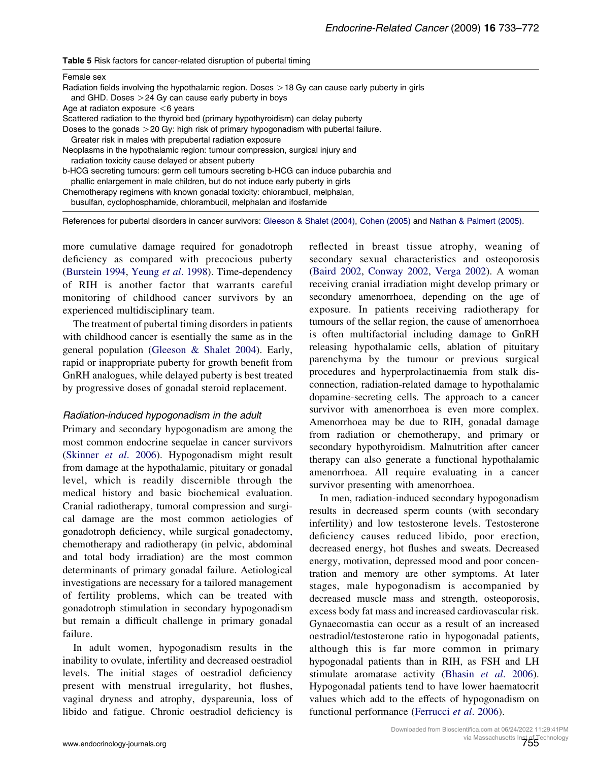**Table 5** Risk factors for cancer-related disruption of pubertal timing

| |
|---|
| Female sex |
| Radiation fields involving the hypothalamic region. Doses >18 Gy can cause early puberty in girls and GHD. Doses >24 Gy can cause early puberty in boys |
| Age at radiaton exposure <6 years |
| Scattered radiation to the thyroid bed (primary hypothyroidism) can delay puberty |
| Doses to the gonads >20 Gy: high risk of primary hypogonadism with pubertal failure. Greater risk in males with prepubertal radiation exposure |
| Neoplasms in the hypothalamic region: tumour compression, surgical injury and radiation toxicity cause delayed or absent puberty |
| b-HCG secreting tumours: germ cell tumours secreting b-HCG can induce pubarchia and phallic enlargement in male children, but do not induce early puberty in girls |
| Chemotherapy regimens with known gonadal toxicity: chlorambucil, melphalan, busulfan, cyclophosphamide, chlorambucil, melphalan and ifosfamide |

References for pubertal disorders in cancer survivors: Gleeson & Shalet (2004), Cohen (2005) and Nathan & Palmert (2005).

more cumulative damage required for gonadotroph deficiency as compared with precocious puberty (Burstein 1994, Yeung *et al*. 1998). Time-dependency of RIH is another factor that warrants careful monitoring of childhood cancer survivors by an experienced multidisciplinary team.

The treatment of pubertal timing disorders in patients with childhood cancer is essentially the same as in the general population (Gleeson & Shalet 2004). Early, rapid or inappropriate puberty for growth benefit from GnRH analogues, while delayed puberty is best treated by progressive doses of gonadal steroid replacement.

### *Radiation-induced hypogonadism in the adult*

Primary and secondary hypogonadism are among the most common endocrine sequelae in cancer survivors (Skinner *et al*. 2006). Hypogonadism might result from damage at the hypothalamic, pituitary or gonadal level, which is readily discernible through the medical history and basic biochemical evaluation. Cranial radiotherapy, tumoral compression and surgical damage are the most common aetiologies of gonadotroph deficiency, while surgical gonadectomy, chemotherapy and radiotherapy (in pelvic, abdominal and total body irradiation) are the most common determinants of primary gonadal failure. Aetiological investigations are necessary for a tailored management of fertility problems, which can be treated with gonadotroph stimulation in secondary hypogonadism but remain a difficult challenge in primary gonadal failure.

In adult women, hypogonadism results in the inability to ovulate, infertility and decreased oestradiol levels. The initial stages of oestradiol deficiency present with menstrual irregularity, hot flushes, vaginal dryness and atrophy, dyspareunia, loss of libido and fatigue. Chronic oestradiol deficiency is reflected in breast tissue atrophy, weaning of secondary sexual characteristics and osteoporosis (Baird 2002, Conway 2002, Verga 2002). A woman receiving cranial irradiation might develop primary or secondary amenorrhoea, depending on the age of exposure. In patients receiving radiotherapy for tumours of the sellar region, the cause of amenorrhoea is often multifactorial including damage to GnRH releasing hypothalamic cells, ablation of pituitary parenchyma by the tumour or previous surgical procedures and hyperprolactinaemia from stalk disconnection, radiation-related damage to hypothalamic dopamine-secreting cells. The approach to a cancer survivor with amenorrhoea is even more complex. Amenorrhoea may be due to RIH, gonadal damage from radiation or chemotherapy, and primary or secondary hypothyroidism. Malnutrition after cancer therapy can also generate a functional hypothalamic amenorrhoea. All require evaluating in a cancer survivor presenting with amenorrhoea.

In men, radiation-induced secondary hypogonadism results in decreased sperm counts (with secondary infertility) and low testosterone levels. Testosterone deficiency causes reduced libido, poor erection, decreased energy, hot flushes and sweats. Decreased energy, motivation, depressed mood and poor concentration and memory are other symptoms. At later stages, male hypogonadism is accompanied by decreased muscle mass and strength, osteoporosis, excess body fat mass and increased cardiovascular risk. Gynaecomastia can occur as a result of an increased oestradiol/testosterone ratio in hypogonadal patients, although this is far more common in primary hypogonadal patients than in RIH, as FSH and LH stimulate aromatase activity (Bhasin *et al*. 2006). Hypogonadal patients tend to have lower haematocrit values which add to the effects of hypogonadism on functional performance (Ferrucci *et al*. 2006).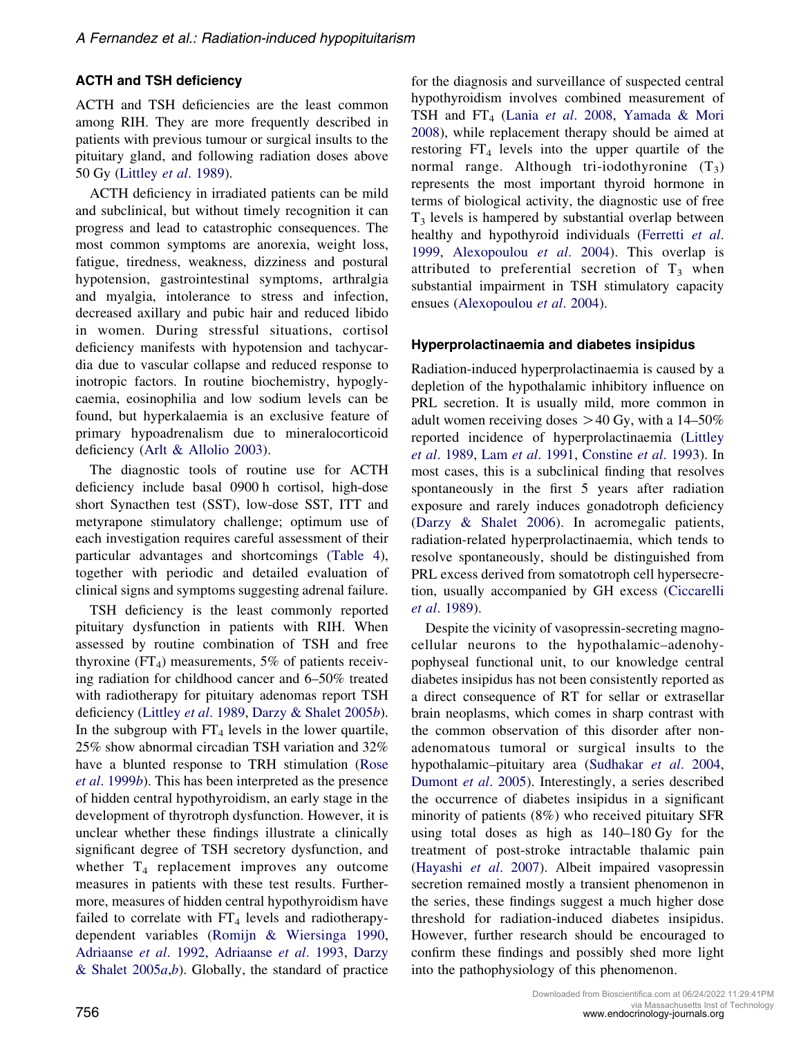### ACTH and TSH deficiency

ACTH and TSH deficiencies are the least common among RIH. They are more frequently described in patients with previous tumour or surgical insults to the pituitary gland, and following radiation doses above 50 Gy (Littley *et al*. 1989).

ACTH deficiency in irradiated patients can be mild and subclinical, but without timely recognition it can progress and lead to catastrophic consequences. The most common symptoms are anorexia, weight loss, fatigue, tiredness, weakness, dizziness and postural hypotension, gastrointestinal symptoms, arthralgia and myalgia, intolerance to stress and infection, decreased axillary and pubic hair and reduced libido in women. During stressful situations, cortisol deficiency manifests with hypotension and tachycardia due to vascular collapse and reduced response to inotropic factors. In routine biochemistry, hypoglycaemia, eosinophilia and low sodium levels can be found, but hyperkalaemia is an exclusive feature of primary hypoadrenalism due to mineralocorticoid deficiency (Arlt & Allolio 2003).

The diagnostic tools of routine use for ACTH deficiency include basal 0900 h cortisol, high-dose short Synacthen test (SST), low-dose SST, ITT and metyrapone stimulatory challenge; optimum use of each investigation requires careful assessment of their particular advantages and shortcomings (Table 4), together with periodic and detailed evaluation of clinical signs and symptoms suggesting adrenal failure.

TSH deficiency is the least commonly reported pituitary dysfunction in patients with RIH. When assessed by routine combination of TSH and free thyroxine ($FT_4$) measurements, 5% of patients receiving radiation for childhood cancer and 6–50% treated with radiotherapy for pituitary adenomas report TSH deficiency (Littley *et al*. 1989, Darzy & Shalet 2005*b*). In the subgroup with $FT_4$ levels in the lower quartile, 25% show abnormal circadian TSH variation and 32% have a blunted response to TRH stimulation (Rose *et al*. 1999*b*). This has been interpreted as the presence of hidden central hypothyroidism, an early stage in the development of thyrotroph dysfunction. However, it is unclear whether these findings illustrate a clinically significant degree of TSH secretory dysfunction, and whether $T_4$ replacement improves any outcome measures in patients with these test results. Furthermore, measures of hidden central hypothyroidism have failed to correlate with $FT_4$ levels and radiotherapy-dependent variables (Romijn & Wiersinga 1990, Adriaanse *et al*. 1992, Adriaanse *et al*. 1993, Darzy & Shalet 2005*a*,*b*). Globally, the standard of practice for the diagnosis and surveillance of suspected central hypothyroidism involves combined measurement of TSH and $FT_4$ (Lania *et al*. 2008, Yamada & Mori 2008), while replacement therapy should be aimed at restoring $FT_4$ levels into the upper quartile of the normal range. Although tri-iodothyronine ($T_3$) represents the most important thyroid hormone in terms of biological activity, the diagnostic use of free $T_3$ levels is hampered by substantial overlap between healthy and hypothyroid individuals (Ferretti *et al*. 1999, Alexopoulou *et al*. 2004). This overlap is attributed to preferential secretion of $T_3$ when substantial impairment in TSH stimulatory capacity ensues (Alexopoulou *et al*. 2004).

### Hyperprolactinaemia and diabetes insipidus

Radiation-induced hyperprolactinaemia is caused by a depletion of the hypothalamic inhibitory influence on PRL secretion. It is usually mild, more common in adult women receiving doses >40 Gy, with a 14–50% reported incidence of hyperprolactinaemia (Littley *et al*. 1989, Lam *et al*. 1991, Constine *et al*. 1993). In most cases, this is a subclinical finding that resolves spontaneously in the first 5 years after radiation exposure and rarely induces gonadotroph deficiency (Darzy & Shalet 2006). In acromegalic patients, radiation-related hyperprolactinaemia, which tends to resolve spontaneously, should be distinguished from PRL excess derived from somatotroph cell hypersecretion, usually accompanied by GH excess (Ciccarelli *et al*. 1989).

Despite the vicinity of vasopressin-secreting magnocellular neurons to the hypothalamic–adenohypophyseal functional unit, to our knowledge central diabetes insipidus has not been consistently reported as a direct consequence of RT for sellar or extrasellar brain neoplasms, which comes in sharp contrast with the common observation of this disorder after non-adenomatous tumoral or surgical insults to the hypothalamic–pituitary area (Sudhakar *et al*. 2004, Dumont *et al*. 2005). Interestingly, a series described the occurrence of diabetes insipidus in a significant minority of patients (8%) who received pituitary SFR using total doses as high as 140–180 Gy for the treatment of post-stroke intractable thalamic pain (Hayashi *et al*. 2007). Albeit impaired vasopressin secretion remained mostly a transient phenomenon in the series, these findings suggest a much higher dose threshold for radiation-induced diabetes insipidus. However, further research should be encouraged to confirm these findings and possibly shed more light into the pathophysiology of this phenomenon.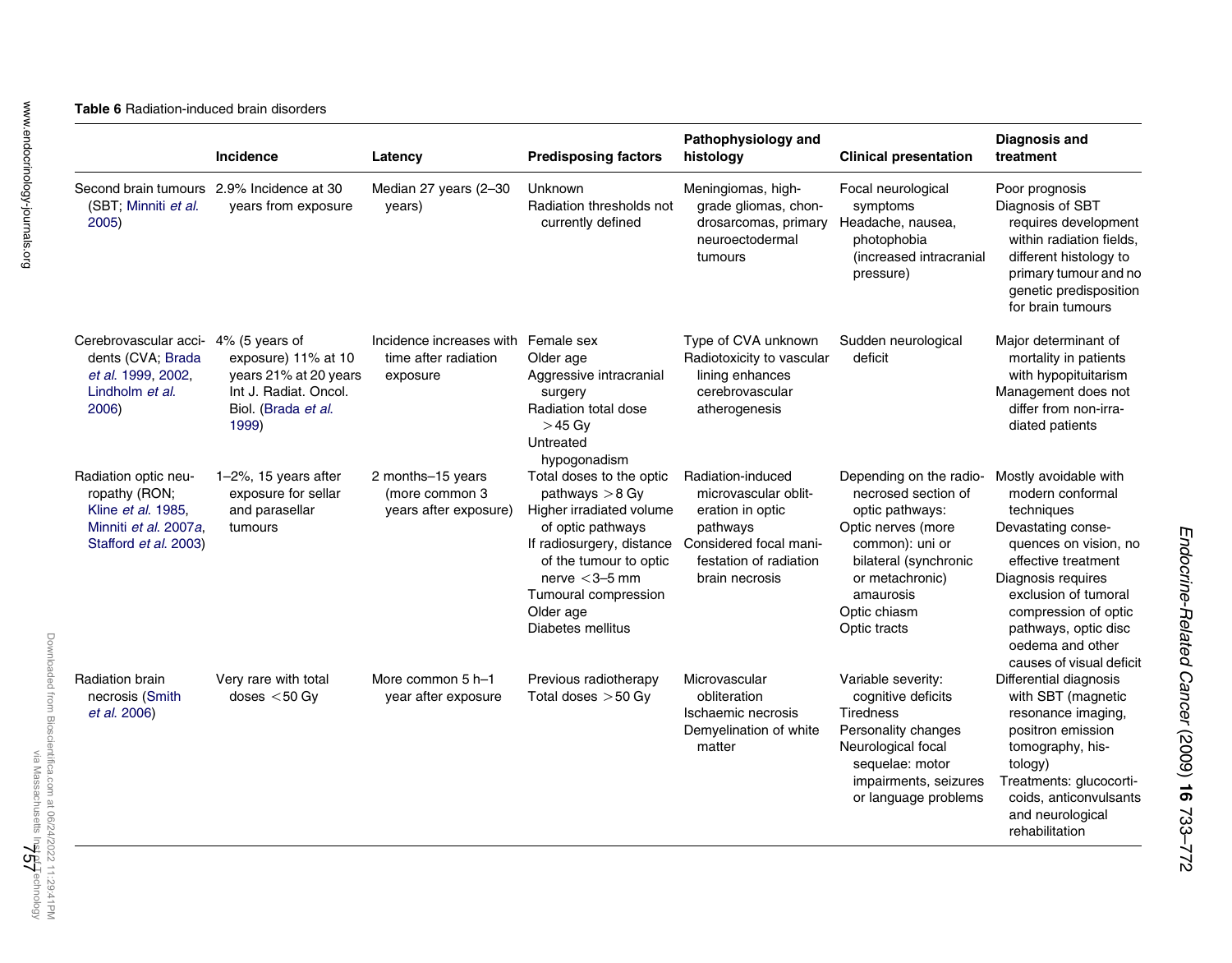**Table 6** Radiation-induced brain disorders

| | Incidence | Latency | Predisposing factors | Pathophysiology and histology | Clinical presentation | Diagnosis and treatment |
|---|---|---|---|---|---|---|
| Second brain tumours (SBT; Minniti *et al.* 2005) | 2.9% Incidence at 30 years from exposure | Median 27 years (2–30 years) | Unknown<br>Radiation thresholds not currently defined | Meningiomas, high-grade gliomas, chondrosarcomas, primary neuroectodermal tumours | Focal neurological symptoms<br>Headache, nausea, photophobia (increased intracranial pressure) | Poor prognosis<br>Diagnosis of SBT requires development within radiation fields, different histology to primary tumour and no genetic predisposition for brain tumours |
| Cerebrovascular accidents (CVA; Brada *et al.* 1999, 2002, Lindholm *et al.* 2006) | 4% (5 years of exposure) 11% at 10 years 21% at 20 years Int J. Radiat. Oncol. Biol. (Brada *et al.* 1999) | Incidence increases with time after radiation exposure | Female sex<br>Older age<br>Aggressive intracranial surgery<br>Radiation total dose >45 Gy<br>Untreated hypogonadism | Type of CVA unknown<br>Radiotoxicity to vascular lining enhances cerebrovascular atherogenesis | Sudden neurological deficit | Major determinant of mortality in patients with hypopituitarism<br>Management does not differ from non-irradiated patients |
| Radiation optic neuropathy (RON; Kline *et al.* 1985, Minniti *et al.* 2007*a*, Stafford *et al.* 2003) | 1–2%, 15 years after exposure for sellar and parasellar tumours | 2 months–15 years (more common 3 years after exposure) | Total doses to the optic pathways >8 Gy<br>Higher irradiated volume of optic pathways<br>If radiosurgery, distance of the tumour to optic nerve <3–5 mm<br>Tumoural compression<br>Older age<br>Diabetes mellitus | Radiation-induced microvascular obliteration in optic pathways<br>Considered focal manifestation of radiation brain necrosis | Depending on the radionecrosed section of optic pathways:<br>Optic nerves (more common): uni or bilateral (synchronic or metachronic) amaurosis<br>Optic chiasm<br>Optic tracts | Mostly avoidable with modern conformal techniques<br>Devastating consequences on vision, no effective treatment<br>Diagnosis requires exclusion of tumoral compression of optic pathways, optic disc oedema and other causes of visual deficit |
| Radiation brain necrosis (Smith *et al.* 2006) | Very rare with total doses <50 Gy | More common 5 h–1 year after exposure | Previous radiotherapy<br>Total doses >50 Gy | Microvascular obliteration<br>Ischaemic necrosis<br>Demyelination of white matter | Variable severity: cognitive deficits<br>Tiredness<br>Personality changes<br>Neurological focal sequelae: motor impairments, seizures or language problems | Differential diagnosis with SBT (magnetic resonance imaging, positron emission tomography, histology)<br>Treatments: glucocorticoids, anticonvulsants and neurological rehabilitation |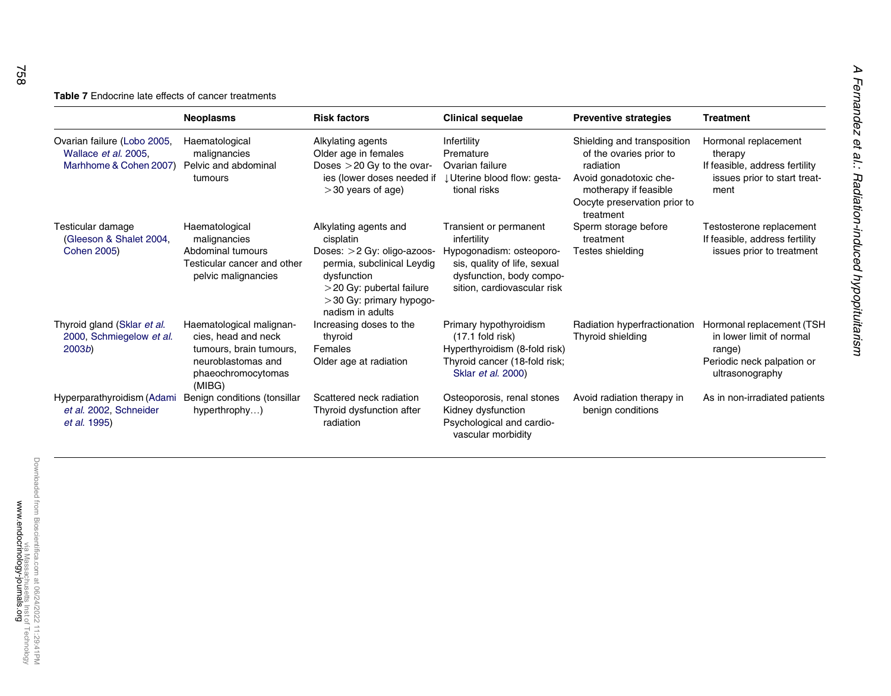**Table 7** Endocrine late effects of cancer treatments

| | Neoplasms | Risk factors | Clinical sequelae | Preventive strategies | Treatment |
|---|---|---|---|---|---|
| Ovarian failure (Lobo 2005, Wallace *et al.* 2005, Marhhome & Cohen 2007) | Haematological malignancies<br>Pelvic and abdominal tumours | Alkylating agents<br>Older age in females<br>Doses >20 Gy to the ovaries (lower doses needed if >30 years of age) | Infertility<br>Premature<br>Ovarian failure<br>↓Uterine blood flow: gestational risks | Shielding and transposition of the ovaries prior to radiation<br>Avoid gonadotoxic chemotherapy if feasible<br>Oocyte preservation prior to treatment | Hormonal replacement therapy<br>If feasible, address fertility issues prior to start treatment |
| Testicular damage (Gleeson & Shalet 2004, Cohen 2005) | Haematological malignancies<br>Abdominal tumours<br>Testicular cancer and other pelvic malignancies | Alkylating agents and cisplatin<br>Doses: >2 Gy: oligo-azoospermia, subclinical Leydig dysfunction<br>>20 Gy: pubertal failure<br>>30 Gy: primary hypogonadism in adults | Transient or permanent infertility<br>Hypogonadism: osteoporosis, quality of life, sexual dysfunction, body composition, cardiovascular risk | Sperm storage before treatment<br>Testes shielding | Testosterone replacement<br>If feasible, address fertility issues prior to treatment |
| Thyroid gland (Sklar *et al.* 2000, Schmiegelow *et al.* 2003*b*) | Haematological malignancies, head and neck tumours, brain tumours, neuroblastomas and phaeochromocytomas (MIBG) | Increasing doses to the thyroid<br>Females<br>Older age at radiation | Primary hypothyroidism (17.1 fold risk)<br>Hyperthyroidism (8-fold risk)<br>Thyroid cancer (18-fold risk; Sklar *et al.* 2000) | Radiation hyperfractionation<br>Thyroid shielding | Hormonal replacement (TSH in lower limit of normal range)<br>Periodic neck palpation or ultrasonography |
| Hyperparathyroidism (Adami *et al.* 2002, Schneider *et al.* 1995) | Benign conditions (tonsillar hyperthrophy…) | Scattered neck radiation<br>Thyroid dysfunction after radiation | Osteoporosis, renal stones<br>Kidney dysfunction<br>Psychological and cardiovascular morbidity | Avoid radiation therapy in benign conditions | As in non-irradiated patients |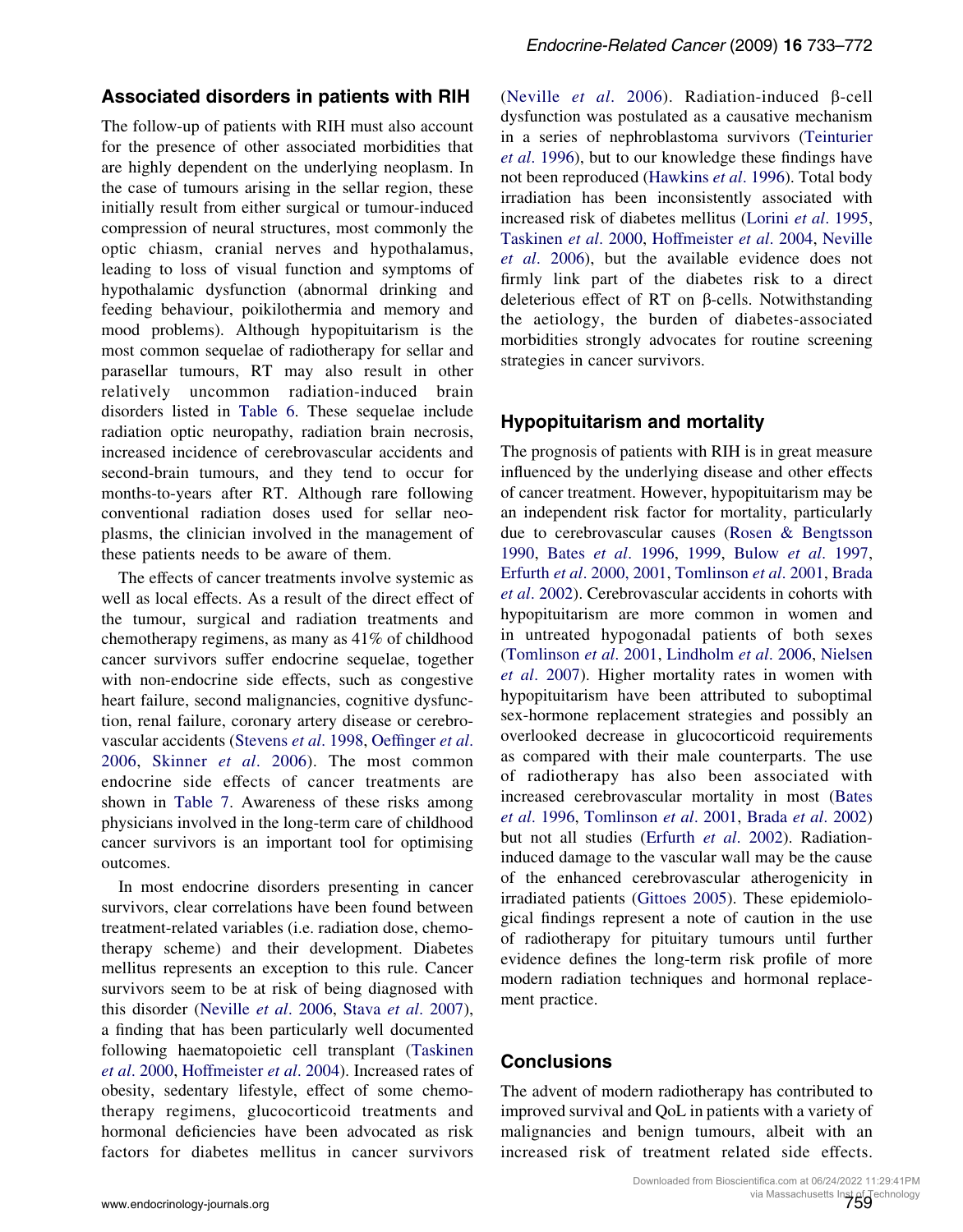## Associated disorders in patients with RIH

The follow-up of patients with RIH must also account for the presence of other associated morbidities that are highly dependent on the underlying neoplasm. In the case of tumours arising in the sellar region, these initially result from either surgical or tumour-induced compression of neural structures, most commonly the optic chiasm, cranial nerves and hypothalamus, leading to loss of visual function and symptoms of hypothalamic dysfunction (abnormal drinking and feeding behaviour, poikilothermia and memory and mood problems). Although hypopituitarism is the most common sequelae of radiotherapy for sellar and parasellar tumours, RT may also result in other relatively uncommon radiation-induced brain disorders listed in Table 6. These sequelae include radiation optic neuropathy, radiation brain necrosis, increased incidence of cerebrovascular accidents and second-brain tumours, and they tend to occur for months-to-years after RT. Although rare following conventional radiation doses used for sellar neoplasms, the clinician involved in the management of these patients needs to be aware of them.

The effects of cancer treatments involve systemic as well as local effects. As a result of the direct effect of the tumour, surgical and radiation treatments and chemotherapy regimens, as many as 41% of childhood cancer survivors suffer endocrine sequelae, together with non-endocrine side effects, such as congestive heart failure, second malignancies, cognitive dysfunction, renal failure, coronary artery disease or cerebrovascular accidents (Stevens *et al*. 1998, Oeffinger *et al*. 2006, Skinner *et al*. 2006). The most common endocrine side effects of cancer treatments are shown in Table 7. Awareness of these risks among physicians involved in the long-term care of childhood cancer survivors is an important tool for optimising outcomes.

In most endocrine disorders presenting in cancer survivors, clear correlations have been found between treatment-related variables (i.e. radiation dose, chemotherapy scheme) and their development. Diabetes mellitus represents an exception to this rule. Cancer survivors seem to be at risk of being diagnosed with this disorder (Neville *et al*. 2006, Stava *et al*. 2007), a finding that has been particularly well documented following haematopoietic cell transplant (Taskinen *et al*. 2000, Hoffmeister *et al*. 2004). Increased rates of obesity, sedentary lifestyle, effect of some chemotherapy regimens, glucocorticoid treatments and hormonal deficiencies have been advocated as risk factors for diabetes mellitus in cancer survivors (Neville *et al*. 2006). Radiation-induced β-cell dysfunction was postulated as a causative mechanism in a series of nephroblastoma survivors (Teinturier *et al*. 1996), but to our knowledge these findings have not been reproduced (Hawkins *et al*. 1996). Total body irradiation has been inconsistently associated with increased risk of diabetes mellitus (Lorini *et al*. 1995, Taskinen *et al*. 2000, Hoffmeister *et al*. 2004, Neville *et al*. 2006), but the available evidence does not firmly link part of the diabetes risk to a direct deleterious effect of RT on β-cells. Notwithstanding the aetiology, the burden of diabetes-associated morbidities strongly advocates for routine screening strategies in cancer survivors.

## Hypopituitarism and mortality

The prognosis of patients with RIH is in great measure influenced by the underlying disease and other effects of cancer treatment. However, hypopituitarism may be an independent risk factor for mortality, particularly due to cerebrovascular causes (Rosen & Bengtsson 1990, Bates *et al*. 1996, 1999, Bulow *et al*. 1997, Erfurth *et al*. 2000, 2001, Tomlinson *et al*. 2001, Brada *et al*. 2002). Cerebrovascular accidents in cohorts with hypopituitarism are more common in women and in untreated hypogonadal patients of both sexes (Tomlinson *et al*. 2001, Lindholm *et al*. 2006, Nielsen *et al*. 2007). Higher mortality rates in women with hypopituitarism have been attributed to suboptimal sex-hormone replacement strategies and possibly an overlooked decrease in glucocorticoid requirements as compared with their male counterparts. The use of radiotherapy has also been associated with increased cerebrovascular mortality in most (Bates *et al*. 1996, Tomlinson *et al*. 2001, Brada *et al*. 2002) but not all studies (Erfurth *et al*. 2002). Radiation-induced damage to the vascular wall may be the cause of the enhanced cerebrovascular atherogenicity in irradiated patients (Gittoes 2005). These epidemiological findings represent a note of caution in the use of radiotherapy for pituitary tumours until further evidence defines the long-term risk profile of more modern radiation techniques and hormonal replacement practice.

## Conclusions

The advent of modern radiotherapy has contributed to improved survival and QoL in patients with a variety of malignancies and benign tumours, albeit with an increased risk of treatment related side effects.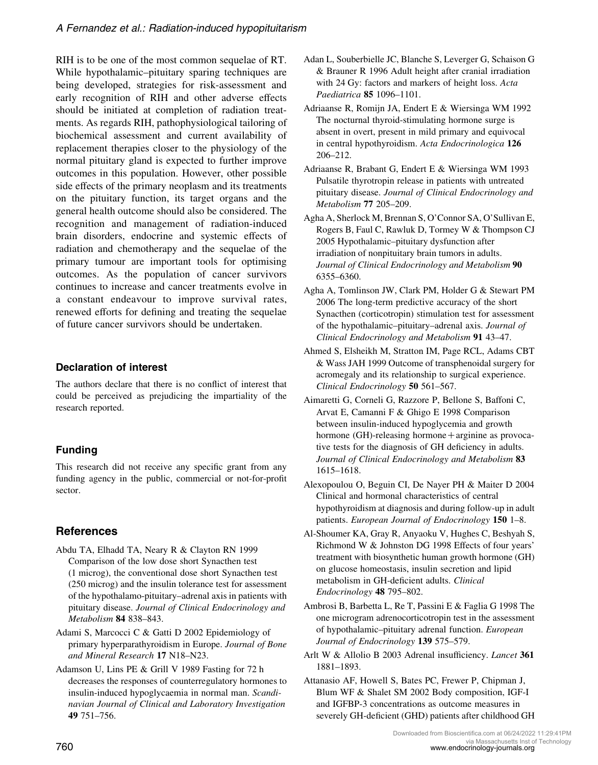RIH is to be one of the most common sequelae of RT. While hypothalamic–pituitary sparing techniques are being developed, strategies for risk-assessment and early recognition of RIH and other adverse effects should be initiated at completion of radiation treatments. As regards RIH, pathophysiological tailoring of biochemical assessment and current availability of replacement therapies closer to the physiology of the normal pituitary gland is expected to further improve outcomes in this population. However, other possible side effects of the primary neoplasm and its treatments on the pituitary function, its target organs and the general health outcome should also be considered. The recognition and management of radiation-induced brain disorders, endocrine and systemic effects of radiation and chemotherapy and the sequelae of the primary tumour are important tools for optimising outcomes. As the population of cancer survivors continues to increase and cancer treatments evolve in a constant endeavour to improve survival rates, renewed efforts for defining and treating the sequelae of future cancer survivors should be undertaken.

## Declaration of interest

The authors declare that there is no conflict of interest that could be perceived as prejudicing the impartiality of the research reported.

## Funding

This research did not receive any specific grant from any funding agency in the public, commercial or not-for-profit sector.

## References

Abdu TA, Elhadd TA, Neary R & Clayton RN 1999 Comparison of the low dose short Synacthen test (1 microg), the conventional dose short Synacthen test (250 microg) and the insulin tolerance test for assessment of the hypothalamo-pituitary–adrenal axis in patients with pituitary disease. *Journal of Clinical Endocrinology and Metabolism* **84** 838–843.

Adami S, Marcocci C & Gatti D 2002 Epidemiology of primary hyperparathyroidism in Europe. *Journal of Bone and Mineral Research* **17** N18–N23.

Adamson U, Lins PE & Grill V 1989 Fasting for 72 h decreases the responses of counterregulatory hormones to insulin-induced hypoglycaemia in normal man. *Scandinavian Journal of Clinical and Laboratory Investigation* **49** 751–756.

Adan L, Souberbielle JC, Blanche S, Leverger G, Schaison G & Brauner R 1996 Adult height after cranial irradiation with 24 Gy: factors and markers of height loss. *Acta Paediatrica* **85** 1096–1101.

Adriaanse R, Romijn JA, Endert E & Wiersinga WM 1992 The nocturnal thyroid-stimulating hormone surge is absent in overt, present in mild primary and equivocal in central hypothyroidism. *Acta Endocrinologica* **126** 206–212.

Adriaanse R, Brabant G, Endert E & Wiersinga WM 1993 Pulsatile thyrotropin release in patients with untreated pituitary disease. *Journal of Clinical Endocrinology and Metabolism* **77** 205–209.

Agha A, Sherlock M, Brennan S, O'Connor SA, O'Sullivan E, Rogers B, Faul C, Rawluk D, Tormey W & Thompson CJ 2005 Hypothalamic–pituitary dysfunction after irradiation of nonpituitary brain tumors in adults. *Journal of Clinical Endocrinology and Metabolism* **90** 6355–6360.

Agha A, Tomlinson JW, Clark PM, Holder G & Stewart PM 2006 The long-term predictive accuracy of the short Synacthen (corticotropin) stimulation test for assessment of the hypothalamic–pituitary–adrenal axis. *Journal of Clinical Endocrinology and Metabolism* **91** 43–47.

Ahmed S, Elsheikh M, Stratton IM, Page RCL, Adams CBT & Wass JAH 1999 Outcome of transphenoidal surgery for acromegaly and its relationship to surgical experience. *Clinical Endocrinology* **50** 561–567.

Aimaretti G, Corneli G, Razzore P, Bellone S, Baffoni C, Arvat E, Camanni F & Ghigo E 1998 Comparison between insulin-induced hypoglycemia and growth hormone (GH)-releasing hormone + arginine as provocative tests for the diagnosis of GH deficiency in adults. *Journal of Clinical Endocrinology and Metabolism* **83** 1615–1618.

Alexopoulou O, Beguin CI, De Nayer PH & Maiter D 2004 Clinical and hormonal characteristics of central hypothyroidism at diagnosis and during follow-up in adult patients. *European Journal of Endocrinology* **150** 1–8.

Al-Shoumer KA, Gray R, Anyaoku V, Hughes C, Beshyah S, Richmond W & Johnston DG 1998 Effects of four years' treatment with biosynthetic human growth hormone (GH) on glucose homeostasis, insulin secretion and lipid metabolism in GH-deficient adults. *Clinical Endocrinology* **48** 795–802.

Ambrosi B, Barbetta L, Re T, Passini E & Faglia G 1998 The one microgram adrenocorticotropin test in the assessment of hypothalamic–pituitary adrenal function. *European Journal of Endocrinology* **139** 575–579.

Arlt W & Allolio B 2003 Adrenal insufficiency. *Lancet* **361** 1881–1893.

Attanasio AF, Howell S, Bates PC, Frewer P, Chipman J, Blum WF & Shalet SM 2002 Body composition, IGF-I and IGFBP-3 concentrations as outcome measures in severely GH-deficient (GHD) patients after childhood GH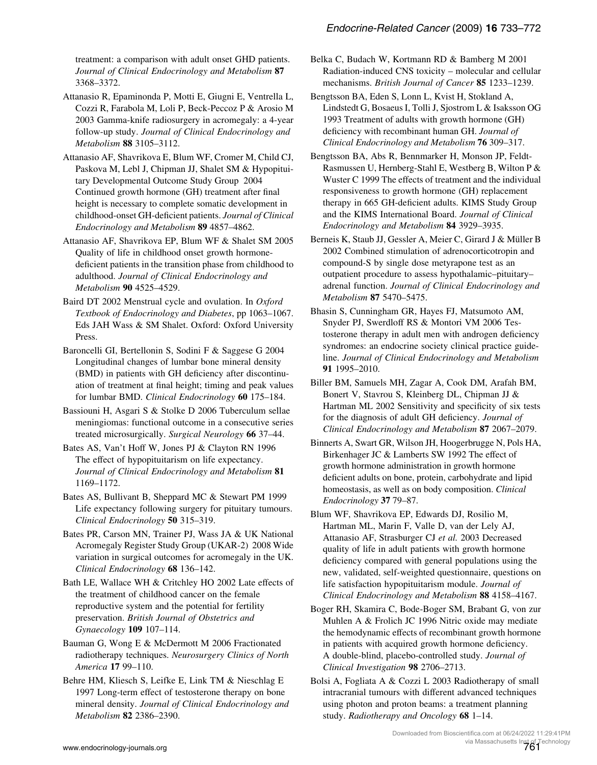treatment: a comparison with adult onset GHD patients. *Journal of Clinical Endocrinology and Metabolism* **87** 3368–3372.

Attanasio R, Epaminonda P, Motti E, Giugni E, Ventrella L, Cozzi R, Farabola M, Loli P, Beck-Peccoz P & Arosio M 2003 Gamma-knife radiosurgery in acromegaly: a 4-year follow-up study. *Journal of Clinical Endocrinology and Metabolism* **88** 3105–3112.

Attanasio AF, Shavrikova E, Blum WF, Cromer M, Child CJ, Paskova M, Lebl J, Chipman JJ, Shalet SM & Hypopituitary Developmental Outcome Study Group 2004 Continued growth hormone (GH) treatment after final height is necessary to complete somatic development in childhood-onset GH-deficient patients. *Journal of Clinical Endocrinology and Metabolism* **89** 4857–4862.

Attanasio AF, Shavrikova EP, Blum WF & Shalet SM 2005 Quality of life in childhood onset growth hormone-deficient patients in the transition phase from childhood to adulthood. *Journal of Clinical Endocrinology and Metabolism* **90** 4525–4529.

Baird DT 2002 Menstrual cycle and ovulation. In *Oxford Textbook of Endocrinology and Diabetes*, pp 1063–1067. Eds JAH Wass & SM Shalet. Oxford: Oxford University Press.

Baroncelli GI, Bertellonin S, Sodini F & Saggese G 2004 Longitudinal changes of lumbar bone mineral density (BMD) in patients with GH deficiency after discontinuation of treatment at final height; timing and peak values for lumbar BMD. *Clinical Endocrinology* **60** 175–184.

Bassiouni H, Asgari S & Stolke D 2006 Tuberculum sellae meningiomas: functional outcome in a consecutive series treated microsurgically. *Surgical Neurology* **66** 37–44.

Bates AS, Van't Hoff W, Jones PJ & Clayton RN 1996 The effect of hypopituitarism on life expectancy. *Journal of Clinical Endocrinology and Metabolism* **81** 1169–1172.

Bates AS, Bullivant B, Sheppard MC & Stewart PM 1999 Life expectancy following surgery for pituitary tumours. *Clinical Endocrinology* **50** 315–319.

Bates PR, Carson MN, Trainer PJ, Wass JA & UK National Acromegaly Register Study Group (UKAR-2) 2008 Wide variation in surgical outcomes for acromegaly in the UK. *Clinical Endocrinology* **68** 136–142.

Bath LE, Wallace WH & Critchley HO 2002 Late effects of the treatment of childhood cancer on the female reproductive system and the potential for fertility preservation. *British Journal of Obstetrics and Gynaecology* **109** 107–114.

Bauman G, Wong E & McDermott M 2006 Fractionated radiotherapy techniques. *Neurosurgery Clinics of North America* **17** 99–110.

Behre HM, Kliesch S, Leifke E, Link TM & Nieschlag E 1997 Long-term effect of testosterone therapy on bone mineral density. *Journal of Clinical Endocrinology and Metabolism* **82** 2386–2390.

Belka C, Budach W, Kortmann RD & Bamberg M 2001 Radiation-induced CNS toxicity – molecular and cellular mechanisms. *British Journal of Cancer* **85** 1233–1239.

Bengtsson BA, Eden S, Lonn L, Kvist H, Stokland A, Lindstedt G, Bosaeus I, Tolli J, Sjostrom L & Isaksson OG 1993 Treatment of adults with growth hormone (GH) deficiency with recombinant human GH. *Journal of Clinical Endocrinology and Metabolism* **76** 309–317.

Bengtsson BA, Abs R, Bennmarker H, Monson JP, Feldt-Rasmussen U, Hernberg-Stahl E, Westberg B, Wilton P & Wuster C 1999 The effects of treatment and the individual responsiveness to growth hormone (GH) replacement therapy in 665 GH-deficient adults. KIMS Study Group and the KIMS International Board. *Journal of Clinical Endocrinology and Metabolism* **84** 3929–3935.

Berneis K, Staub JJ, Gessler A, Meier C, Girard J & Müller B 2002 Combined stimulation of adrenocorticotropin and compound-S by single dose metyrapone test as an outpatient procedure to assess hypothalamic–pituitary–adrenal function. *Journal of Clinical Endocrinology and Metabolism* **87** 5470–5475.

Bhasin S, Cunningham GR, Hayes FJ, Matsumoto AM, Snyder PJ, Swerdloff RS & Montori VM 2006 Testosterone therapy in adult men with androgen deficiency syndromes: an endocrine society clinical practice guideline. *Journal of Clinical Endocrinology and Metabolism* **91** 1995–2010.

Biller BM, Samuels MH, Zagar A, Cook DM, Arafah BM, Bonert V, Stavrou S, Kleinberg DL, Chipman JJ & Hartman ML 2002 Sensitivity and specificity of six tests for the diagnosis of adult GH deficiency. *Journal of Clinical Endocrinology and Metabolism* **87** 2067–2079.

Binnerts A, Swart GR, Wilson JH, Hoogerbrugge N, Pols HA, Birkenhager JC & Lamberts SW 1992 The effect of growth hormone administration in growth hormone deficient adults on bone, protein, carbohydrate and lipid homeostasis, as well as on body composition. *Clinical Endocrinology* **37** 79–87.

Blum WF, Shavrikova EP, Edwards DJ, Rosilio M, Hartman ML, Marin F, Valle D, van der Lely AJ, Attanasio AF, Strasburger CJ *et al.* 2003 Decreased quality of life in adult patients with growth hormone deficiency compared with general populations using the new, validated, self-weighted questionnaire, questions on life satisfaction hypopituitarism module. *Journal of Clinical Endocrinology and Metabolism* **88** 4158–4167.

Boger RH, Skamira C, Bode-Boger SM, Brabant G, von zur Muhlen A & Frolich JC 1996 Nitric oxide may mediate the hemodynamic effects of recombinant growth hormone in patients with acquired growth hormone deficiency. A double-blind, placebo-controlled study. *Journal of Clinical Investigation* **98** 2706–2713.

Bolsi A, Fogliata A & Cozzi L 2003 Radiotherapy of small intracranial tumours with different advanced techniques using photon and proton beams: a treatment planning study. *Radiotherapy and Oncology* **68** 1–14.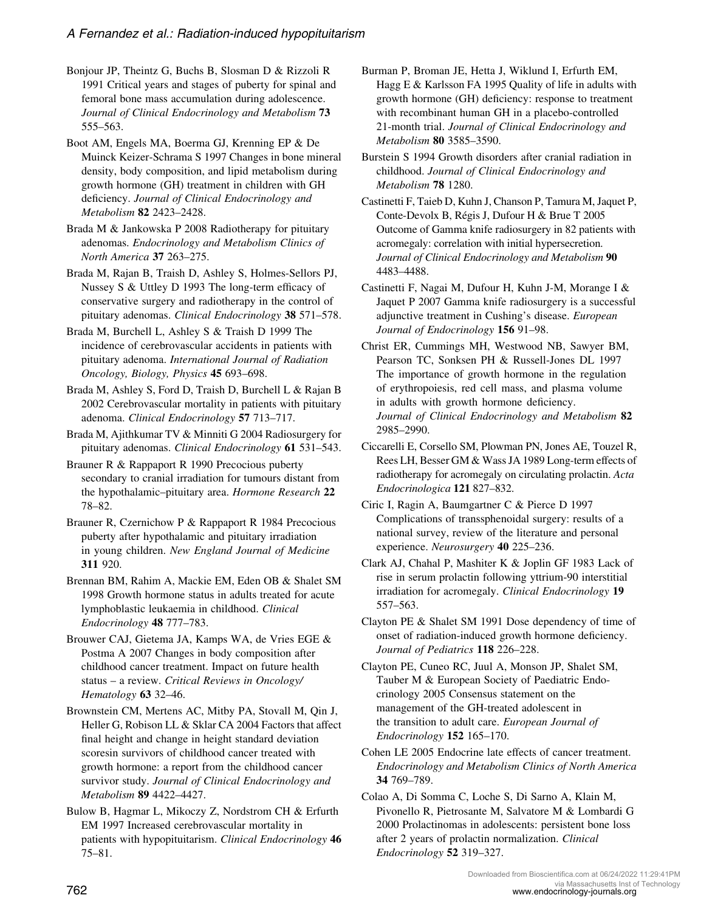Bonjour JP, Theintz G, Buchs B, Slosman D & Rizzoli R 1991 Critical years and stages of puberty for spinal and femoral bone mass accumulation during adolescence. *Journal of Clinical Endocrinology and Metabolism* **73** 555–563.

Boot AM, Engels MA, Boerma GJ, Krenning EP & De Muinck Keizer-Schrama S 1997 Changes in bone mineral density, body composition, and lipid metabolism during growth hormone (GH) treatment in children with GH deficiency. *Journal of Clinical Endocrinology and Metabolism* **82** 2423–2428.

Brada M & Jankowska P 2008 Radiotherapy for pituitary adenomas. *Endocrinology and Metabolism Clinics of North America* **37** 263–275.

Brada M, Rajan B, Traish D, Ashley S, Holmes-Sellors PJ, Nussey S & Uttley D 1993 The long-term efficacy of conservative surgery and radiotherapy in the control of pituitary adenomas. *Clinical Endocrinology* **38** 571–578.

Brada M, Burchell L, Ashley S & Traish D 1999 The incidence of cerebrovascular accidents in patients with pituitary adenoma. *International Journal of Radiation Oncology, Biology, Physics* **45** 693–698.

Brada M, Ashley S, Ford D, Traish D, Burchell L & Rajan B 2002 Cerebrovascular mortality in patients with pituitary adenoma. *Clinical Endocrinology* **57** 713–717.

Brada M, Ajithkumar TV & Minniti G 2004 Radiosurgery for pituitary adenomas. *Clinical Endocrinology* **61** 531–543.

Brauner R & Rappaport R 1990 Precocious puberty secondary to cranial irradiation for tumours distant from the hypothalamic–pituitary area. *Hormone Research* **22** 78–82.

Brauner R, Czernichow P & Rappaport R 1984 Precocious puberty after hypothalamic and pituitary irradiation in young children. *New England Journal of Medicine* **311** 920.

Brennan BM, Rahim A, Mackie EM, Eden OB & Shalet SM 1998 Growth hormone status in adults treated for acute lymphoblastic leukaemia in childhood. *Clinical Endocrinology* **48** 777–783.

Brouwer CAJ, Gietema JA, Kamps WA, de Vries EGE & Postma A 2007 Changes in body composition after childhood cancer treatment. Impact on future health status – a review. *Critical Reviews in Oncology/Hematology* **63** 32–46.

Brownstein CM, Mertens AC, Mitby PA, Stovall M, Qin J, Heller G, Robison LL & Sklar CA 2004 Factors that affect final height and change in height standard deviation scoresin survivors of childhood cancer treated with growth hormone: a report from the childhood cancer survivor study. *Journal of Clinical Endocrinology and Metabolism* **89** 4422–4427.

Bulow B, Hagmar L, Mikoczy Z, Nordstrom CH & Erfurth EM 1997 Increased cerebrovascular mortality in patients with hypopituitarism. *Clinical Endocrinology* **46** 75–81.

Burman P, Broman JE, Hetta J, Wiklund I, Erfurth EM, Hagg E & Karlsson FA 1995 Quality of life in adults with growth hormone (GH) deficiency: response to treatment with recombinant human GH in a placebo-controlled 21-month trial. *Journal of Clinical Endocrinology and Metabolism* **80** 3585–3590.

Burstein S 1994 Growth disorders after cranial radiation in childhood. *Journal of Clinical Endocrinology and Metabolism* **78** 1280.

Castinetti F, Taieb D, Kuhn J, Chanson P, Tamura M, Jaquet P, Conte-Devolx B, Régis J, Dufour H & Brue T 2005 Outcome of Gamma knife radiosurgery in 82 patients with acromegaly: correlation with initial hypersecretion. *Journal of Clinical Endocrinology and Metabolism* **90** 4483–4488.

Castinetti F, Nagai M, Dufour H, Kuhn J-M, Morange I & Jaquet P 2007 Gamma knife radiosurgery is a successful adjunctive treatment in Cushing's disease. *European Journal of Endocrinology* **156** 91–98.

Christ ER, Cummings MH, Westwood NB, Sawyer BM, Pearson TC, Sonksen PH & Russell-Jones DL 1997 The importance of growth hormone in the regulation of erythropoiesis, red cell mass, and plasma volume in adults with growth hormone deficiency. *Journal of Clinical Endocrinology and Metabolism* **82** 2985–2990.

Ciccarelli E, Corsello SM, Plowman PN, Jones AE, Touzel R, Rees LH, Besser GM & Wass JA 1989 Long-term effects of radiotherapy for acromegaly on circulating prolactin. *Acta Endocrinologica* **121** 827–832.

Ciric I, Ragin A, Baumgartner C & Pierce D 1997 Complications of transsphenoidal surgery: results of a national survey, review of the literature and personal experience. *Neurosurgery* **40** 225–236.

Clark AJ, Chahal P, Mashiter K & Joplin GF 1983 Lack of rise in serum prolactin following yttrium-90 interstitial irradiation for acromegaly. *Clinical Endocrinology* **19** 557–563.

Clayton PE & Shalet SM 1991 Dose dependency of time of onset of radiation-induced growth hormone deficiency. *Journal of Pediatrics* **118** 226–228.

Clayton PE, Cuneo RC, Juul A, Monson JP, Shalet SM, Tauber M & European Society of Paediatric Endocrinology 2005 Consensus statement on the management of the GH-treated adolescent in the transition to adult care. *European Journal of Endocrinology* **152** 165–170.

Cohen LE 2005 Endocrine late effects of cancer treatment. *Endocrinology and Metabolism Clinics of North America* **34** 769–789.

Colao A, Di Somma C, Loche S, Di Sarno A, Klain M, Pivonello R, Pietrosante M, Salvatore M & Lombardi G 2000 Prolactinomas in adolescents: persistent bone loss after 2 years of prolactin normalization. *Clinical Endocrinology* **52** 319–327.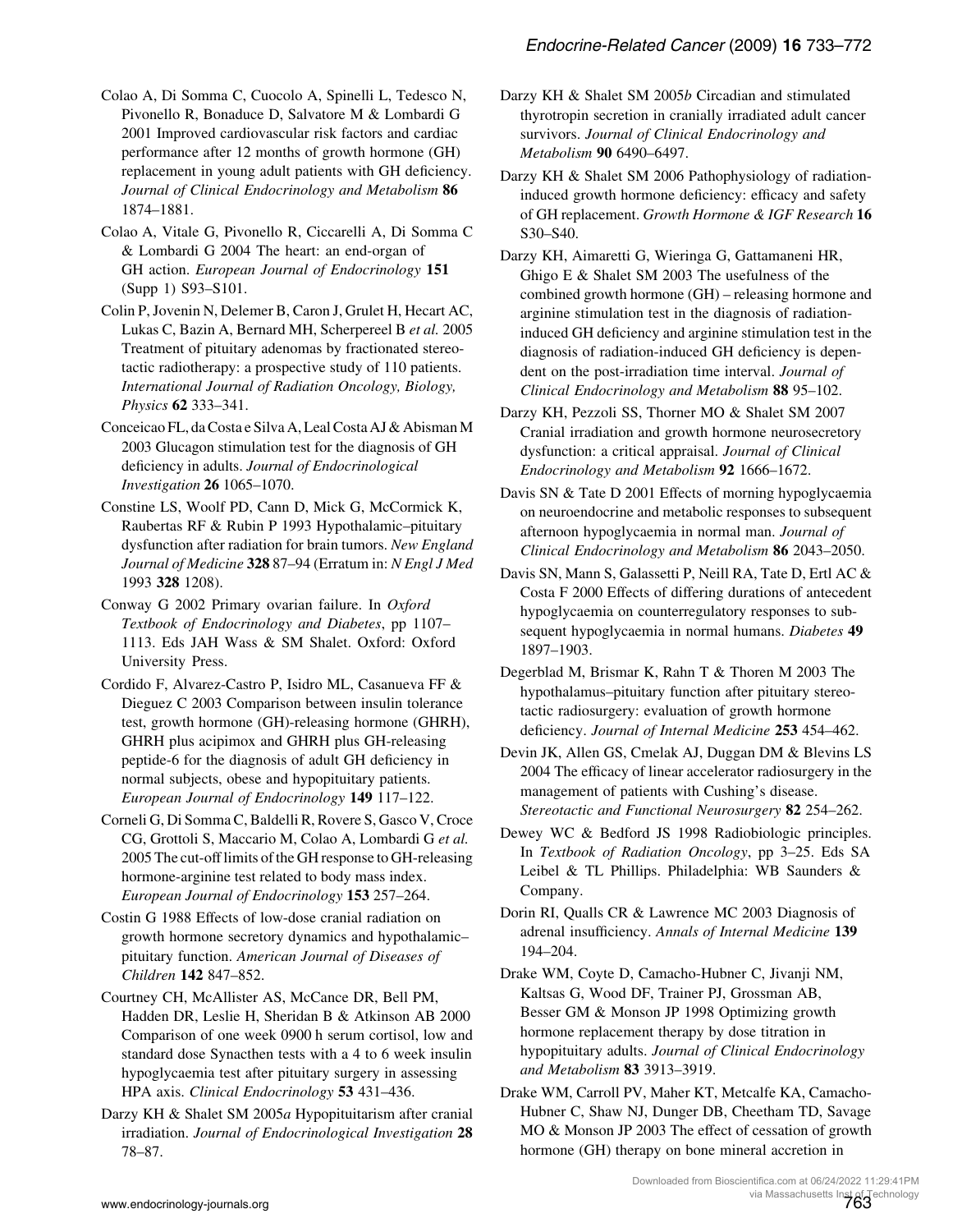Colao A, Di Somma C, Cuocolo A, Spinelli L, Tedesco N, Pivonello R, Bonaduce D, Salvatore M & Lombardi G 2001 Improved cardiovascular risk factors and cardiac performance after 12 months of growth hormone (GH) replacement in young adult patients with GH deficiency. *Journal of Clinical Endocrinology and Metabolism* **86** 1874–1881.

Colao A, Vitale G, Pivonello R, Ciccarelli A, Di Somma C & Lombardi G 2004 The heart: an end-organ of GH action. *European Journal of Endocrinology* **151** (Supp 1) S93–S101.

Colin P, Jovenin N, Delemer B, Caron J, Grulet H, Hecart AC, Lukas C, Bazin A, Bernard MH, Scherpereel B *et al.* 2005 Treatment of pituitary adenomas by fractionated stereotactic radiotherapy: a prospective study of 110 patients. *International Journal of Radiation Oncology, Biology, Physics* **62** 333–341.

Conceicao FL, da Costa e Silva A, Leal Costa AJ & Abisman M 2003 Glucagon stimulation test for the diagnosis of GH deficiency in adults. *Journal of Endocrinological Investigation* **26** 1065–1070.

Constine LS, Woolf PD, Cann D, Mick G, McCormick K, Raubertas RF & Rubin P 1993 Hypothalamic–pituitary dysfunction after radiation for brain tumors. *New England Journal of Medicine* **328** 87–94 (Erratum in: *N Engl J Med* 1993 **328** 1208).

Conway G 2002 Primary ovarian failure. In *Oxford Textbook of Endocrinology and Diabetes*, pp 1107–1113. Eds JAH Wass & SM Shalet. Oxford: Oxford University Press.

Cordido F, Alvarez-Castro P, Isidro ML, Casanueva FF & Dieguez C 2003 Comparison between insulin tolerance test, growth hormone (GH)-releasing hormone (GHRH), GHRH plus acipimox and GHRH plus GH-releasing peptide-6 for the diagnosis of adult GH deficiency in normal subjects, obese and hypopituitary patients. *European Journal of Endocrinology* **149** 117–122.

Corneli G, Di Somma C, Baldelli R, Rovere S, Gasco V, Croce CG, Grottoli S, Maccario M, Colao A, Lombardi G *et al.* 2005 The cut-off limits of the GH response to GH-releasing hormone-arginine test related to body mass index. *European Journal of Endocrinology* **153** 257–264.

Costin G 1988 Effects of low-dose cranial radiation on growth hormone secretory dynamics and hypothalamic–pituitary function. *American Journal of Diseases of Children* **142** 847–852.

Courtney CH, McAllister AS, McCance DR, Bell PM, Hadden DR, Leslie H, Sheridan B & Atkinson AB 2000 Comparison of one week 0900 h serum cortisol, low and standard dose Synacthen tests with a 4 to 6 week insulin hypoglycaemia test after pituitary surgery in assessing HPA axis. *Clinical Endocrinology* **53** 431–436.

Darzy KH & Shalet SM 2005*a* Hypopituitarism after cranial irradiation. *Journal of Endocrinological Investigation* **28** 78–87.

Darzy KH & Shalet SM 2005*b* Circadian and stimulated thyrotropin secretion in cranially irradiated adult cancer survivors. *Journal of Clinical Endocrinology and Metabolism* **90** 6490–6497.

Darzy KH & Shalet SM 2006 Pathophysiology of radiation-induced growth hormone deficiency: efficacy and safety of GH replacement. *Growth Hormone & IGF Research* **16** S30–S40.

Darzy KH, Aimaretti G, Wieringa G, Gattamaneni HR, Ghigo E & Shalet SM 2003 The usefulness of the combined growth hormone (GH) – releasing hormone and arginine stimulation test in the diagnosis of radiation-induced GH deficiency and arginine stimulation test in the diagnosis of radiation-induced GH deficiency is dependent on the post-irradiation time interval. *Journal of Clinical Endocrinology and Metabolism* **88** 95–102.

Darzy KH, Pezzoli SS, Thorner MO & Shalet SM 2007 Cranial irradiation and growth hormone neurosecretory dysfunction: a critical appraisal. *Journal of Clinical Endocrinology and Metabolism* **92** 1666–1672.

Davis SN & Tate D 2001 Effects of morning hypoglycaemia on neuroendocrine and metabolic responses to subsequent afternoon hypoglycaemia in normal man. *Journal of Clinical Endocrinology and Metabolism* **86** 2043–2050.

Davis SN, Mann S, Galassetti P, Neill RA, Tate D, Ertl AC & Costa F 2000 Effects of differing durations of antecedent hypoglycaemia on counterregulatory responses to subsequent hypoglycaemia in normal humans. *Diabetes* **49** 1897–1903.

Degerblad M, Brismar K, Rahn T & Thoren M 2003 The hypothalamus–pituitary function after pituitary stereotactic radiosurgery: evaluation of growth hormone deficiency. *Journal of Internal Medicine* **253** 454–462.

Devin JK, Allen GS, Cmelak AJ, Duggan DM & Blevins LS 2004 The efficacy of linear accelerator radiosurgery in the management of patients with Cushing's disease. *Stereotactic and Functional Neurosurgery* **82** 254–262.

Dewey WC & Bedford JS 1998 Radiobiologic principles. In *Textbook of Radiation Oncology*, pp 3–25. Eds SA Leibel & TL Phillips. Philadelphia: WB Saunders & Company.

Dorin RI, Qualls CR & Lawrence MC 2003 Diagnosis of adrenal insufficiency. *Annals of Internal Medicine* **139** 194–204.

Drake WM, Coyte D, Camacho-Hubner C, Jivanji NM, Kaltsas G, Wood DF, Trainer PJ, Grossman AB, Besser GM & Monson JP 1998 Optimizing growth hormone replacement therapy by dose titration in hypopituitary adults. *Journal of Clinical Endocrinology and Metabolism* **83** 3913–3919.

Drake WM, Carroll PV, Maher KT, Metcalfe KA, Camacho-Hubner C, Shaw NJ, Dunger DB, Cheetham TD, Savage MO & Monson JP 2003 The effect of cessation of growth hormone (GH) therapy on bone mineral accretion in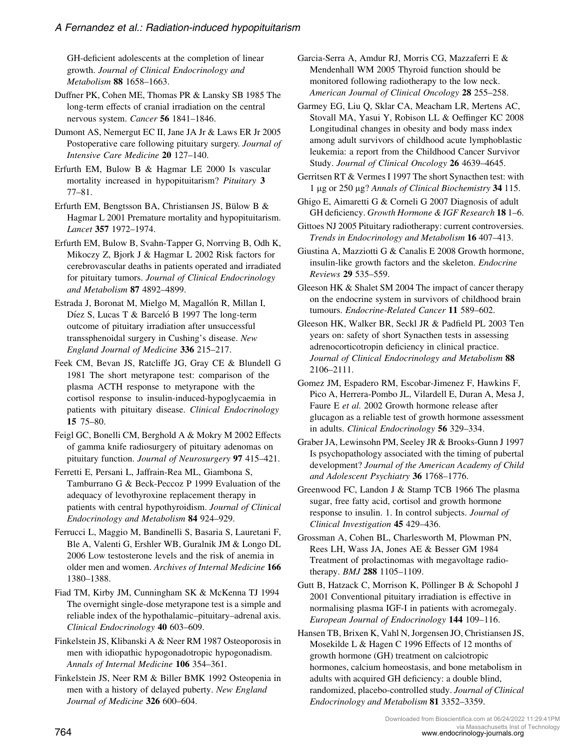GH-deficient adolescents at the completion of linear growth. *Journal of Clinical Endocrinology and Metabolism* **88** 1658–1663.

Duffner PK, Cohen ME, Thomas PR & Lansky SB 1985 The long-term effects of cranial irradiation on the central nervous system. *Cancer* **56** 1841–1846.

Dumont AS, Nemergut EC II, Jane JA Jr & Laws ER Jr 2005 Postoperative care following pituitary surgery. *Journal of Intensive Care Medicine* **20** 127–140.

Erfurth EM, Bulow B & Hagmar LE 2000 Is vascular mortality increased in hypopituitarism? *Pituitary* **3** 77–81.

Erfurth EM, Bengtsson BA, Christiansen JS, Bülow B & Hagmar L 2001 Premature mortality and hypopituitarism. *Lancet* **357** 1972–1974.

Erfurth EM, Bulow B, Svahn-Tapper G, Norrving B, Odh K, Mikoczy Z, Bjork J & Hagmar L 2002 Risk factors for cerebrovascular deaths in patients operated and irradiated for pituitary tumors. *Journal of Clinical Endocrinology and Metabolism* **87** 4892–4899.

Estrada J, Boronat M, Mielgo M, Magallón R, Millan I, Díez S, Lucas T & Barceló B 1997 The long-term outcome of pituitary irradiation after unsuccessful transsphenoidal surgery in Cushing's disease. *New England Journal of Medicine* **336** 215–217.

Feek CM, Bevan JS, Ratcliffe JG, Gray CE & Blundell G 1981 The short metyrapone test: comparison of the plasma ACTH response to metyrapone with the cortisol response to insulin-induced-hypoglycaemia in patients with pituitary disease. *Clinical Endocrinology* **15** 75–80.

Feigl GC, Bonelli CM, Berghold A & Mokry M 2002 Effects of gamma knife radiosurgery of pituitary adenomas on pituitary function. *Journal of Neurosurgery* **97** 415–421.

Ferretti E, Persani L, Jaffrain-Rea ML, Giambona S, Tamburrano G & Beck-Peccoz P 1999 Evaluation of the adequacy of levothyroxine replacement therapy in patients with central hypothyroidism. *Journal of Clinical Endocrinology and Metabolism* **84** 924–929.

Ferrucci L, Maggio M, Bandinelli S, Basaria S, Lauretani F, Ble A, Valenti G, Ershler WB, Guralnik JM & Longo DL 2006 Low testosterone levels and the risk of anemia in older men and women. *Archives of Internal Medicine* **166** 1380–1388.

Fiad TM, Kirby JM, Cunningham SK & McKenna TJ 1994 The overnight single-dose metyrapone test is a simple and reliable index of the hypothalamic–pituitary–adrenal axis. *Clinical Endocrinology* **40** 603–609.

Finkelstein JS, Klibanski A & Neer RM 1987 Osteoporosis in men with idiopathic hypogonadotropic hypogonadism. *Annals of Internal Medicine* **106** 354–361.

Finkelstein JS, Neer RM & Biller BMK 1992 Osteopenia in men with a history of delayed puberty. *New England Journal of Medicine* **326** 600–604.

Garcia-Serra A, Amdur RJ, Morris CG, Mazzaferri E & Mendenhall WM 2005 Thyroid function should be monitored following radiotherapy to the low neck. *American Journal of Clinical Oncology* **28** 255–258.

Garmey EG, Liu Q, Sklar CA, Meacham LR, Mertens AC, Stovall MA, Yasui Y, Robison LL & Oeffinger KC 2008 Longitudinal changes in obesity and body mass index among adult survivors of childhood acute lymphoblastic leukemia: a report from the Childhood Cancer Survivor Study. *Journal of Clinical Oncology* **26** 4639–4645.

Gerritsen RT & Vermes I 1997 The short Synacthen test: with 1 μg or 250 μg? *Annals of Clinical Biochemistry* **34** 115.

Ghigo E, Aimaretti G & Corneli G 2007 Diagnosis of adult GH deficiency. *Growth Hormone & IGF Research* **18** 1–6.

Gittoes NJ 2005 Pituitary radiotherapy: current controversies. *Trends in Endocrinology and Metabolism* **16** 407–413.

Giustina A, Mazziotti G & Canalis E 2008 Growth hormone, insulin-like growth factors and the skeleton. *Endocrine Reviews* **29** 535–559.

Gleeson HK & Shalet SM 2004 The impact of cancer therapy on the endocrine system in survivors of childhood brain tumours. *Endocrine-Related Cancer* **11** 589–602.

Gleeson HK, Walker BR, Seckl JR & Padfield PL 2003 Ten years on: safety of short Synacthen tests in assessing adrenocorticotropin deficiency in clinical practice. *Journal of Clinical Endocrinology and Metabolism* **88** 2106–2111.

Gomez JM, Espadero RM, Escobar-Jimenez F, Hawkins F, Pico A, Herrera-Pombo JL, Vilardell E, Duran A, Mesa J, Faure E *et al.* 2002 Growth hormone release after glucagon as a reliable test of growth hormone assessment in adults. *Clinical Endocrinology* **56** 329–334.

Graber JA, Lewinsohn PM, Seeley JR & Brooks-Gunn J 1997 Is psychopathology associated with the timing of pubertal development? *Journal of the American Academy of Child and Adolescent Psychiatry* **36** 1768–1776.

Greenwood FC, Landon J & Stamp TCB 1966 The plasma sugar, free fatty acid, cortisol and growth hormone response to insulin. 1. In control subjects. *Journal of Clinical Investigation* **45** 429–436.

Grossman A, Cohen BL, Charlesworth M, Plowman PN, Rees LH, Wass JA, Jones AE & Besser GM 1984 Treatment of prolactinomas with megavoltage radiotherapy. *BMJ* **288** 1105–1109.

Gutt B, Hatzack C, Morrison K, Pöllinger B & Schopohl J 2001 Conventional pituitary irradiation is effective in normalising plasma IGF-I in patients with acromegaly. *European Journal of Endocrinology* **144** 109–116.

Hansen TB, Brixen K, Vahl N, Jorgensen JO, Christiansen JS, Mosekilde L & Hagen C 1996 Effects of 12 months of growth hormone (GH) treatment on calciotropic hormones, calcium homeostasis, and bone metabolism in adults with acquired GH deficiency: a double blind, randomized, placebo-controlled study. *Journal of Clinical Endocrinology and Metabolism* **81** 3352–3359.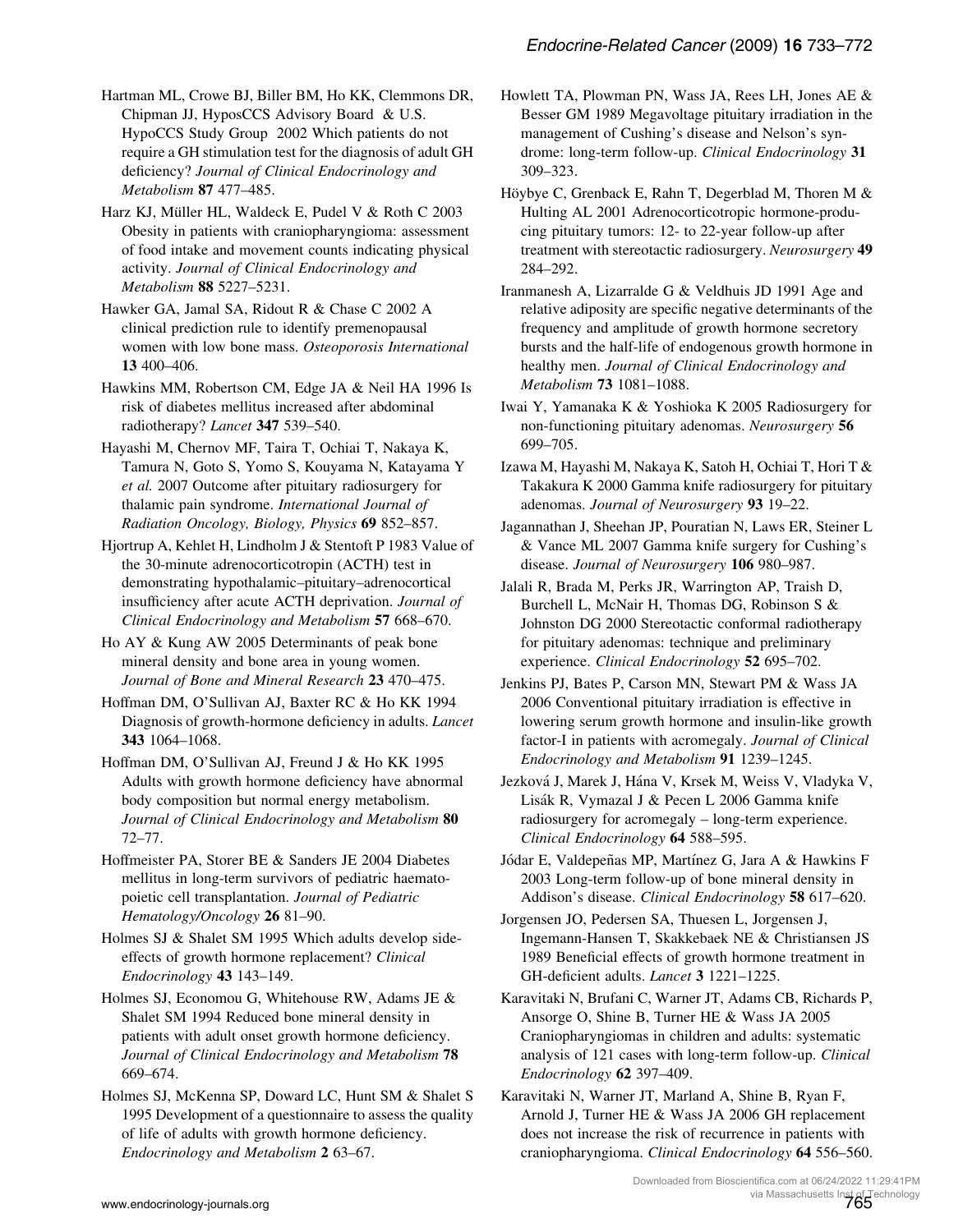Hartman ML, Crowe BJ, Biller BM, Ho KK, Clemmons DR, Chipman JJ, HyposCCS Advisory Board & U.S. HypoCCS Study Group 2002 Which patients do not require a GH stimulation test for the diagnosis of adult GH deficiency? *Journal of Clinical Endocrinology and Metabolism* **87** 477–485.

Harz KJ, Müller HL, Waldeck E, Pudel V & Roth C 2003 Obesity in patients with craniopharyngioma: assessment of food intake and movement counts indicating physical activity. *Journal of Clinical Endocrinology and Metabolism* **88** 5227–5231.

Hawker GA, Jamal SA, Ridout R & Chase C 2002 A clinical prediction rule to identify premenopausal women with low bone mass. *Osteoporosis International* **13** 400–406.

Hawkins MM, Robertson CM, Edge JA & Neil HA 1996 Is risk of diabetes mellitus increased after abdominal radiotherapy? *Lancet* **347** 539–540.

Hayashi M, Chernov MF, Taira T, Ochiai T, Nakaya K, Tamura N, Goto S, Yomo S, Kouyama N, Katayama Y *et al.* 2007 Outcome after pituitary radiosurgery for thalamic pain syndrome. *International Journal of Radiation Oncology, Biology, Physics* **69** 852–857.

Hjortrup A, Kehlet H, Lindholm J & Stentoft P 1983 Value of the 30-minute adrenocorticotropin (ACTH) test in demonstrating hypothalamic–pituitary–adrenocortical insufficiency after acute ACTH deprivation. *Journal of Clinical Endocrinology and Metabolism* **57** 668–670.

Ho AY & Kung AW 2005 Determinants of peak bone mineral density and bone area in young women. *Journal of Bone and Mineral Research* **23** 470–475.

Hoffman DM, O'Sullivan AJ, Baxter RC & Ho KK 1994 Diagnosis of growth-hormone deficiency in adults. *Lancet* **343** 1064–1068.

Hoffman DM, O'Sullivan AJ, Freund J & Ho KK 1995 Adults with growth hormone deficiency have abnormal body composition but normal energy metabolism. *Journal of Clinical Endocrinology and Metabolism* **80** 72–77.

Hoffmeister PA, Storer BE & Sanders JE 2004 Diabetes mellitus in long-term survivors of pediatric haematopoietic cell transplantation. *Journal of Pediatric Hematology/Oncology* **26** 81–90.

Holmes SJ & Shalet SM 1995 Which adults develop side-effects of growth hormone replacement? *Clinical Endocrinology* **43** 143–149.

Holmes SJ, Economou G, Whitehouse RW, Adams JE & Shalet SM 1994 Reduced bone mineral density in patients with adult onset growth hormone deficiency. *Journal of Clinical Endocrinology and Metabolism* **78** 669–674.

Holmes SJ, McKenna SP, Doward LC, Hunt SM & Shalet S 1995 Development of a questionnaire to assess the quality of life of adults with growth hormone deficiency. *Endocrinology and Metabolism* **2** 63–67.

Howlett TA, Plowman PN, Wass JA, Rees LH, Jones AE & Besser GM 1989 Megavoltage pituitary irradiation in the management of Cushing's disease and Nelson's syndrome: long-term follow-up. *Clinical Endocrinology* **31** 309–323.

Höybye C, Grenback E, Rahn T, Degerblad M, Thoren M & Hulting AL 2001 Adrenocorticotropic hormone-producing pituitary tumors: 12- to 22-year follow-up after treatment with stereotactic radiosurgery. *Neurosurgery* **49** 284–292.

Iranmanesh A, Lizarralde G & Veldhuis JD 1991 Age and relative adiposity are specific negative determinants of the frequency and amplitude of growth hormone secretory bursts and the half-life of endogenous growth hormone in healthy men. *Journal of Clinical Endocrinology and Metabolism* **73** 1081–1088.

Iwai Y, Yamanaka K & Yoshioka K 2005 Radiosurgery for non-functioning pituitary adenomas. *Neurosurgery* **56** 699–705.

Izawa M, Hayashi M, Nakaya K, Satoh H, Ochiai T, Hori T & Takakura K 2000 Gamma knife radiosurgery for pituitary adenomas. *Journal of Neurosurgery* **93** 19–22.

Jagannathan J, Sheehan JP, Pouratian N, Laws ER, Steiner L & Vance ML 2007 Gamma knife surgery for Cushing's disease. *Journal of Neurosurgery* **106** 980–987.

Jalali R, Brada M, Perks JR, Warrington AP, Traish D, Burchell L, McNair H, Thomas DG, Robinson S & Johnston DG 2000 Stereotactic conformal radiotherapy for pituitary adenomas: technique and preliminary experience. *Clinical Endocrinology* **52** 695–702.

Jenkins PJ, Bates P, Carson MN, Stewart PM & Wass JA 2006 Conventional pituitary irradiation is effective in lowering serum growth hormone and insulin-like growth factor-I in patients with acromegaly. *Journal of Clinical Endocrinology and Metabolism* **91** 1239–1245.

Jezková J, Marek J, Hána V, Krsek M, Weiss V, Vladyka V, Lisák R, Vymazal J & Pecen L 2006 Gamma knife radiosurgery for acromegaly – long-term experience. *Clinical Endocrinology* **64** 588–595.

Jódar E, Valdepeñas MP, Martínez G, Jara A & Hawkins F 2003 Long-term follow-up of bone mineral density in Addison's disease. *Clinical Endocrinology* **58** 617–620.

Jorgensen JO, Pedersen SA, Thuesen L, Jorgensen J, Ingemann-Hansen T, Skakkebaek NE & Christiansen JS 1989 Beneficial effects of growth hormone treatment in GH-deficient adults. *Lancet* **3** 1221–1225.

Karavitaki N, Brufani C, Warner JT, Adams CB, Richards P, Ansorge O, Shine B, Turner HE & Wass JA 2005 Craniopharyngiomas in children and adults: systematic analysis of 121 cases with long-term follow-up. *Clinical Endocrinology* **62** 397–409.

Karavitaki N, Warner JT, Marland A, Shine B, Ryan F, Arnold J, Turner HE & Wass JA 2006 GH replacement does not increase the risk of recurrence in patients with craniopharyngioma. *Clinical Endocrinology* **64** 556–560.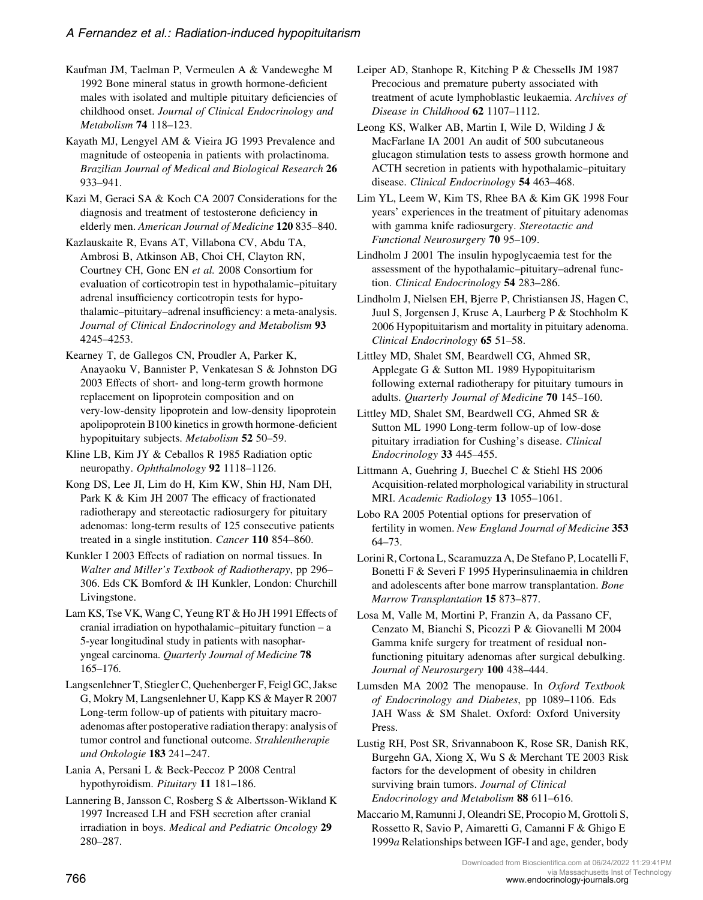Kaufman JM, Taelman P, Vermeulen A & Vandeweghe M 1992 Bone mineral status in growth hormone-deficient males with isolated and multiple pituitary deficiencies of childhood onset. *Journal of Clinical Endocrinology and Metabolism* **74** 118–123.

Kayath MJ, Lengyel AM & Vieira JG 1993 Prevalence and magnitude of osteopenia in patients with prolactinoma. *Brazilian Journal of Medical and Biological Research* **26** 933–941.

Kazi M, Geraci SA & Koch CA 2007 Considerations for the diagnosis and treatment of testosterone deficiency in elderly men. *American Journal of Medicine* **120** 835–840.

Kazlauskaite R, Evans AT, Villabona CV, Abdu TA, Ambrosi B, Atkinson AB, Choi CH, Clayton RN, Courtney CH, Gonc EN *et al.* 2008 Consortium for evaluation of corticotropin test in hypothalamic–pituitary adrenal insufficiency corticotropin tests for hypothalamic–pituitary–adrenal insufficiency: a meta-analysis. *Journal of Clinical Endocrinology and Metabolism* **93** 4245–4253.

Kearney T, de Gallegos CN, Proudler A, Parker K, Anayaoku V, Bannister P, Venkatesan S & Johnston DG 2003 Effects of short- and long-term growth hormone replacement on lipoprotein composition and on very-low-density lipoprotein and low-density lipoprotein apolipoprotein B100 kinetics in growth hormone-deficient hypopituitary subjects. *Metabolism* **52** 50–59.

Kline LB, Kim JY & Ceballos R 1985 Radiation optic neuropathy. *Ophthalmology* **92** 1118–1126.

Kong DS, Lee JI, Lim do H, Kim KW, Shin HJ, Nam DH, Park K & Kim JH 2007 The efficacy of fractionated radiotherapy and stereotactic radiosurgery for pituitary adenomas: long-term results of 125 consecutive patients treated in a single institution. *Cancer* **110** 854–860.

Kunkler I 2003 Effects of radiation on normal tissues. In *Walter and Miller's Textbook of Radiotherapy*, pp 296–306. Eds CK Bomford & IH Kunkler, London: Churchill Livingstone.

Lam KS, Tse VK, Wang C, Yeung RT & Ho JH 1991 Effects of cranial irradiation on hypothalamic–pituitary function – a 5-year longitudinal study in patients with nasopharyngeal carcinoma. *Quarterly Journal of Medicine* **78** 165–176.

Langsenlehner T, Stiegler C, Quehenberger F, Feigl GC, Jakse G, Mokry M, Langsenlehner U, Kapp KS & Mayer R 2007 Long-term follow-up of patients with pituitary macroadenomas after postoperative radiation therapy: analysis of tumor control and functional outcome. *Strahlentherapie und Onkologie* **183** 241–247.

Lania A, Persani L & Beck-Peccoz P 2008 Central hypothyroidism. *Pituitary* **11** 181–186.

Lannering B, Jansson C, Rosberg S & Albertsson-Wikland K 1997 Increased LH and FSH secretion after cranial irradiation in boys. *Medical and Pediatric Oncology* **29** 280–287.

Leiper AD, Stanhope R, Kitching P & Chessells JM 1987 Precocious and premature puberty associated with treatment of acute lymphoblastic leukaemia. *Archives of Disease in Childhood* **62** 1107–1112.

Leong KS, Walker AB, Martin I, Wile D, Wilding J & MacFarlane IA 2001 An audit of 500 subcutaneous glucagon stimulation tests to assess growth hormone and ACTH secretion in patients with hypothalamic–pituitary disease. *Clinical Endocrinology* **54** 463–468.

Lim YL, Leem W, Kim TS, Rhee BA & Kim GK 1998 Four years' experiences in the treatment of pituitary adenomas with gamma knife radiosurgery. *Stereotactic and Functional Neurosurgery* **70** 95–109.

Lindholm J 2001 The insulin hypoglycaemia test for the assessment of the hypothalamic–pituitary–adrenal function. *Clinical Endocrinology* **54** 283–286.

Lindholm J, Nielsen EH, Bjerre P, Christiansen JS, Hagen C, Juul S, Jorgensen J, Kruse A, Laurberg P & Stochholm K 2006 Hypopituitarism and mortality in pituitary adenoma. *Clinical Endocrinology* **65** 51–58.

Littley MD, Shalet SM, Beardwell CG, Ahmed SR, Applegate G & Sutton ML 1989 Hypopituitarism following external radiotherapy for pituitary tumours in adults. *Quarterly Journal of Medicine* **70** 145–160.

Littley MD, Shalet SM, Beardwell CG, Ahmed SR & Sutton ML 1990 Long-term follow-up of low-dose pituitary irradiation for Cushing's disease. *Clinical Endocrinology* **33** 445–455.

Littmann A, Guehring J, Buechel C & Stiehl HS 2006 Acquisition-related morphological variability in structural MRI. *Academic Radiology* **13** 1055–1061.

Lobo RA 2005 Potential options for preservation of fertility in women. *New England Journal of Medicine* **353** 64–73.

Lorini R, Cortona L, Scaramuzza A, De Stefano P, Locatelli F, Bonetti F & Severi F 1995 Hyperinsulinaemia in children and adolescents after bone marrow transplantation. *Bone Marrow Transplantation* **15** 873–877.

Losa M, Valle M, Mortini P, Franzin A, da Passano CF, Cenzato M, Bianchi S, Picozzi P & Giovanelli M 2004 Gamma knife surgery for treatment of residual nonfunctioning pituitary adenomas after surgical debulking. *Journal of Neurosurgery* **100** 438–444.

Lumsden MA 2002 The menopause. In *Oxford Textbook of Endocrinology and Diabetes*, pp 1089–1106. Eds JAH Wass & SM Shalet. Oxford: Oxford University Press.

Lustig RH, Post SR, Srivannaboon K, Rose SR, Danish RK, Burgehn GA, Xiong X, Wu S & Merchant TE 2003 Risk factors for the development of obesity in children surviving brain tumors. *Journal of Clinical Endocrinology and Metabolism* **88** 611–616.

Maccario M, Ramunni J, Oleandri SE, Procopio M, Grottoli S, Rossetto R, Savio P, Aimaretti G, Camanni F & Ghigo E 1999*a* Relationships between IGF-I and age, gender, body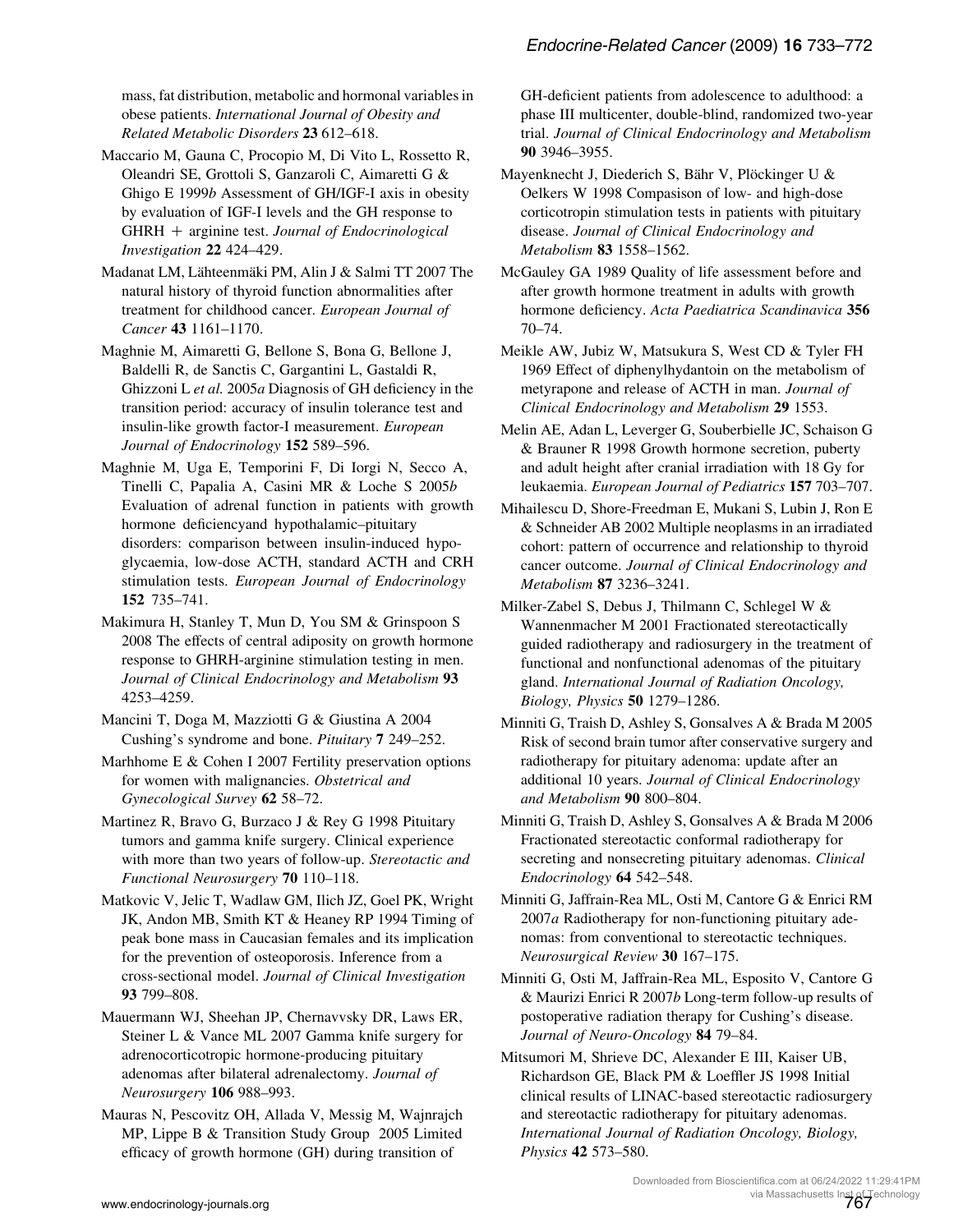mass, fat distribution, metabolic and hormonal variables in obese patients. *International Journal of Obesity and Related Metabolic Disorders* **23** 612–618.

Maccario M, Gauna C, Procopio M, Di Vito L, Rossetto R, Oleandri SE, Grottoli S, Ganzaroli C, Aimaretti G & Ghigo E 1999*b* Assessment of GH/IGF-I axis in obesity by evaluation of IGF-I levels and the GH response to GHRH + arginine test. *Journal of Endocrinological Investigation* **22** 424–429.

Madanat LM, Lähteenmäki PM, Alin J & Salmi TT 2007 The natural history of thyroid function abnormalities after treatment for childhood cancer. *European Journal of Cancer* **43** 1161–1170.

Maghnie M, Aimaretti G, Bellone S, Bona G, Bellone J, Baldelli R, de Sanctis C, Gargantini L, Gastaldi R, Ghizzoni L *et al.* 2005*a* Diagnosis of GH deficiency in the transition period: accuracy of insulin tolerance test and insulin-like growth factor-I measurement. *European Journal of Endocrinology* **152** 589–596.

Maghnie M, Uga E, Temporini F, Di Iorgi N, Secco A, Tinelli C, Papalia A, Casini MR & Loche S 2005*b* Evaluation of adrenal function in patients with growth hormone deficiencyand hypothalamic–pituitary disorders: comparison between insulin-induced hypoglycaemia, low-dose ACTH, standard ACTH and CRH stimulation tests. *European Journal of Endocrinology* **152** 735–741.

Makimura H, Stanley T, Mun D, You SM & Grinspoon S 2008 The effects of central adiposity on growth hormone response to GHRH-arginine stimulation testing in men. *Journal of Clinical Endocrinology and Metabolism* **93** 4253–4259.

Mancini T, Doga M, Mazziotti G & Giustina A 2004 Cushing's syndrome and bone. *Pituitary* **7** 249–252.

Marhhome E & Cohen I 2007 Fertility preservation options for women with malignancies. *Obstetrical and Gynecological Survey* **62** 58–72.

Martinez R, Bravo G, Burzaco J & Rey G 1998 Pituitary tumors and gamma knife surgery. Clinical experience with more than two years of follow-up. *Stereotactic and Functional Neurosurgery* **70** 110–118.

Matkovic V, Jelic T, Wadlaw GM, Ilich JZ, Goel PK, Wright JK, Andon MB, Smith KT & Heaney RP 1994 Timing of peak bone mass in Caucasian females and its implication for the prevention of osteoporosis. Inference from a cross-sectional model. *Journal of Clinical Investigation* **93** 799–808.

Mauermann WJ, Sheehan JP, Chernavvsky DR, Laws ER, Steiner L & Vance ML 2007 Gamma knife surgery for adrenocorticotropic hormone-producing pituitary adenomas after bilateral adrenalectomy. *Journal of Neurosurgery* **106** 988–993.

Mauras N, Pescovitz OH, Allada V, Messig M, Wajnrajch MP, Lippe B & Transition Study Group 2005 Limited efficacy of growth hormone (GH) during transition of GH-deficient patients from adolescence to adulthood: a phase III multicenter, double-blind, randomized two-year trial. *Journal of Clinical Endocrinology and Metabolism* **90** 3946–3955.

Mayenknecht J, Diederich S, Bähr V, Plöckinger U & Oelkers W 1998 Compasison of low- and high-dose corticotropin stimulation tests in patients with pituitary disease. *Journal of Clinical Endocrinology and Metabolism* **83** 1558–1562.

McGauley GA 1989 Quality of life assessment before and after growth hormone treatment in adults with growth hormone deficiency. *Acta Paediatrica Scandinavica* **356** 70–74.

Meikle AW, Jubiz W, Matsukura S, West CD & Tyler FH 1969 Effect of diphenylhydantoin on the metabolism of metyrapone and release of ACTH in man. *Journal of Clinical Endocrinology and Metabolism* **29** 1553.

Melin AE, Adan L, Leverger G, Souberbielle JC, Schaison G & Brauner R 1998 Growth hormone secretion, puberty and adult height after cranial irradiation with 18 Gy for leukaemia. *European Journal of Pediatrics* **157** 703–707.

Mihailescu D, Shore-Freedman E, Mukani S, Lubin J, Ron E & Schneider AB 2002 Multiple neoplasms in an irradiated cohort: pattern of occurrence and relationship to thyroid cancer outcome. *Journal of Clinical Endocrinology and Metabolism* **87** 3236–3241.

Milker-Zabel S, Debus J, Thilmann C, Schlegel W & Wannenmacher M 2001 Fractionated stereotactically guided radiotherapy and radiosurgery in the treatment of functional and nonfunctional adenomas of the pituitary gland. *International Journal of Radiation Oncology, Biology, Physics* **50** 1279–1286.

Minniti G, Traish D, Ashley S, Gonsalves A & Brada M 2005 Risk of second brain tumor after conservative surgery and radiotherapy for pituitary adenoma: update after an additional 10 years. *Journal of Clinical Endocrinology and Metabolism* **90** 800–804.

Minniti G, Traish D, Ashley S, Gonsalves A & Brada M 2006 Fractionated stereotactic conformal radiotherapy for secreting and nonsecreting pituitary adenomas. *Clinical Endocrinology* **64** 542–548.

Minniti G, Jaffrain-Rea ML, Osti M, Cantore G & Enrici RM 2007*a* Radiotherapy for non-functioning pituitary adenomas: from conventional to stereotactic techniques. *Neurosurgical Review* **30** 167–175.

Minniti G, Osti M, Jaffrain-Rea ML, Esposito V, Cantore G & Maurizi Enrici R 2007*b* Long-term follow-up results of postoperative radiation therapy for Cushing's disease. *Journal of Neuro-Oncology* **84** 79–84.

Mitsumori M, Shrieve DC, Alexander E III, Kaiser UB, Richardson GE, Black PM & Loeffler JS 1998 Initial clinical results of LINAC-based stereotactic radiosurgery and stereotactic radiotherapy for pituitary adenomas. *International Journal of Radiation Oncology, Biology, Physics* **42** 573–580.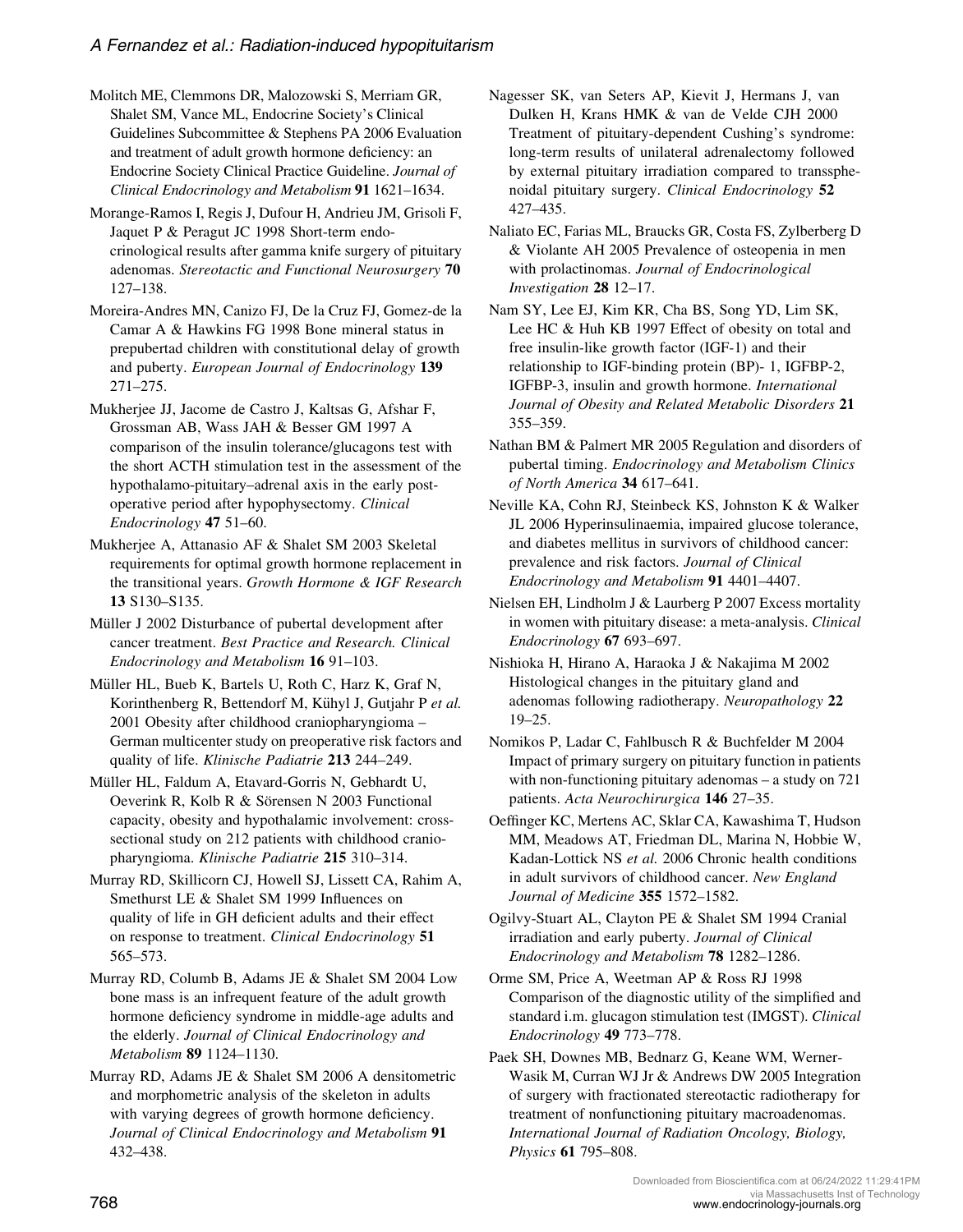Molitch ME, Clemmons DR, Malozowski S, Merriam GR, Shalet SM, Vance ML, Endocrine Society's Clinical Guidelines Subcommittee & Stephens PA 2006 Evaluation and treatment of adult growth hormone deficiency: an Endocrine Society Clinical Practice Guideline. *Journal of Clinical Endocrinology and Metabolism* **91** 1621–1634.

Morange-Ramos I, Regis J, Dufour H, Andrieu JM, Grisoli F, Jaquet P & Peragut JC 1998 Short-term endocrinological results after gamma knife surgery of pituitary adenomas. *Stereotactic and Functional Neurosurgery* **70** 127–138.

Moreira-Andres MN, Canizo FJ, De la Cruz FJ, Gomez-de la Camar A & Hawkins FG 1998 Bone mineral status in prepubertad children with constitutional delay of growth and puberty. *European Journal of Endocrinology* **139** 271–275.

Mukherjee JJ, Jacome de Castro J, Kaltsas G, Afshar F, Grossman AB, Wass JAH & Besser GM 1997 A comparison of the insulin tolerance/glucagons test with the short ACTH stimulation test in the assessment of the hypothalamo-pituitary–adrenal axis in the early post-operative period after hypophysectomy. *Clinical Endocrinology* **47** 51–60.

Mukherjee A, Attanasio AF & Shalet SM 2003 Skeletal requirements for optimal growth hormone replacement in the transitional years. *Growth Hormone & IGF Research* **13** S130–S135.

Müller J 2002 Disturbance of pubertal development after cancer treatment. *Best Practice and Research. Clinical Endocrinology and Metabolism* **16** 91–103.

Müller HL, Bueb K, Bartels U, Roth C, Harz K, Graf N, Korinthenberg R, Bettendorf M, Kühyl J, Gutjahr P *et al.* 2001 Obesity after childhood craniopharyngioma – German multicenter study on preoperative risk factors and quality of life. *Klinische Padiatrie* **213** 244–249.

Müller HL, Faldum A, Etavard-Gorris N, Gebhardt U, Oeverink R, Kolb R & Sörensen N 2003 Functional capacity, obesity and hypothalamic involvement: cross-sectional study on 212 patients with childhood craniopharyngioma. *Klinische Padiatrie* **215** 310–314.

Murray RD, Skillicorn CJ, Howell SJ, Lissett CA, Rahim A, Smethurst LE & Shalet SM 1999 Influences on quality of life in GH deficient adults and their effect on response to treatment. *Clinical Endocrinology* **51** 565–573.

Murray RD, Columb B, Adams JE & Shalet SM 2004 Low bone mass is an infrequent feature of the adult growth hormone deficiency syndrome in middle-age adults and the elderly. *Journal of Clinical Endocrinology and Metabolism* **89** 1124–1130.

Murray RD, Adams JE & Shalet SM 2006 A densitometric and morphometric analysis of the skeleton in adults with varying degrees of growth hormone deficiency. *Journal of Clinical Endocrinology and Metabolism* **91** 432–438.

Nagesser SK, van Seters AP, Kievit J, Hermans J, van Dulken H, Krans HMK & van de Velde CJH 2000 Treatment of pituitary-dependent Cushing's syndrome: long-term results of unilateral adrenalectomy followed by external pituitary irradiation compared to transsphenoidal pituitary surgery. *Clinical Endocrinology* **52** 427–435.

Naliato EC, Farias ML, Braucks GR, Costa FS, Zylberberg D & Violante AH 2005 Prevalence of osteopenia in men with prolactinomas. *Journal of Endocrinological Investigation* **28** 12–17.

Nam SY, Lee EJ, Kim KR, Cha BS, Song YD, Lim SK, Lee HC & Huh KB 1997 Effect of obesity on total and free insulin-like growth factor (IGF-1) and their relationship to IGF-binding protein (BP)- 1, IGFBP-2, IGFBP-3, insulin and growth hormone. *International Journal of Obesity and Related Metabolic Disorders* **21** 355–359.

Nathan BM & Palmert MR 2005 Regulation and disorders of pubertal timing. *Endocrinology and Metabolism Clinics of North America* **34** 617–641.

Neville KA, Cohn RJ, Steinbeck KS, Johnston K & Walker JL 2006 Hyperinsulinaemia, impaired glucose tolerance, and diabetes mellitus in survivors of childhood cancer: prevalence and risk factors. *Journal of Clinical Endocrinology and Metabolism* **91** 4401–4407.

Nielsen EH, Lindholm J & Laurberg P 2007 Excess mortality in women with pituitary disease: a meta-analysis. *Clinical Endocrinology* **67** 693–697.

Nishioka H, Hirano A, Haraoka J & Nakajima M 2002 Histological changes in the pituitary gland and adenomas following radiotherapy. *Neuropathology* **22** 19–25.

Nomikos P, Ladar C, Fahlbusch R & Buchfelder M 2004 Impact of primary surgery on pituitary function in patients with non-functioning pituitary adenomas – a study on 721 patients. *Acta Neurochirurgica* **146** 27–35.

Oeffinger KC, Mertens AC, Sklar CA, Kawashima T, Hudson MM, Meadows AT, Friedman DL, Marina N, Hobbie W, Kadan-Lottick NS *et al.* 2006 Chronic health conditions in adult survivors of childhood cancer. *New England Journal of Medicine* **355** 1572–1582.

Ogilvy-Stuart AL, Clayton PE & Shalet SM 1994 Cranial irradiation and early puberty. *Journal of Clinical Endocrinology and Metabolism* **78** 1282–1286.

Orme SM, Price A, Weetman AP & Ross RJ 1998 Comparison of the diagnostic utility of the simplified and standard i.m. glucagon stimulation test (IMGST). *Clinical Endocrinology* **49** 773–778.

Paek SH, Downes MB, Bednarz G, Keane WM, Werner-Wasik M, Curran WJ Jr & Andrews DW 2005 Integration of surgery with fractionated stereotactic radiotherapy for treatment of nonfunctioning pituitary macroadenomas. *International Journal of Radiation Oncology, Biology, Physics* **61** 795–808.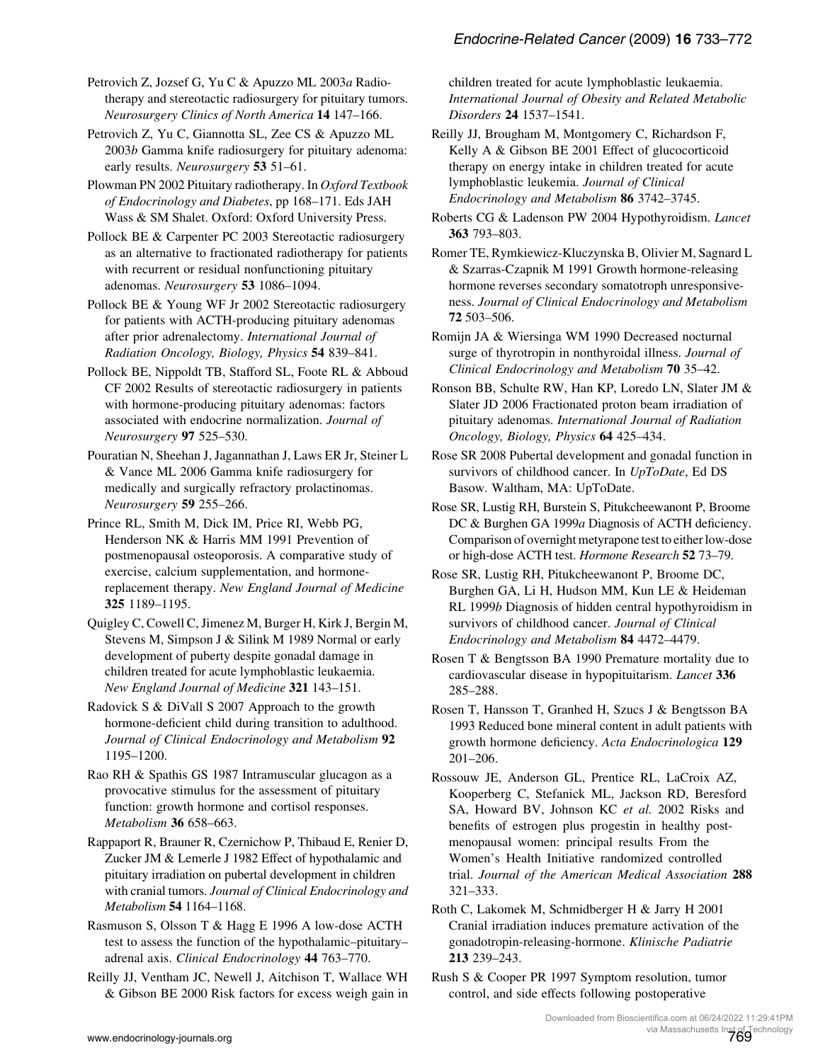Petrovich Z, Jozsef G, Yu C & Apuzzo ML 2003*a* Radiotherapy and stereotactic radiosurgery for pituitary tumors. *Neurosurgery Clinics of North America* **14** 147–166.

Petrovich Z, Yu C, Giannotta SL, Zee CS & Apuzzo ML 2003*b* Gamma knife radiosurgery for pituitary adenoma: early results. *Neurosurgery* **53** 51–61.

Plowman PN 2002 Pituitary radiotherapy. In *Oxford Textbook of Endocrinology and Diabetes*, pp 168–171. Eds JAH Wass & SM Shalet. Oxford: Oxford University Press.

Pollock BE & Carpenter PC 2003 Stereotactic radiosurgery as an alternative to fractionated radiotherapy for patients with recurrent or residual nonfunctioning pituitary adenomas. *Neurosurgery* **53** 1086–1094.

Pollock BE & Young WF Jr 2002 Stereotactic radiosurgery for patients with ACTH-producing pituitary adenomas after prior adrenalectomy. *International Journal of Radiation Oncology, Biology, Physics* **54** 839–841.

Pollock BE, Nippoldt TB, Stafford SL, Foote RL & Abboud CF 2002 Results of stereotactic radiosurgery in patients with hormone-producing pituitary adenomas: factors associated with endocrine normalization. *Journal of Neurosurgery* **97** 525–530.

Pouratian N, Sheehan J, Jagannathan J, Laws ER Jr, Steiner L & Vance ML 2006 Gamma knife radiosurgery for medically and surgically refractory prolactinomas. *Neurosurgery* **59** 255–266.

Prince RL, Smith M, Dick IM, Price RI, Webb PG, Henderson NK & Harris MM 1991 Prevention of postmenopausal osteoporosis. A comparative study of exercise, calcium supplementation, and hormone-replacement therapy. *New England Journal of Medicine* **325** 1189–1195.

Quigley C, Cowell C, Jimenez M, Burger H, Kirk J, Bergin M, Stevens M, Simpson J & Silink M 1989 Normal or early development of puberty despite gonadal damage in children treated for acute lymphoblastic leukaemia. *New England Journal of Medicine* **321** 143–151.

Radovick S & DiVall S 2007 Approach to the growth hormone-deficient child during transition to adulthood. *Journal of Clinical Endocrinology and Metabolism* **92** 1195–1200.

Rao RH & Spathis GS 1987 Intramuscular glucagon as a provocative stimulus for the assessment of pituitary function: growth hormone and cortisol responses. *Metabolism* **36** 658–663.

Rappaport R, Brauner R, Czernichow P, Thibaud E, Renier D, Zucker JM & Lemerle J 1982 Effect of hypothalamic and pituitary irradiation on pubertal development in children with cranial tumors. *Journal of Clinical Endocrinology and Metabolism* **54** 1164–1168.

Rasmuson S, Olsson T & Hagg E 1996 A low-dose ACTH test to assess the function of the hypothalamic–pituitary–adrenal axis. *Clinical Endocrinology* **44** 763–770.

Reilly JJ, Ventham JC, Newell J, Aitchison T, Wallace WH & Gibson BE 2000 Risk factors for excess weigh gain in children treated for acute lymphoblastic leukaemia. *International Journal of Obesity and Related Metabolic Disorders* **24** 1537–1541.

Reilly JJ, Brougham M, Montgomery C, Richardson F, Kelly A & Gibson BE 2001 Effect of glucocorticoid therapy on energy intake in children treated for acute lymphoblastic leukemia. *Journal of Clinical Endocrinology and Metabolism* **86** 3742–3745.

Roberts CG & Ladenson PW 2004 Hypothyroidism. *Lancet* **363** 793–803.

Romer TE, Rymkiewicz-Kluczynska B, Olivier M, Sagnard L & Szarras-Czapnik M 1991 Growth hormone-releasing hormone reverses secondary somatotroph unresponsiveness. *Journal of Clinical Endocrinology and Metabolism* **72** 503–506.

Romijn JA & Wiersinga WM 1990 Decreased nocturnal surge of thyrotropin in nonthyroidal illness. *Journal of Clinical Endocrinology and Metabolism* **70** 35–42.

Ronson BB, Schulte RW, Han KP, Loredo LN, Slater JM & Slater JD 2006 Fractionated proton beam irradiation of pituitary adenomas. *International Journal of Radiation Oncology, Biology, Physics* **64** 425–434.

Rose SR 2008 Pubertal development and gonadal function in survivors of childhood cancer. In *UpToDate*, Ed DS Basow. Waltham, MA: UpToDate.

Rose SR, Lustig RH, Burstein S, Pitukcheewanont P, Broome DC & Burghen GA 1999*a* Diagnosis of ACTH deficiency. Comparison of overnight metyrapone test to either low-dose or high-dose ACTH test. *Hormone Research* **52** 73–79.

Rose SR, Lustig RH, Pitukcheewanont P, Broome DC, Burghen GA, Li H, Hudson MM, Kun LE & Heideman RL 1999*b* Diagnosis of hidden central hypothyroidism in survivors of childhood cancer. *Journal of Clinical Endocrinology and Metabolism* **84** 4472–4479.

Rosen T & Bengtsson BA 1990 Premature mortality due to cardiovascular disease in hypopituitarism. *Lancet* **336** 285–288.

Rosen T, Hansson T, Granhed H, Szucs J & Bengtsson BA 1993 Reduced bone mineral content in adult patients with growth hormone deficiency. *Acta Endocrinologica* **129** 201–206.

Rossouw JE, Anderson GL, Prentice RL, LaCroix AZ, Kooperberg C, Stefanick ML, Jackson RD, Beresford SA, Howard BV, Johnson KC *et al.* 2002 Risks and benefits of estrogen plus progestin in healthy postmenopausal women: principal results From the Women's Health Initiative randomized controlled trial. *Journal of the American Medical Association* **288** 321–333.

Roth C, Lakomek M, Schmidberger H & Jarry H 2001 Cranial irradiation induces premature activation of the gonadotropin-releasing-hormone. *Klinische Padiatrie* **213** 239–243.

Rush S & Cooper PR 1997 Symptom resolution, tumor control, and side effects following postoperative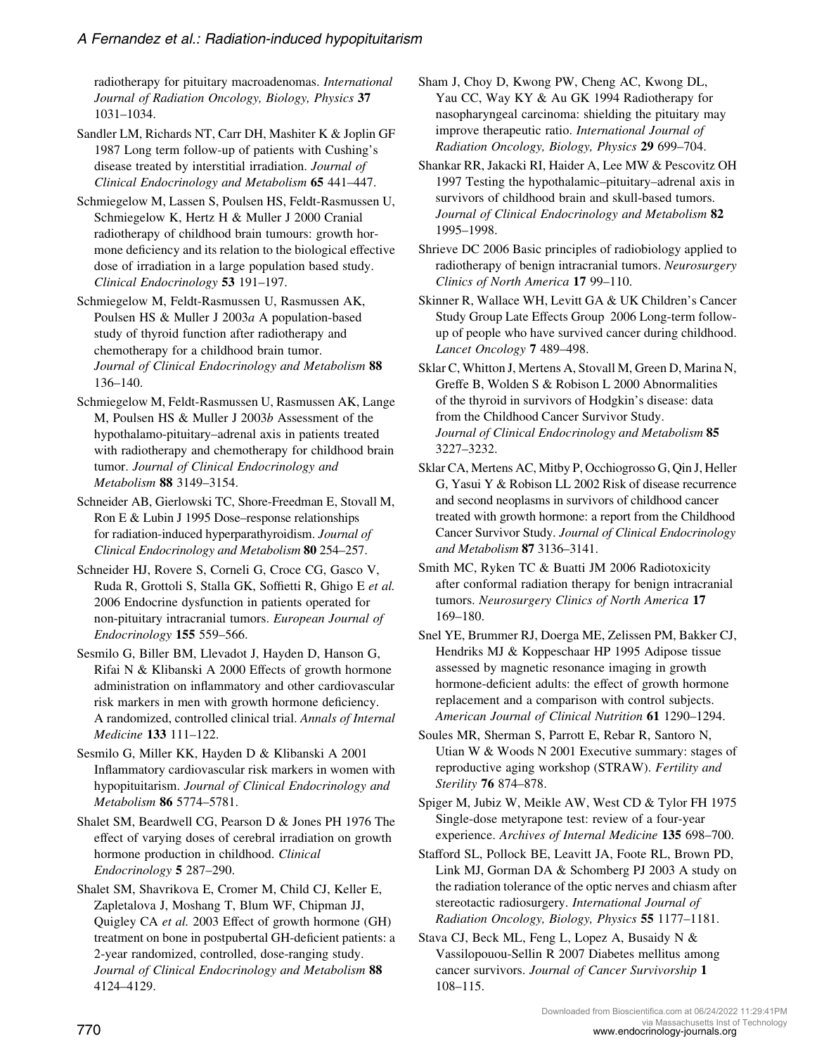radiotherapy for pituitary macroadenomas. *International Journal of Radiation Oncology, Biology, Physics* **37** 1031–1034.

Sandler LM, Richards NT, Carr DH, Mashiter K & Joplin GF 1987 Long term follow-up of patients with Cushing's disease treated by interstitial irradiation. *Journal of Clinical Endocrinology and Metabolism* **65** 441–447.

Schmiegelow M, Lassen S, Poulsen HS, Feldt-Rasmussen U, Schmiegelow K, Hertz H & Muller J 2000 Cranial radiotherapy of childhood brain tumours: growth hormone deficiency and its relation to the biological effective dose of irradiation in a large population based study. *Clinical Endocrinology* **53** 191–197.

Schmiegelow M, Feldt-Rasmussen U, Rasmussen AK, Poulsen HS & Muller J 2003*a* A population-based study of thyroid function after radiotherapy and chemotherapy for a childhood brain tumor. *Journal of Clinical Endocrinology and Metabolism* **88** 136–140.

Schmiegelow M, Feldt-Rasmussen U, Rasmussen AK, Lange M, Poulsen HS & Muller J 2003*b* Assessment of the hypothalamo-pituitary–adrenal axis in patients treated with radiotherapy and chemotherapy for childhood brain tumor. *Journal of Clinical Endocrinology and Metabolism* **88** 3149–3154.

Schneider AB, Gierlowski TC, Shore-Freedman E, Stovall M, Ron E & Lubin J 1995 Dose–response relationships for radiation-induced hyperparathyroidism. *Journal of Clinical Endocrinology and Metabolism* **80** 254–257.

Schneider HJ, Rovere S, Corneli G, Croce CG, Gasco V, Ruda R, Grottoli S, Stalla GK, Soffietti R, Ghigo E *et al.* 2006 Endocrine dysfunction in patients operated for non-pituitary intracranial tumors. *European Journal of Endocrinology* **155** 559–566.

Sesmilo G, Biller BM, Llevadot J, Hayden D, Hanson G, Rifai N & Klibanski A 2000 Effects of growth hormone administration on inflammatory and other cardiovascular risk markers in men with growth hormone deficiency. A randomized, controlled clinical trial. *Annals of Internal Medicine* **133** 111–122.

Sesmilo G, Miller KK, Hayden D & Klibanski A 2001 Inflammatory cardiovascular risk markers in women with hypopituitarism. *Journal of Clinical Endocrinology and Metabolism* **86** 5774–5781.

Shalet SM, Beardwell CG, Pearson D & Jones PH 1976 The effect of varying doses of cerebral irradiation on growth hormone production in childhood. *Clinical Endocrinology* **5** 287–290.

Shalet SM, Shavrikova E, Cromer M, Child CJ, Keller E, Zapletalova J, Moshang T, Blum WF, Chipman JJ, Quigley CA *et al.* 2003 Effect of growth hormone (GH) treatment on bone in postpubertal GH-deficient patients: a 2-year randomized, controlled, dose-ranging study. *Journal of Clinical Endocrinology and Metabolism* **88** 4124–4129.

Sham J, Choy D, Kwong PW, Cheng AC, Kwong DL, Yau CC, Way KY & Au GK 1994 Radiotherapy for nasopharyngeal carcinoma: shielding the pituitary may improve therapeutic ratio. *International Journal of Radiation Oncology, Biology, Physics* **29** 699–704.

Shankar RR, Jakacki RI, Haider A, Lee MW & Pescovitz OH 1997 Testing the hypothalamic–pituitary–adrenal axis in survivors of childhood brain and skull-based tumors. *Journal of Clinical Endocrinology and Metabolism* **82** 1995–1998.

Shrieve DC 2006 Basic principles of radiobiology applied to radiotherapy of benign intracranial tumors. *Neurosurgery Clinics of North America* **17** 99–110.

Skinner R, Wallace WH, Levitt GA & UK Children's Cancer Study Group Late Effects Group 2006 Long-term follow-up of people who have survived cancer during childhood. *Lancet Oncology* **7** 489–498.

Sklar C, Whitton J, Mertens A, Stovall M, Green D, Marina N, Greffe B, Wolden S & Robison L 2000 Abnormalities of the thyroid in survivors of Hodgkin's disease: data from the Childhood Cancer Survivor Study. *Journal of Clinical Endocrinology and Metabolism* **85** 3227–3232.

Sklar CA, Mertens AC, Mitby P, Occhiogrosso G, Qin J, Heller G, Yasui Y & Robison LL 2002 Risk of disease recurrence and second neoplasms in survivors of childhood cancer treated with growth hormone: a report from the Childhood Cancer Survivor Study. *Journal of Clinical Endocrinology and Metabolism* **87** 3136–3141.

Smith MC, Ryken TC & Buatti JM 2006 Radiotoxicity after conformal radiation therapy for benign intracranial tumors. *Neurosurgery Clinics of North America* **17** 169–180.

Snel YE, Brummer RJ, Doerga ME, Zelissen PM, Bakker CJ, Hendriks MJ & Koppeschaar HP 1995 Adipose tissue assessed by magnetic resonance imaging in growth hormone-deficient adults: the effect of growth hormone replacement and a comparison with control subjects. *American Journal of Clinical Nutrition* **61** 1290–1294.

Soules MR, Sherman S, Parrott E, Rebar R, Santoro N, Utian W & Woods N 2001 Executive summary: stages of reproductive aging workshop (STRAW). *Fertility and Sterility* **76** 874–878.

Spiger M, Jubiz W, Meikle AW, West CD & Tylor FH 1975 Single-dose metyrapone test: review of a four-year experience. *Archives of Internal Medicine* **135** 698–700.

Stafford SL, Pollock BE, Leavitt JA, Foote RL, Brown PD, Link MJ, Gorman DA & Schomberg PJ 2003 A study on the radiation tolerance of the optic nerves and chiasm after stereotactic radiosurgery. *International Journal of Radiation Oncology, Biology, Physics* **55** 1177–1181.

Stava CJ, Beck ML, Feng L, Lopez A, Busaidy N & Vassilopouou-Sellin R 2007 Diabetes mellitus among cancer survivors. *Journal of Cancer Survivorship* **1** 108–115.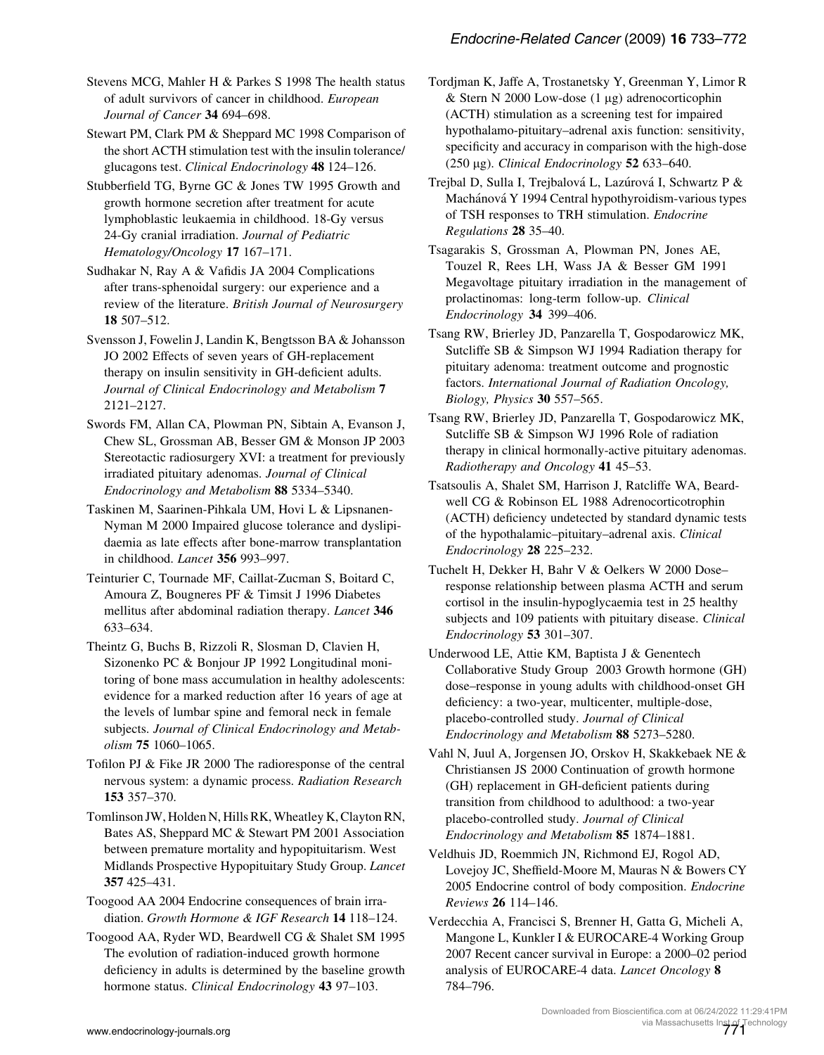Stevens MCG, Mahler H & Parkes S 1998 The health status of adult survivors of cancer in childhood. *European Journal of Cancer* **34** 694–698.

Stewart PM, Clark PM & Sheppard MC 1998 Comparison of the short ACTH stimulation test with the insulin tolerance/glucagons test. *Clinical Endocrinology* **48** 124–126.

Stubberfield TG, Byrne GC & Jones TW 1995 Growth and growth hormone secretion after treatment for acute lymphoblastic leukaemia in childhood. 18-Gy versus 24-Gy cranial irradiation. *Journal of Pediatric Hematology/Oncology* **17** 167–171.

Sudhakar N, Ray A & Vafidis JA 2004 Complications after trans-sphenoidal surgery: our experience and a review of the literature. *British Journal of Neurosurgery* **18** 507–512.

Svensson J, Fowelin J, Landin K, Bengtsson BA & Johansson JO 2002 Effects of seven years of GH-replacement therapy on insulin sensitivity in GH-deficient adults. *Journal of Clinical Endocrinology and Metabolism* **7** 2121–2127.

Swords FM, Allan CA, Plowman PN, Sibtain A, Evanson J, Chew SL, Grossman AB, Besser GM & Monson JP 2003 Stereotactic radiosurgery XVI: a treatment for previously irradiated pituitary adenomas. *Journal of Clinical Endocrinology and Metabolism* **88** 5334–5340.

Taskinen M, Saarinen-Pihkala UM, Hovi L & Lipsnanen-Nyman M 2000 Impaired glucose tolerance and dyslipidaemia as late effects after bone-marrow transplantation in childhood. *Lancet* **356** 993–997.

Teinturier C, Tournade MF, Caillat-Zucman S, Boitard C, Amoura Z, Bougneres PF & Timsit J 1996 Diabetes mellitus after abdominal radiation therapy. *Lancet* **346** 633–634.

Theintz G, Buchs B, Rizzoli R, Slosman D, Clavien H, Sizonenko PC & Bonjour JP 1992 Longitudinal monitoring of bone mass accumulation in healthy adolescents: evidence for a marked reduction after 16 years of age at the levels of lumbar spine and femoral neck in female subjects. *Journal of Clinical Endocrinology and Metabolism* **75** 1060–1065.

Tofilon PJ & Fike JR 2000 The radioresponse of the central nervous system: a dynamic process. *Radiation Research* **153** 357–370.

Tomlinson JW, Holden N, Hills RK, Wheatley K, Clayton RN, Bates AS, Sheppard MC & Stewart PM 2001 Association between premature mortality and hypopituitarism. West Midlands Prospective Hypopituitary Study Group. *Lancet* **357** 425–431.

Toogood AA 2004 Endocrine consequences of brain irradiation. *Growth Hormone & IGF Research* **14** 118–124.

Toogood AA, Ryder WD, Beardwell CG & Shalet SM 1995 The evolution of radiation-induced growth hormone deficiency in adults is determined by the baseline growth hormone status. *Clinical Endocrinology* **43** 97–103.

Tordjman K, Jaffe A, Trostanetsky Y, Greenman Y, Limor R & Stern N 2000 Low-dose (1 μg) adrenocorticophin (ACTH) stimulation as a screening test for impaired hypothalamo-pituitary–adrenal axis function: sensitivity, specificity and accuracy in comparison with the high-dose (250 μg). *Clinical Endocrinology* **52** 633–640.

Trejbal D, Sulla I, Trejbalová L, Lazúrová I, Schwartz P & Machánová Y 1994 Central hypothyroidism-various types of TSH responses to TRH stimulation. *Endocrine Regulations* **28** 35–40.

Tsagarakis S, Grossman A, Plowman PN, Jones AE, Touzel R, Rees LH, Wass JA & Besser GM 1991 Megavoltage pituitary irradiation in the management of prolactinomas: long-term follow-up. *Clinical Endocrinology* **34** 399–406.

Tsang RW, Brierley JD, Panzarella T, Gospodarowicz MK, Sutcliffe SB & Simpson WJ 1994 Radiation therapy for pituitary adenoma: treatment outcome and prognostic factors. *International Journal of Radiation Oncology, Biology, Physics* **30** 557–565.

Tsang RW, Brierley JD, Panzarella T, Gospodarowicz MK, Sutcliffe SB & Simpson WJ 1996 Role of radiation therapy in clinical hormonally-active pituitary adenomas. *Radiotherapy and Oncology* **41** 45–53.

Tsatsoulis A, Shalet SM, Harrison J, Ratcliffe WA, Beardwell CG & Robinson EL 1988 Adrenocorticotrophin (ACTH) deficiency undetected by standard dynamic tests of the hypothalamic–pituitary–adrenal axis. *Clinical Endocrinology* **28** 225–232.

Tuchelt H, Dekker H, Bahr V & Oelkers W 2000 Dose–response relationship between plasma ACTH and serum cortisol in the insulin-hypoglycaemia test in 25 healthy subjects and 109 patients with pituitary disease. *Clinical Endocrinology* **53** 301–307.

Underwood LE, Attie KM, Baptista J & Genentech Collaborative Study Group 2003 Growth hormone (GH) dose–response in young adults with childhood-onset GH deficiency: a two-year, multicenter, multiple-dose, placebo-controlled study. *Journal of Clinical Endocrinology and Metabolism* **88** 5273–5280.

Vahl N, Juul A, Jorgensen JO, Orskov H, Skakkebaek NE & Christiansen JS 2000 Continuation of growth hormone (GH) replacement in GH-deficient patients during transition from childhood to adulthood: a two-year placebo-controlled study. *Journal of Clinical Endocrinology and Metabolism* **85** 1874–1881.

Veldhuis JD, Roemmich JN, Richmond EJ, Rogol AD, Lovejoy JC, Sheffield-Moore M, Mauras N & Bowers CY 2005 Endocrine control of body composition. *Endocrine Reviews* **26** 114–146.

Verdecchia A, Francisci S, Brenner H, Gatta G, Micheli A, Mangone L, Kunkler I & EUROCARE-4 Working Group 2007 Recent cancer survival in Europe: a 2000–02 period analysis of EUROCARE-4 data. *Lancet Oncology* **8** 784–796.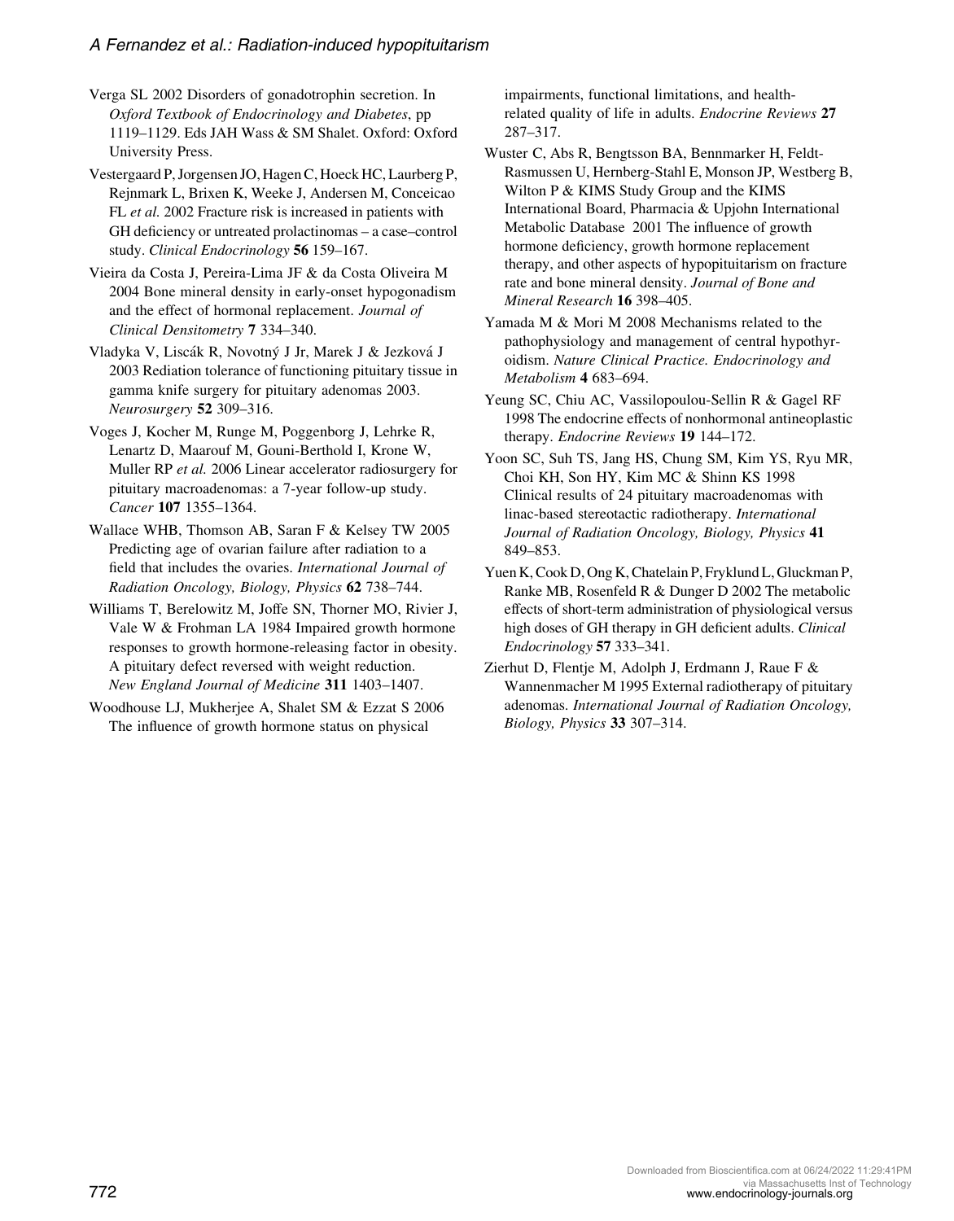Verga SL 2002 Disorders of gonadotrophin secretion. In *Oxford Textbook of Endocrinology and Diabetes*, pp 1119–1129. Eds JAH Wass & SM Shalet. Oxford: Oxford University Press.

Vestergaard P, Jorgensen JO, Hagen C, Hoeck HC, Laurberg P, Rejnmark L, Brixen K, Weeke J, Andersen M, Conceicao FL *et al.* 2002 Fracture risk is increased in patients with GH deficiency or untreated prolactinomas – a case–control study. *Clinical Endocrinology* **56** 159–167.

Vieira da Costa J, Pereira-Lima JF & da Costa Oliveira M 2004 Bone mineral density in early-onset hypogonadism and the effect of hormonal replacement. *Journal of Clinical Densitometry* **7** 334–340.

Vladyka V, Liscák R, Novotný J Jr, Marek J & Jezková J 2003 Rediation tolerance of functioning pituitary tissue in gamma knife surgery for pituitary adenomas 2003. *Neurosurgery* **52** 309–316.

Voges J, Kocher M, Runge M, Poggenborg J, Lehrke R, Lenartz D, Maarouf M, Gouni-Berthold I, Krone W, Muller RP *et al.* 2006 Linear accelerator radiosurgery for pituitary macroadenomas: a 7-year follow-up study. *Cancer* **107** 1355–1364.

Wallace WHB, Thomson AB, Saran F & Kelsey TW 2005 Predicting age of ovarian failure after radiation to a field that includes the ovaries. *International Journal of Radiation Oncology, Biology, Physics* **62** 738–744.

Williams T, Berelowitz M, Joffe SN, Thorner MO, Rivier J, Vale W & Frohman LA 1984 Impaired growth hormone responses to growth hormone-releasing factor in obesity. A pituitary defect reversed with weight reduction. *New England Journal of Medicine* **311** 1403–1407.

Woodhouse LJ, Mukherjee A, Shalet SM & Ezzat S 2006 The influence of growth hormone status on physical impairments, functional limitations, and health-related quality of life in adults. *Endocrine Reviews* **27** 287–317.

Wuster C, Abs R, Bengtsson BA, Bennmarker H, Feldt-Rasmussen U, Hernberg-Stahl E, Monson JP, Westberg B, Wilton P & KIMS Study Group and the KIMS International Board, Pharmacia & Upjohn International Metabolic Database 2001 The influence of growth hormone deficiency, growth hormone replacement therapy, and other aspects of hypopituitarism on fracture rate and bone mineral density. *Journal of Bone and Mineral Research* **16** 398–405.

Yamada M & Mori M 2008 Mechanisms related to the pathophysiology and management of central hypothyroidism. *Nature Clinical Practice. Endocrinology and Metabolism* **4** 683–694.

Yeung SC, Chiu AC, Vassilopoulou-Sellin R & Gagel RF 1998 The endocrine effects of nonhormonal antineoplastic therapy. *Endocrine Reviews* **19** 144–172.

Yoon SC, Suh TS, Jang HS, Chung SM, Kim YS, Ryu MR, Choi KH, Son HY, Kim MC & Shinn KS 1998 Clinical results of 24 pituitary macroadenomas with linac-based stereotactic radiotherapy. *International Journal of Radiation Oncology, Biology, Physics* **41** 849–853.

Yuen K, Cook D, Ong K, Chatelain P, Fryklund L, Gluckman P, Ranke MB, Rosenfeld R & Dunger D 2002 The metabolic effects of short-term administration of physiological versus high doses of GH therapy in GH deficient adults. *Clinical Endocrinology* **57** 333–341.

Zierhut D, Flentje M, Adolph J, Erdmann J, Raue F & Wannenmacher M 1995 External radiotherapy of pituitary adenomas. *International Journal of Radiation Oncology, Biology, Physics* **33** 307–314.